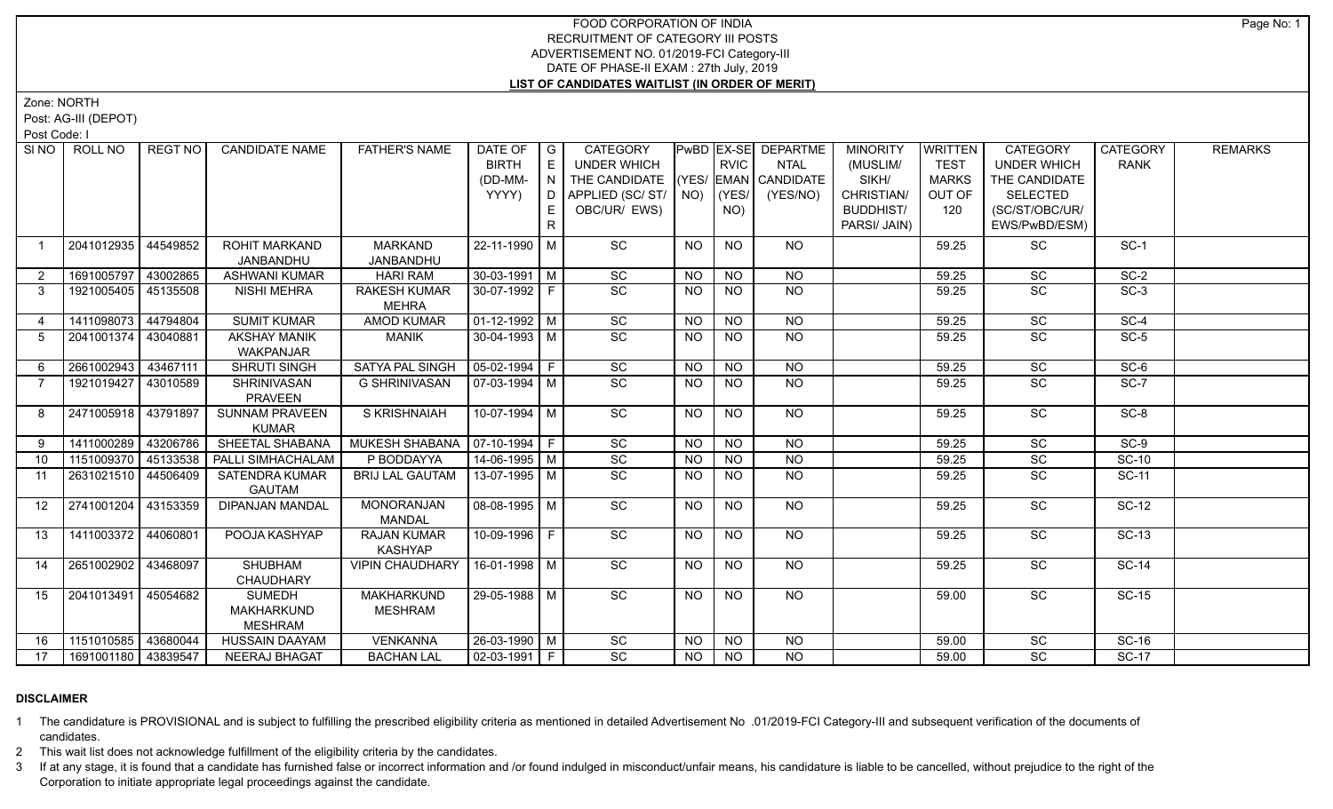# FOOD CORPORATION OF INDIA
## RECRUITMENT OF CATEGORY III POSTS
### ADVERTISEMENT NO. 01/2019-FCI Category-III
### DATE OF PHASE-II EXAM : 27th July, 2019
### LIST OF CANDIDATES WAITLIST (IN ORDER OF MERIT)

Zone: NORTH

Post: AG-III (DEPOT)

Post Code: I

| Sl NO | ROLL NO | REGT NO | CANDIDATE NAME | FATHER'S NAME | DATE OF BIRTH (DD-MM-YYYY) | GENDER | CATEGORY UNDER WHICH THE CANDIDATE APPLIED (SC/ ST/ OBC/UR/ EWS) | PwBD (YES/ NO) | EX-SERVICEMAN (YES/ NO) | DEPARTMENTAL CANDIDATE (YES/NO) | MINORITY (MUSLIM/ SIKH/ CHRISTIAN/ BUDDHIST/ PARSI/ JAIN) | WRITTEN TEST MARKS OUT OF 120 | CATEGORY UNDER WHICH THE CANDIDATE SELECTED (SC/ST/OBC/UR/ EWS/PwBD/ESM) | CATEGORY RANK | REMARKS |
|---|---|---|---|---|---|---|---|---|---|---|---|---|---|---|---|
| 1 | 2041012935 | 44549852 | ROHIT MARKAND JANBANDHU | MARKAND JANBANDHU | 22-11-1990 | M | SC | NO | NO | NO | | 59.25 | SC | SC-1 | |
| 2 | 1691005797 | 43002865 | ASHWANI KUMAR | HARI RAM | 30-03-1991 | M | SC | NO | NO | NO | | 59.25 | SC | SC-2 | |
| 3 | 1921005405 | 45135508 | NISHI MEHRA | RAKESH KUMAR MEHRA | 30-07-1992 | F | SC | NO | NO | NO | | 59.25 | SC | SC-3 | |
| 4 | 1411098073 | 44794804 | SUMIT KUMAR | AMOD KUMAR | 01-12-1992 | M | SC | NO | NO | NO | | 59.25 | SC | SC-4 | |
| 5 | 2041001374 | 43040881 | AKSHAY MANIK WAKPANJAR | MANIK | 30-04-1993 | M | SC | NO | NO | NO | | 59.25 | SC | SC-5 | |
| 6 | 2661002943 | 43467111 | SHRUTI SINGH | SATYA PAL SINGH | 05-02-1994 | F | SC | NO | NO | NO | | 59.25 | SC | SC-6 | |
| 7 | 1921019427 | 43010589 | SHRINIVASAN PRAVEEN | G SHRINIVASAN | 07-03-1994 | M | SC | NO | NO | NO | | 59.25 | SC | SC-7 | |
| 8 | 2471005918 | 43791897 | SUNNAM PRAVEEN KUMAR | S KRISHNAIAH | 10-07-1994 | M | SC | NO | NO | NO | | 59.25 | SC | SC-8 | |
| 9 | 1411000289 | 43206786 | SHEETAL SHABANA | MUKESH SHABANA | 07-10-1994 | F | SC | NO | NO | NO | | 59.25 | SC | SC-9 | |
| 10 | 1151009370 | 45133538 | PALLI SIMHACHALAM | P BODDAYYA | 14-06-1995 | M | SC | NO | NO | NO | | 59.25 | SC | SC-10 | |
| 11 | 2631021510 | 44506409 | SATENDRA KUMAR GAUTAM | BRIJ LAL GAUTAM | 13-07-1995 | M | SC | NO | NO | NO | | 59.25 | SC | SC-11 | |
| 12 | 2741001204 | 43153359 | DIPANJAN MANDAL | MONORANJAN MANDAL | 08-08-1995 | M | SC | NO | NO | NO | | 59.25 | SC | SC-12 | |
| 13 | 1411003372 | 44060801 | POOJA KASHYAP | RAJAN KUMAR KASHYAP | 10-09-1996 | F | SC | NO | NO | NO | | 59.25 | SC | SC-13 | |
| 14 | 2651002902 | 43468097 | SHUBHAM CHAUDHARY | VIPIN CHAUDHARY | 16-01-1998 | M | SC | NO | NO | NO | | 59.25 | SC | SC-14 | |
| 15 | 2041013491 | 45054682 | SUMEDH MAKHARKUND MESHRAM | MAKHARKUND MESHRAM | 29-05-1988 | M | SC | NO | NO | NO | | 59.00 | SC | SC-15 | |
| 16 | 1151010585 | 43680044 | HUSSAIN DAAYAM | VENKANNA | 26-03-1990 | M | SC | NO | NO | NO | | 59.00 | SC | SC-16 | |
| 17 | 1691001180 | 43839547 | NEERAJ BHAGAT | BACHAN LAL | 02-03-1991 | F | SC | NO | NO | NO | | 59.00 | SC | SC-17 | |

**DISCLAIMER**

1 The candidature is PROVISIONAL and is subject to fulfilling the prescribed eligibility criteria as mentioned in detailed Advertisement No .01/2019-FCI Category-III and subsequent verification of the documents of candidates.

2 This wait list does not acknowledge fulfillment of the eligibility criteria by the candidates.

3 If at any stage, it is found that a candidate has furnished false or incorrect information and /or found indulged in misconduct/unfair means, his candidature is liable to be cancelled, without prejudice to the right of the Corporation to initiate appropriate legal proceedings against the candidate.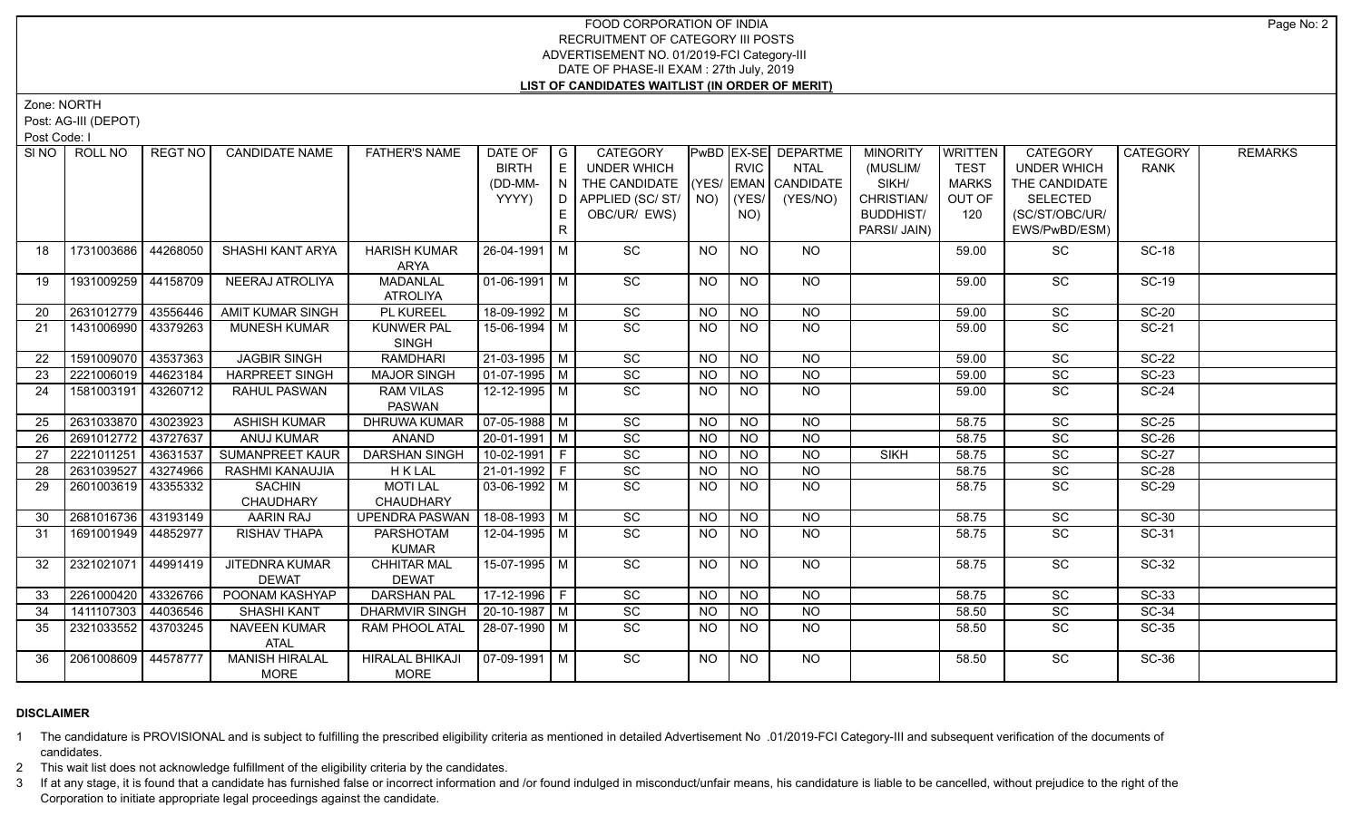# FOOD CORPORATION OF INDIA
## RECRUITMENT OF CATEGORY III POSTS
## ADVERTISEMENT NO. 01/2019-FCI Category-III
## DATE OF PHASE-II EXAM : 27th July, 2019
## LIST OF CANDIDATES WAITLIST (IN ORDER OF MERIT)

Zone: NORTH

Post: AG-III (DEPOT)

Post Code: I

| Sl NO | ROLL NO | REGT NO | CANDIDATE NAME | FATHER'S NAME | DATE OF BIRTH (DD-MM-YYYY) | GENDER | CATEGORY UNDER WHICH THE CANDIDATE APPLIED (SC/ ST/ OBC/UR/ EWS) | PwBD (YES/ NO) | EX-SERVICEMAN (YES/ NO) | DEPARTMENTAL CANDIDATE (YES/NO) | MINORITY (MUSLIM/ SIKH/ CHRISTIAN/ BUDDHIST/ PARSI/ JAIN) | WRITTEN TEST MARKS OUT OF 120 | CATEGORY UNDER WHICH THE CANDIDATE SELECTED (SC/ST/OBC/UR/ EWS/PwBD/ESM) | CATEGORY RANK | REMARKS |
|---|---|---|---|---|---|---|---|---|---|---|---|---|---|---|---|
| 18 | 1731003686 | 44268050 | SHASHI KANT ARYA | HARISH KUMAR ARYA | 26-04-1991 | M | SC | NO | NO | NO | | 59.00 | SC | SC-18 | |
| 19 | 1931009259 | 44158709 | NEERAJ ATROLIYA | MADANLAL ATROLIYA | 01-06-1991 | M | SC | NO | NO | NO | | 59.00 | SC | SC-19 | |
| 20 | 2631012779 | 43556446 | AMIT KUMAR SINGH | PL KUREEL | 18-09-1992 | M | SC | NO | NO | NO | | 59.00 | SC | SC-20 | |
| 21 | 1431006990 | 43379263 | MUNESH KUMAR | KUNWER PAL SINGH | 15-06-1994 | M | SC | NO | NO | NO | | 59.00 | SC | SC-21 | |
| 22 | 1591009070 | 43537363 | JAGBIR SINGH | RAMDHARI | 21-03-1995 | M | SC | NO | NO | NO | | 59.00 | SC | SC-22 | |
| 23 | 2221006019 | 44623184 | HARPREET SINGH | MAJOR SINGH | 01-07-1995 | M | SC | NO | NO | NO | | 59.00 | SC | SC-23 | |
| 24 | 1581003191 | 43260712 | RAHUL PASWAN | RAM VILAS PASWAN | 12-12-1995 | M | SC | NO | NO | NO | | 59.00 | SC | SC-24 | |
| 25 | 2631033870 | 43023923 | ASHISH KUMAR | DHRUWA KUMAR | 07-05-1988 | M | SC | NO | NO | NO | | 58.75 | SC | SC-25 | |
| 26 | 2691012772 | 43727637 | ANUJ KUMAR | ANAND | 20-01-1991 | M | SC | NO | NO | NO | | 58.75 | SC | SC-26 | |
| 27 | 2221011251 | 43631537 | SUMANPREET KAUR | DARSHAN SINGH | 10-02-1991 | F | SC | NO | NO | NO | SIKH | 58.75 | SC | SC-27 | |
| 28 | 2631039527 | 43274966 | RASHMI KANAUJIA | H K LAL | 21-01-1992 | F | SC | NO | NO | NO | | 58.75 | SC | SC-28 | |
| 29 | 2601003619 | 43355332 | SACHIN CHAUDHARY | MOTI LAL CHAUDHARY | 03-06-1992 | M | SC | NO | NO | NO | | 58.75 | SC | SC-29 | |
| 30 | 2681016736 | 43193149 | AARIN RAJ | UPENDRA PASWAN | 18-08-1993 | M | SC | NO | NO | NO | | 58.75 | SC | SC-30 | |
| 31 | 1691001949 | 44852977 | RISHAV THAPA | PARSHOTAM KUMAR | 12-04-1995 | M | SC | NO | NO | NO | | 58.75 | SC | SC-31 | |
| 32 | 2321021071 | 44991419 | JITEDNRA KUMAR DEWAT | CHHITAR MAL DEWAT | 15-07-1995 | M | SC | NO | NO | NO | | 58.75 | SC | SC-32 | |
| 33 | 2261000420 | 43326766 | POONAM KASHYAP | DARSHAN PAL | 17-12-1996 | F | SC | NO | NO | NO | | 58.75 | SC | SC-33 | |
| 34 | 1411107303 | 44036546 | SHASHI KANT | DHARMVIR SINGH | 20-10-1987 | M | SC | NO | NO | NO | | 58.50 | SC | SC-34 | |
| 35 | 2321033552 | 43703245 | NAVEEN KUMAR ATAL | RAM PHOOL ATAL | 28-07-1990 | M | SC | NO | NO | NO | | 58.50 | SC | SC-35 | |
| 36 | 2061008609 | 44578777 | MANISH HIRALAL MORE | HIRALAL BHIKAJI MORE | 07-09-1991 | M | SC | NO | NO | NO | | 58.50 | SC | SC-36 | |

## DISCLAIMER

1 The candidature is PROVISIONAL and is subject to fulfilling the prescribed eligibility criteria as mentioned in detailed Advertisement No .01/2019-FCI Category-III and subsequent verification of the documents of candidates.

2 This wait list does not acknowledge fulfillment of the eligibility criteria by the candidates.

3 If at any stage, it is found that a candidate has furnished false or incorrect information and /or found indulged in misconduct/unfair means, his candidature is liable to be cancelled, without prejudice to the right of the Corporation to initiate appropriate legal proceedings against the candidate.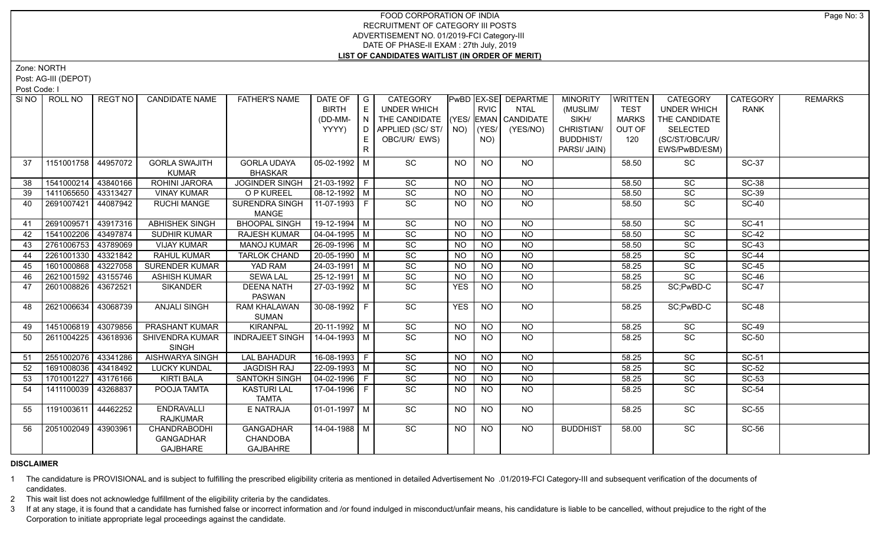# FOOD CORPORATION OF INDIA
## RECRUITMENT OF CATEGORY III POSTS
## ADVERTISEMENT NO. 01/2019-FCI Category-III
## DATE OF PHASE-II EXAM : 27th July, 2019
## LIST OF CANDIDATES WAITLIST (IN ORDER OF MERIT)

Zone: NORTH

Post: AG-III (DEPOT)

Post Code: I

| Sl NO | ROLL NO | REGT NO | CANDIDATE NAME | FATHER'S NAME | DATE OF BIRTH (DD-MM-YYYY) | GENDER | CATEGORY UNDER WHICH THE CANDIDATE APPLIED (SC/ ST/ OBC/UR/ EWS) | PwBD (YES/ NO) | EX-SERVICEMAN (YES/ NO) | DEPARTMENTAL CANDIDATE (YES/NO) | MINORITY (MUSLIM/ SIKH/ CHRISTIAN/ BUDDHIST/ PARSI/ JAIN) | WRITTEN TEST MARKS OUT OF 120 | CATEGORY UNDER WHICH THE CANDIDATE SELECTED (SC/ST/OBC/UR/ EWS/PwBD/ESM) | CATEGORY RANK | REMARKS |
|---|---|---|---|---|---|---|---|---|---|---|---|---|---|---|---|
| 37 | 1151001758 | 44957072 | GORLA SWAJITH KUMAR | GORLA UDAYA BHASKAR | 05-02-1992 | M | SC | NO | NO | NO | | 58.50 | SC | SC-37 | |
| 38 | 1541000214 | 43840166 | ROHINI JARORA | JOGINDER SINGH | 21-03-1992 | F | SC | NO | NO | NO | | 58.50 | SC | SC-38 | |
| 39 | 1411065650 | 43313427 | VINAY KUMAR | O P KUREEL | 08-12-1992 | M | SC | NO | NO | NO | | 58.50 | SC | SC-39 | |
| 40 | 2691007421 | 44087942 | RUCHI MANGE | SURENDRA SINGH MANGE | 11-07-1993 | F | SC | NO | NO | NO | | 58.50 | SC | SC-40 | |
| 41 | 2691009571 | 43917316 | ABHISHEK SINGH | BHOOPAL SINGH | 19-12-1994 | M | SC | NO | NO | NO | | 58.50 | SC | SC-41 | |
| 42 | 1541002206 | 43497874 | SUDHIR KUMAR | RAJESH KUMAR | 04-04-1995 | M | SC | NO | NO | NO | | 58.50 | SC | SC-42 | |
| 43 | 2761006753 | 43789069 | VIJAY KUMAR | MANOJ KUMAR | 26-09-1996 | M | SC | NO | NO | NO | | 58.50 | SC | SC-43 | |
| 44 | 2261001330 | 43321842 | RAHUL KUMAR | TARLOK CHAND | 20-05-1990 | M | SC | NO | NO | NO | | 58.25 | SC | SC-44 | |
| 45 | 1601000868 | 43227058 | SURENDER KUMAR | YAD RAM | 24-03-1991 | M | SC | NO | NO | NO | | 58.25 | SC | SC-45 | |
| 46 | 2621001592 | 43155746 | ASHISH KUMAR | SEWA LAL | 25-12-1991 | M | SC | NO | NO | NO | | 58.25 | SC | SC-46 | |
| 47 | 2601008826 | 43672521 | SIKANDER | DEENA NATH PASWAN | 27-03-1992 | M | SC | YES | NO | NO | | 58.25 | SC;PwBD-C | SC-47 | |
| 48 | 2621006634 | 43068739 | ANJALI SINGH | RAM KHALAWAN SUMAN | 30-08-1992 | F | SC | YES | NO | NO | | 58.25 | SC;PwBD-C | SC-48 | |
| 49 | 1451006819 | 43079856 | PRASHANT KUMAR | KIRANPAL | 20-11-1992 | M | SC | NO | NO | NO | | 58.25 | SC | SC-49 | |
| 50 | 2611004225 | 43618936 | SHIVENDRA KUMAR SINGH | INDRAJEET SINGH | 14-04-1993 | M | SC | NO | NO | NO | | 58.25 | SC | SC-50 | |
| 51 | 2551002076 | 43341286 | AISHWARYA SINGH | LAL BAHADUR | 16-08-1993 | F | SC | NO | NO | NO | | 58.25 | SC | SC-51 | |
| 52 | 1691008036 | 43418492 | LUCKY KUNDAL | JAGDISH RAJ | 22-09-1993 | M | SC | NO | NO | NO | | 58.25 | SC | SC-52 | |
| 53 | 1701001227 | 43176166 | KIRTI BALA | SANTOKH SINGH | 04-02-1996 | F | SC | NO | NO | NO | | 58.25 | SC | SC-53 | |
| 54 | 1411100039 | 43268837 | POOJA TAMTA | KASTURI LAL TAMTA | 17-04-1996 | F | SC | NO | NO | NO | | 58.25 | SC | SC-54 | |
| 55 | 1191003611 | 44462252 | ENDRAVALLI RAJKUMAR | E NATRAJA | 01-01-1997 | M | SC | NO | NO | NO | | 58.25 | SC | SC-55 | |
| 56 | 2051002049 | 43903961 | CHANDRABODHI GANGADHAR GAJBHARE | GANGADHAR CHANDOBA GAJBAHRE | 14-04-1988 | M | SC | NO | NO | NO | BUDDHIST | 58.00 | SC | SC-56 | |

**DISCLAIMER**

1 The candidature is PROVISIONAL and is subject to fulfilling the prescribed eligibility criteria as mentioned in detailed Advertisement No .01/2019-FCI Category-III and subsequent verification of the documents of candidates.

2 This wait list does not acknowledge fulfillment of the eligibility criteria by the candidates.

3 If at any stage, it is found that a candidate has furnished false or incorrect information and /or found indulged in misconduct/unfair means, his candidature is liable to be cancelled, without prejudice to the right of the Corporation to initiate appropriate legal proceedings against the candidate.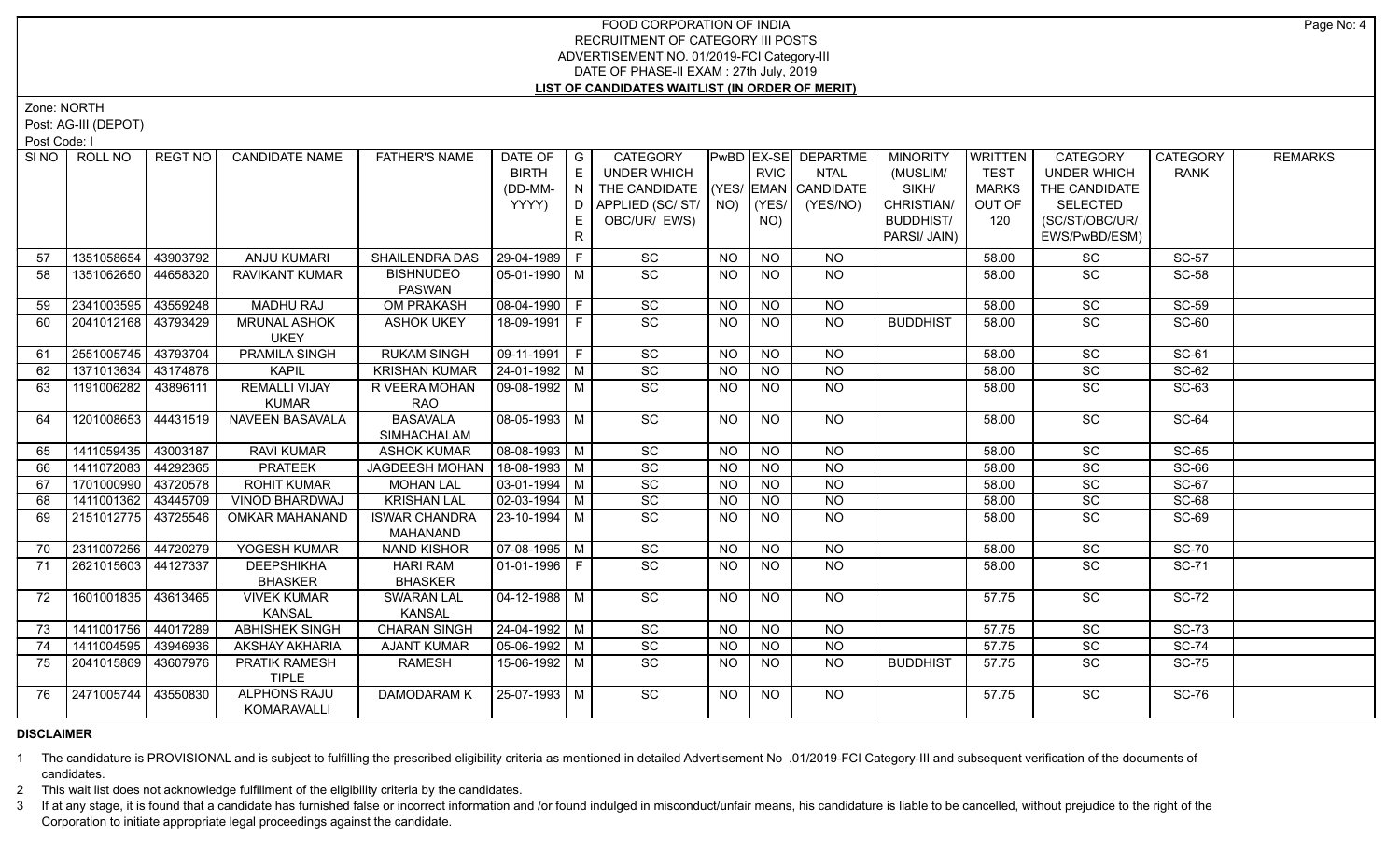# FOOD CORPORATION OF INDIA
## RECRUITMENT OF CATEGORY III POSTS
## ADVERTISEMENT NO. 01/2019-FCI Category-III
## DATE OF PHASE-II EXAM : 27th July, 2019
## LIST OF CANDIDATES WAITLIST (IN ORDER OF MERIT)

Zone: NORTH

Post: AG-III (DEPOT)

Post Code: I

| Sl NO | ROLL NO | REGT NO | CANDIDATE NAME | FATHER'S NAME | DATE OF BIRTH (DD-MM-YYYY) | GENDER | CATEGORY UNDER WHICH THE CANDIDATE APPLIED (SC/ ST/ OBC/UR/ EWS) | PwBD (YES/ NO) | EX-SERVICEMAN (YES/ NO) | DEPARTMENTAL CANDIDATE (YES/NO) | MINORITY (MUSLIM/ SIKH/ CHRISTIAN/ BUDDHIST/ PARSI/ JAIN) | WRITTEN TEST MARKS OUT OF 120 | CATEGORY UNDER WHICH THE CANDIDATE SELECTED (SC/ST/OBC/UR/ EWS/PwBD/ESM) | CATEGORY RANK | REMARKS |
|---|---|---|---|---|---|---|---|---|---|---|---|---|---|---|---|
| 57 | 1351058654 | 43903792 | ANJU KUMARI | SHAILENDRA DAS | 29-04-1989 | F | SC | NO | NO | NO | | 58.00 | SC | SC-57 | |
| 58 | 1351062650 | 44658320 | RAVIKANT KUMAR | BISHNUDEO PASWAN | 05-01-1990 | M | SC | NO | NO | NO | | 58.00 | SC | SC-58 | |
| 59 | 2341003595 | 43559248 | MADHU RAJ | OM PRAKASH | 08-04-1990 | F | SC | NO | NO | NO | | 58.00 | SC | SC-59 | |
| 60 | 2041012168 | 43793429 | MRUNAL ASHOK UKEY | ASHOK UKEY | 18-09-1991 | F | SC | NO | NO | NO | BUDDHIST | 58.00 | SC | SC-60 | |
| 61 | 2551005745 | 43793704 | PRAMILA SINGH | RUKAM SINGH | 09-11-1991 | F | SC | NO | NO | NO | | 58.00 | SC | SC-61 | |
| 62 | 1371013634 | 43174878 | KAPIL | KRISHAN KUMAR | 24-01-1992 | M | SC | NO | NO | NO | | 58.00 | SC | SC-62 | |
| 63 | 1191006282 | 43896111 | REMALLI VIJAY KUMAR | R VEERA MOHAN RAO | 09-08-1992 | M | SC | NO | NO | NO | | 58.00 | SC | SC-63 | |
| 64 | 1201008653 | 44431519 | NAVEEN BASAVALA | BASAVALA SIMHACHALAM | 08-05-1993 | M | SC | NO | NO | NO | | 58.00 | SC | SC-64 | |
| 65 | 1411059435 | 43003187 | RAVI KUMAR | ASHOK KUMAR | 08-08-1993 | M | SC | NO | NO | NO | | 58.00 | SC | SC-65 | |
| 66 | 1411072083 | 44292365 | PRATEEK | JAGDEESH MOHAN | 18-08-1993 | M | SC | NO | NO | NO | | 58.00 | SC | SC-66 | |
| 67 | 1701000990 | 43720578 | ROHIT KUMAR | MOHAN LAL | 03-01-1994 | M | SC | NO | NO | NO | | 58.00 | SC | SC-67 | |
| 68 | 1411001362 | 43445709 | VINOD BHARDWAJ | KRISHAN LAL | 02-03-1994 | M | SC | NO | NO | NO | | 58.00 | SC | SC-68 | |
| 69 | 2151012775 | 43725546 | OMKAR MAHANAND | ISWAR CHANDRA MAHANAND | 23-10-1994 | M | SC | NO | NO | NO | | 58.00 | SC | SC-69 | |
| 70 | 2311007256 | 44720279 | YOGESH KUMAR | NAND KISHOR | 07-08-1995 | M | SC | NO | NO | NO | | 58.00 | SC | SC-70 | |
| 71 | 2621015603 | 44127337 | DEEPSHIKHA BHASKER | HARI RAM BHASKER | 01-01-1996 | F | SC | NO | NO | NO | | 58.00 | SC | SC-71 | |
| 72 | 1601001835 | 43613465 | VIVEK KUMAR KANSAL | SWARAN LAL KANSAL | 04-12-1988 | M | SC | NO | NO | NO | | 57.75 | SC | SC-72 | |
| 73 | 1411001756 | 44017289 | ABHISHEK SINGH | CHARAN SINGH | 24-04-1992 | M | SC | NO | NO | NO | | 57.75 | SC | SC-73 | |
| 74 | 1411004595 | 43946936 | AKSHAY AKHARIA | AJANT KUMAR | 05-06-1992 | M | SC | NO | NO | NO | | 57.75 | SC | SC-74 | |
| 75 | 2041015869 | 43607976 | PRATIK RAMESH TIPLE | RAMESH | 15-06-1992 | M | SC | NO | NO | NO | BUDDHIST | 57.75 | SC | SC-75 | |
| 76 | 2471005744 | 43550830 | ALPHONS RAJU KOMARAVALLI | DAMODARAM K | 25-07-1993 | M | SC | NO | NO | NO | | 57.75 | SC | SC-76 | |

**DISCLAIMER**

1. The candidature is PROVISIONAL and is subject to fulfilling the prescribed eligibility criteria as mentioned in detailed Advertisement No .01/2019-FCI Category-III and subsequent verification of the documents of candidates.
2. This wait list does not acknowledge fulfillment of the eligibility criteria by the candidates.
3. If at any stage, it is found that a candidate has furnished false or incorrect information and /or found indulged in misconduct/unfair means, his candidature is liable to be cancelled, without prejudice to the right of the Corporation to initiate appropriate legal proceedings against the candidate.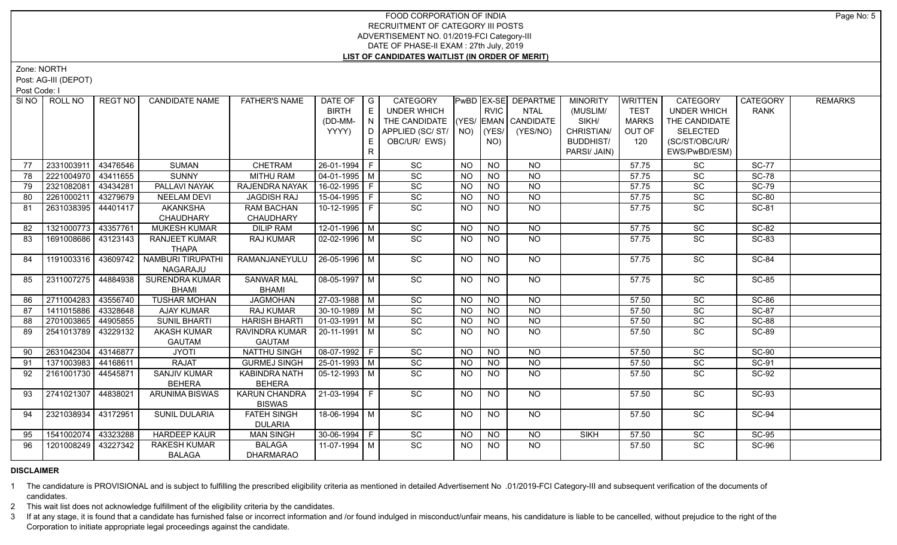# FOOD CORPORATION OF INDIA
## RECRUITMENT OF CATEGORY III POSTS
## ADVERTISEMENT NO. 01/2019-FCI Category-III
## DATE OF PHASE-II EXAM : 27th July, 2019
## LIST OF CANDIDATES WAITLIST (IN ORDER OF MERIT)

Zone: NORTH

Post: AG-III (DEPOT)

Post Code: I

| SI NO | ROLL NO | REGT NO | CANDIDATE NAME | FATHER'S NAME | DATE OF BIRTH (DD-MM-YYYY) | GENDER | CATEGORY UNDER WHICH THE CANDIDATE APPLIED (SC/ ST/ OBC/UR/ EWS) | PwBD (YES/ NO) | EX-SERVICEMAN (YES/ NO) | DEPARTMENTAL CANDIDATE (YES/NO) | MINORITY (MUSLIM/ SIKH/ CHRISTIAN/ BUDDHIST/ PARSI/ JAIN) | WRITTEN TEST MARKS OUT OF 120 | CATEGORY UNDER WHICH THE CANDIDATE SELECTED (SC/ST/OBC/UR/ EWS/PwBD/ESM) | CATEGORY RANK | REMARKS |
|---|---|---|---|---|---|---|---|---|---|---|---|---|---|---|---|
| 77 | 2331003911 | 43476546 | SUMAN | CHETRAM | 26-01-1994 | F | SC | NO | NO | NO | | 57.75 | SC | SC-77 | |
| 78 | 2221004970 | 43411655 | SUNNY | MITHU RAM | 04-01-1995 | M | SC | NO | NO | NO | | 57.75 | SC | SC-78 | |
| 79 | 2321082081 | 43434281 | PALLAVI NAYAK | RAJENDRA NAYAK | 16-02-1995 | F | SC | NO | NO | NO | | 57.75 | SC | SC-79 | |
| 80 | 2261000211 | 43279679 | NEELAM DEVI | JAGDISH RAJ | 15-04-1995 | F | SC | NO | NO | NO | | 57.75 | SC | SC-80 | |
| 81 | 2631038395 | 44401417 | AKANKSHA CHAUDHARY | RAM BACHAN CHAUDHARY | 10-12-1995 | F | SC | NO | NO | NO | | 57.75 | SC | SC-81 | |
| 82 | 1321000773 | 43357761 | MUKESH KUMAR | DILIP RAM | 12-01-1996 | M | SC | NO | NO | NO | | 57.75 | SC | SC-82 | |
| 83 | 1691008686 | 43123143 | RANJEET KUMAR THAPA | RAJ KUMAR | 02-02-1996 | M | SC | NO | NO | NO | | 57.75 | SC | SC-83 | |
| 84 | 1191003316 | 43609742 | NAMBURI TIRUPATHI NAGARAJU | RAMANJANEYULU | 26-05-1996 | M | SC | NO | NO | NO | | 57.75 | SC | SC-84 | |
| 85 | 2311007275 | 44884938 | SURENDRA KUMAR BHAMI | SANWAR MAL BHAMI | 08-05-1997 | M | SC | NO | NO | NO | | 57.75 | SC | SC-85 | |
| 86 | 2711004283 | 43556740 | TUSHAR MOHAN | JAGMOHAN | 27-03-1988 | M | SC | NO | NO | NO | | 57.50 | SC | SC-86 | |
| 87 | 1411015886 | 43328648 | AJAY KUMAR | RAJ KUMAR | 30-10-1989 | M | SC | NO | NO | NO | | 57.50 | SC | SC-87 | |
| 88 | 2701003865 | 44905855 | SUNIL BHARTI | HARISH BHARTI | 01-03-1991 | M | SC | NO | NO | NO | | 57.50 | SC | SC-88 | |
| 89 | 2541013789 | 43229132 | AKASH KUMAR GAUTAM | RAVINDRA KUMAR GAUTAM | 20-11-1991 | M | SC | NO | NO | NO | | 57.50 | SC | SC-89 | |
| 90 | 2631042304 | 43146877 | JYOTI | NATTHU SINGH | 08-07-1992 | F | SC | NO | NO | NO | | 57.50 | SC | SC-90 | |
| 91 | 1371003983 | 44168611 | RAJAT | GURMEJ SINGH | 25-01-1993 | M | SC | NO | NO | NO | | 57.50 | SC | SC-91 | |
| 92 | 2161001730 | 44545871 | SANJIV KUMAR BEHERA | KABINDRA NATH BEHERA | 05-12-1993 | M | SC | NO | NO | NO | | 57.50 | SC | SC-92 | |
| 93 | 2741021307 | 44838021 | ARUNIMA BISWAS | KARUN CHANDRA BISWAS | 21-03-1994 | F | SC | NO | NO | NO | | 57.50 | SC | SC-93 | |
| 94 | 2321038934 | 43172951 | SUNIL DULARIA | FATEH SINGH DULARIA | 18-06-1994 | M | SC | NO | NO | NO | | 57.50 | SC | SC-94 | |
| 95 | 1541002074 | 43323288 | HARDEEP KAUR | MAN SINGH | 30-06-1994 | F | SC | NO | NO | NO | SIKH | 57.50 | SC | SC-95 | |
| 96 | 1201008249 | 43227342 | RAKESH KUMAR BALAGA | BALAGA DHARMARAO | 11-07-1994 | M | SC | NO | NO | NO | | 57.50 | SC | SC-96 | |

**DISCLAIMER**

1 The candidature is PROVISIONAL and is subject to fulfilling the prescribed eligibility criteria as mentioned in detailed Advertisement No .01/2019-FCI Category-III and subsequent verification of the documents of candidates.

2 This wait list does not acknowledge fulfillment of the eligibility criteria by the candidates.

3 If at any stage, it is found that a candidate has furnished false or incorrect information and /or found indulged in misconduct/unfair means, his candidature is liable to be cancelled, without prejudice to the right of the Corporation to initiate appropriate legal proceedings against the candidate.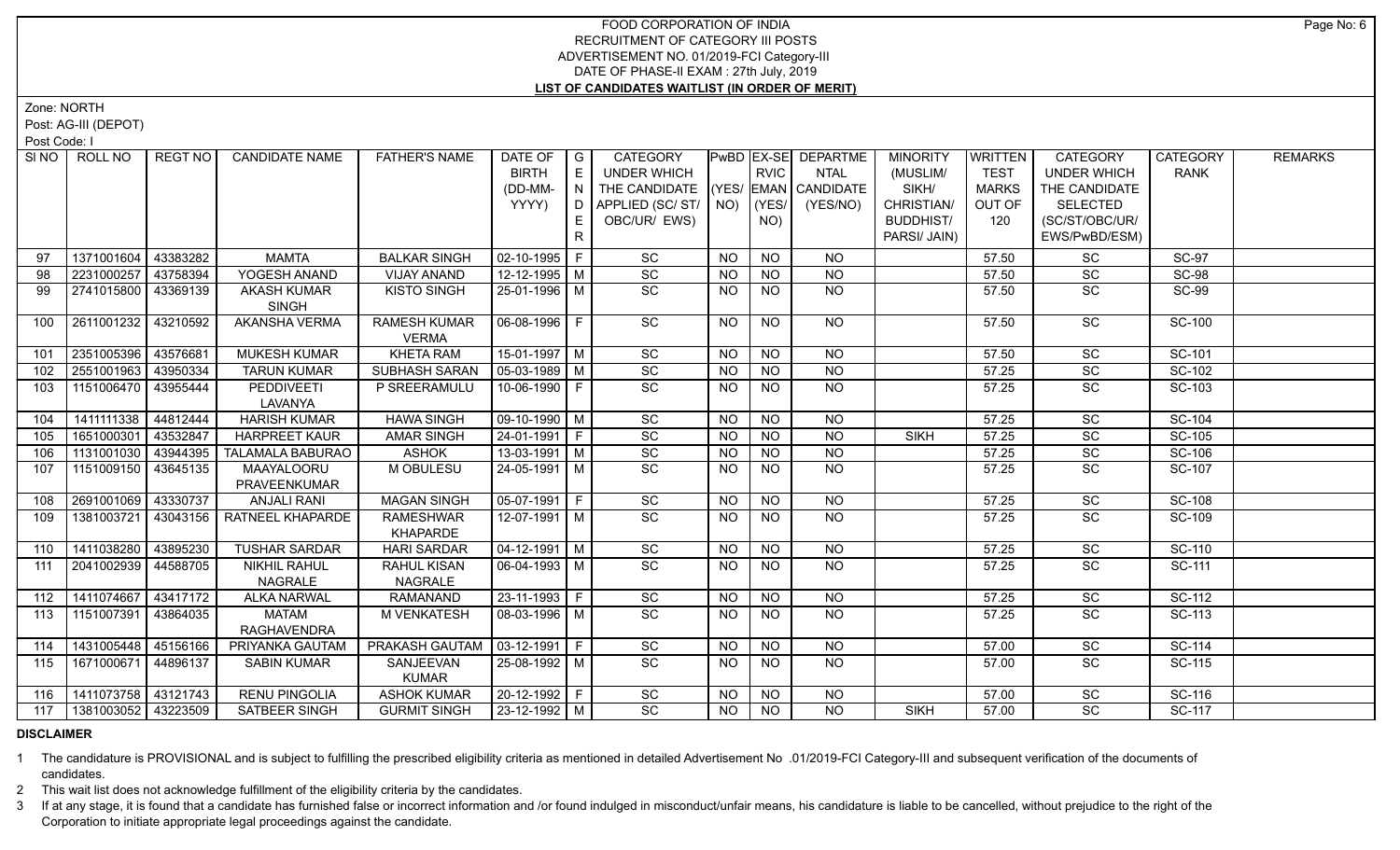# FOOD CORPORATION OF INDIA
## RECRUITMENT OF CATEGORY III POSTS
## ADVERTISEMENT NO. 01/2019-FCI Category-III
## DATE OF PHASE-II EXAM : 27th July, 2019
## LIST OF CANDIDATES WAITLIST (IN ORDER OF MERIT)

Zone: NORTH

Post: AG-III (DEPOT)

Post Code: I

| Sl NO | ROLL NO | REGT NO | CANDIDATE NAME | FATHER'S NAME | DATE OF BIRTH (DD-MM-YYYY) | GENDER | CATEGORY UNDER WHICH THE CANDIDATE APPLIED (SC/ ST/ OBC/UR/ EWS) | PwBD (YES/ NO) | EX-SERVICEMAN (YES/ NO) | DEPARTMENTAL CANDIDATE (YES/NO) | MINORITY (MUSLIM/ SIKH/ CHRISTIAN/ BUDDHIST/ PARSI/ JAIN) | WRITTEN TEST MARKS OUT OF 120 | CATEGORY UNDER WHICH THE CANDIDATE SELECTED (SC/ST/OBC/UR/ EWS/PwBD/ESM) | CATEGORY RANK | REMARKS |
|---|---|---|---|---|---|---|---|---|---|---|---|---|---|---|---|
| 97 | 1371001604 | 43383282 | MAMTA | BALKAR SINGH | 02-10-1995 | F | SC | NO | NO | NO | | 57.50 | SC | SC-97 | |
| 98 | 2231000257 | 43758394 | YOGESH ANAND | VIJAY ANAND | 12-12-1995 | M | SC | NO | NO | NO | | 57.50 | SC | SC-98 | |
| 99 | 2741015800 | 43369139 | AKASH KUMAR SINGH | KISTO SINGH | 25-01-1996 | M | SC | NO | NO | NO | | 57.50 | SC | SC-99 | |
| 100 | 2611001232 | 43210592 | AKANSHA VERMA | RAMESH KUMAR VERMA | 06-08-1996 | F | SC | NO | NO | NO | | 57.50 | SC | SC-100 | |
| 101 | 2351005396 | 43576681 | MUKESH KUMAR | KHETA RAM | 15-01-1997 | M | SC | NO | NO | NO | | 57.50 | SC | SC-101 | |
| 102 | 2551001963 | 43950334 | TARUN KUMAR | SUBHASH SARAN | 05-03-1989 | M | SC | NO | NO | NO | | 57.25 | SC | SC-102 | |
| 103 | 1151006470 | 43955444 | PEDDIVEETI LAVANYA | P SREERAMULU | 10-06-1990 | F | SC | NO | NO | NO | | 57.25 | SC | SC-103 | |
| 104 | 1411111338 | 44812444 | HARISH KUMAR | HAWA SINGH | 09-10-1990 | M | SC | NO | NO | NO | | 57.25 | SC | SC-104 | |
| 105 | 1651000301 | 43532847 | HARPREET KAUR | AMAR SINGH | 24-01-1991 | F | SC | NO | NO | NO | SIKH | 57.25 | SC | SC-105 | |
| 106 | 1131001030 | 43944395 | TALAMALA BABURAO | ASHOK | 13-03-1991 | M | SC | NO | NO | NO | | 57.25 | SC | SC-106 | |
| 107 | 1151009150 | 43645135 | MAAYALOORU PRAVEENKUMAR | M OBULESU | 24-05-1991 | M | SC | NO | NO | NO | | 57.25 | SC | SC-107 | |
| 108 | 2691001069 | 43330737 | ANJALI RANI | MAGAN SINGH | 05-07-1991 | F | SC | NO | NO | NO | | 57.25 | SC | SC-108 | |
| 109 | 1381003721 | 43043156 | RATNEEL KHAPARDE | RAMESHWAR KHAPARDE | 12-07-1991 | M | SC | NO | NO | NO | | 57.25 | SC | SC-109 | |
| 110 | 1411038280 | 43895230 | TUSHAR SARDAR | HARI SARDAR | 04-12-1991 | M | SC | NO | NO | NO | | 57.25 | SC | SC-110 | |
| 111 | 2041002939 | 44588705 | NIKHIL RAHUL NAGRALE | RAHUL KISAN NAGRALE | 06-04-1993 | M | SC | NO | NO | NO | | 57.25 | SC | SC-111 | |
| 112 | 1411074667 | 43417172 | ALKA NARWAL | RAMANAND | 23-11-1993 | F | SC | NO | NO | NO | | 57.25 | SC | SC-112 | |
| 113 | 1151007391 | 43864035 | MATAM RAGHAVENDRA | M VENKATESH | 08-03-1996 | M | SC | NO | NO | NO | | 57.25 | SC | SC-113 | |
| 114 | 1431005448 | 45156166 | PRIYANKA GAUTAM | PRAKASH GAUTAM | 03-12-1991 | F | SC | NO | NO | NO | | 57.00 | SC | SC-114 | |
| 115 | 1671000671 | 44896137 | SABIN KUMAR | SANJEEVAN KUMAR | 25-08-1992 | M | SC | NO | NO | NO | | 57.00 | SC | SC-115 | |
| 116 | 1411073758 | 43121743 | RENU PINGOLIA | ASHOK KUMAR | 20-12-1992 | F | SC | NO | NO | NO | | 57.00 | SC | SC-116 | |
| 117 | 1381003052 | 43223509 | SATBEER SINGH | GURMIT SINGH | 23-12-1992 | M | SC | NO | NO | NO | SIKH | 57.00 | SC | SC-117 | |

**DISCLAIMER**

1 The candidature is PROVISIONAL and is subject to fulfilling the prescribed eligibility criteria as mentioned in detailed Advertisement No .01/2019-FCI Category-III and subsequent verification of the documents of candidates.

2 This wait list does not acknowledge fulfillment of the eligibility criteria by the candidates.

3 If at any stage, it is found that a candidate has furnished false or incorrect information and /or found indulged in misconduct/unfair means, his candidature is liable to be cancelled, without prejudice to the right of the Corporation to initiate appropriate legal proceedings against the candidate.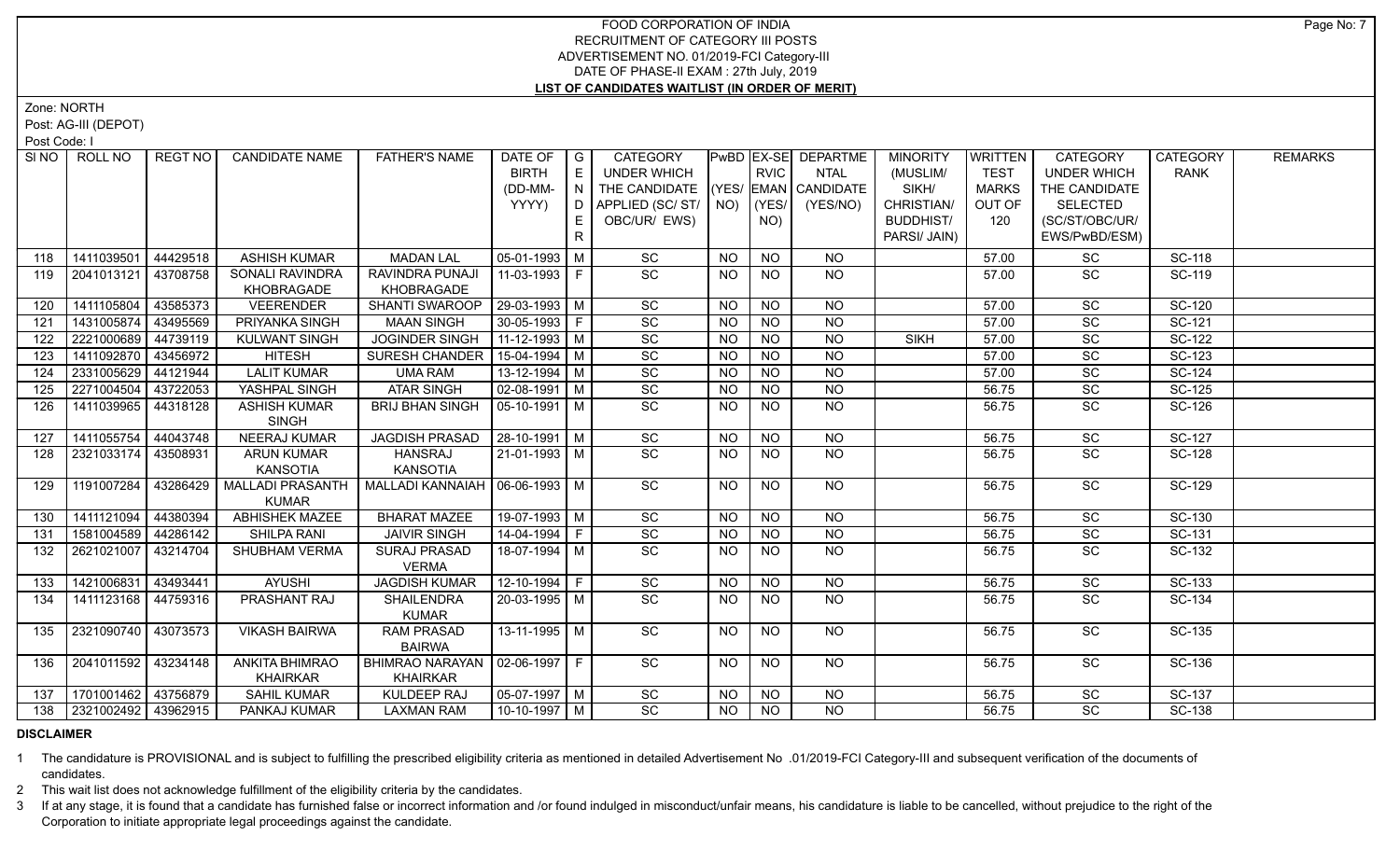# FOOD CORPORATION OF INDIA
## RECRUITMENT OF CATEGORY III POSTS
## ADVERTISEMENT NO. 01/2019-FCI Category-III
## DATE OF PHASE-II EXAM : 27th July, 2019
## LIST OF CANDIDATES WAITLIST (IN ORDER OF MERIT)

Zone: NORTH

Post: AG-III (DEPOT)

Post Code: I

| Sl NO | ROLL NO | REGT NO | CANDIDATE NAME | FATHER'S NAME | DATE OF BIRTH (DD-MM-YYYY) | GENDER | CATEGORY UNDER WHICH THE CANDIDATE APPLIED (SC/ ST/ OBC/UR/ EWS) | PwBD (YES/ NO) | EX-SERVICEMAN (YES/ NO) | DEPARTMENTAL CANDIDATE (YES/NO) | MINORITY (MUSLIM/ SIKH/ CHRISTIAN/ BUDDHIST/ PARSI/ JAIN) | WRITTEN TEST MARKS OUT OF 120 | CATEGORY UNDER WHICH THE CANDIDATE SELECTED (SC/ST/OBC/UR/ EWS/PwBD/ESM) | CATEGORY RANK | REMARKS |
|---|---|---|---|---|---|---|---|---|---|---|---|---|---|---|---|
| 118 | 1411039501 | 44429518 | ASHISH KUMAR | MADAN LAL | 05-01-1993 | M | SC | NO | NO | NO | | 57.00 | SC | SC-118 | |
| 119 | 2041013121 | 43708758 | SONALI RAVINDRA KHOBRAGADE | RAVINDRA PUNAJI KHOBRAGADE | 11-03-1993 | F | SC | NO | NO | NO | | 57.00 | SC | SC-119 | |
| 120 | 1411105804 | 43585373 | VEERENDER | SHANTI SWAROOP | 29-03-1993 | M | SC | NO | NO | NO | | 57.00 | SC | SC-120 | |
| 121 | 1431005874 | 43495569 | PRIYANKA SINGH | MAAN SINGH | 30-05-1993 | F | SC | NO | NO | NO | | 57.00 | SC | SC-121 | |
| 122 | 2221000689 | 44739119 | KULWANT SINGH | JOGINDER SINGH | 11-12-1993 | M | SC | NO | NO | NO | SIKH | 57.00 | SC | SC-122 | |
| 123 | 1411092870 | 43456972 | HITESH | SURESH CHANDER | 15-04-1994 | M | SC | NO | NO | NO | | 57.00 | SC | SC-123 | |
| 124 | 2331005629 | 44121944 | LALIT KUMAR | UMA RAM | 13-12-1994 | M | SC | NO | NO | NO | | 57.00 | SC | SC-124 | |
| 125 | 2271004504 | 43722053 | YASHPAL SINGH | ATAR SINGH | 02-08-1991 | M | SC | NO | NO | NO | | 56.75 | SC | SC-125 | |
| 126 | 1411039965 | 44318128 | ASHISH KUMAR SINGH | BRIJ BHAN SINGH | 05-10-1991 | M | SC | NO | NO | NO | | 56.75 | SC | SC-126 | |
| 127 | 1411055754 | 44043748 | NEERAJ KUMAR | JAGDISH PRASAD | 28-10-1991 | M | SC | NO | NO | NO | | 56.75 | SC | SC-127 | |
| 128 | 2321033174 | 43508931 | ARUN KUMAR KANSOTIA | HANSRAJ KANSOTIA | 21-01-1993 | M | SC | NO | NO | NO | | 56.75 | SC | SC-128 | |
| 129 | 1191007284 | 43286429 | MALLADI PRASANTH KUMAR | MALLADI KANNAIAH | 06-06-1993 | M | SC | NO | NO | NO | | 56.75 | SC | SC-129 | |
| 130 | 1411121094 | 44380394 | ABHISHEK MAZEE | BHARAT MAZEE | 19-07-1993 | M | SC | NO | NO | NO | | 56.75 | SC | SC-130 | |
| 131 | 1581004589 | 44286142 | SHILPA RANI | JAIVIR SINGH | 14-04-1994 | F | SC | NO | NO | NO | | 56.75 | SC | SC-131 | |
| 132 | 2621021007 | 43214704 | SHUBHAM VERMA | SURAJ PRASAD VERMA | 18-07-1994 | M | SC | NO | NO | NO | | 56.75 | SC | SC-132 | |
| 133 | 1421006831 | 43493441 | AYUSHI | JAGDISH KUMAR | 12-10-1994 | F | SC | NO | NO | NO | | 56.75 | SC | SC-133 | |
| 134 | 1411123168 | 44759316 | PRASHANT RAJ | SHAILENDRA KUMAR | 20-03-1995 | M | SC | NO | NO | NO | | 56.75 | SC | SC-134 | |
| 135 | 2321090740 | 43073573 | VIKASH BAIRWA | RAM PRASAD BAIRWA | 13-11-1995 | M | SC | NO | NO | NO | | 56.75 | SC | SC-135 | |
| 136 | 2041011592 | 43234148 | ANKITA BHIMRAO KHAIRKAR | BHIMRAO NARAYAN KHAIRKAR | 02-06-1997 | F | SC | NO | NO | NO | | 56.75 | SC | SC-136 | |
| 137 | 1701001462 | 43756879 | SAHIL KUMAR | KULDEEP RAJ | 05-07-1997 | M | SC | NO | NO | NO | | 56.75 | SC | SC-137 | |
| 138 | 2321002492 | 43962915 | PANKAJ KUMAR | LAXMAN RAM | 10-10-1997 | M | SC | NO | NO | NO | | 56.75 | SC | SC-138 | |

**DISCLAIMER**

1 The candidature is PROVISIONAL and is subject to fulfilling the prescribed eligibility criteria as mentioned in detailed Advertisement No .01/2019-FCI Category-III and subsequent verification of the documents of candidates.

2 This wait list does not acknowledge fulfillment of the eligibility criteria by the candidates.

3 If at any stage, it is found that a candidate has furnished false or incorrect information and /or found indulged in misconduct/unfair means, his candidature is liable to be cancelled, without prejudice to the right of the Corporation to initiate appropriate legal proceedings against the candidate.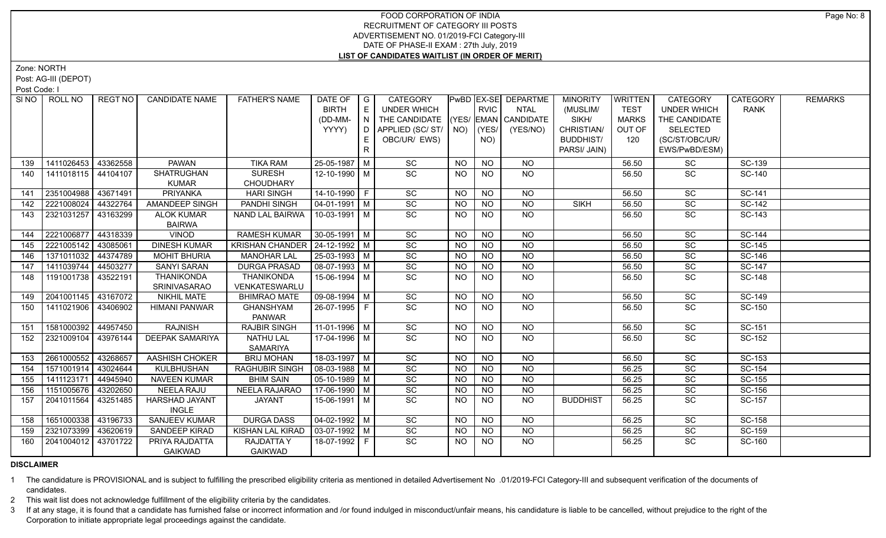# FOOD CORPORATION OF INDIA
## RECRUITMENT OF CATEGORY III POSTS
### ADVERTISEMENT NO. 01/2019-FCI Category-III
### DATE OF PHASE-II EXAM : 27th July, 2019
### LIST OF CANDIDATES WAITLIST (IN ORDER OF MERIT)

Zone: NORTH

Post: AG-III (DEPOT)

Post Code: I

| Sl NO | ROLL NO | REGT NO | CANDIDATE NAME | FATHER'S NAME | DATE OF BIRTH (DD-MM-YYYY) | GENDER | CATEGORY UNDER WHICH THE CANDIDATE APPLIED (SC/ ST/ OBC/UR/ EWS) | PwBD (YES/ NO) | EX-SERVICEMAN (YES/ NO) | DEPARTMENTAL CANDIDATE (YES/NO) | MINORITY (MUSLIM/ SIKH/ CHRISTIAN/ BUDDHIST/ PARSI/ JAIN) | WRITTEN TEST MARKS OUT OF 120 | CATEGORY UNDER WHICH THE CANDIDATE SELECTED (SC/ST/OBC/UR/ EWS/PwBD/ESM) | CATEGORY RANK | REMARKS |
|---|---|---|---|---|---|---|---|---|---|---|---|---|---|---|---|
| 139 | 1411026453 | 43362558 | PAWAN | TIKA RAM | 25-05-1987 | M | SC | NO | NO | NO | | 56.50 | SC | SC-139 | |
| 140 | 1411018115 | 44104107 | SHATRUGHAN KUMAR | SURESH CHOUDHARY | 12-10-1990 | M | SC | NO | NO | NO | | 56.50 | SC | SC-140 | |
| 141 | 2351004988 | 43671491 | PRIYANKA | HARI SINGH | 14-10-1990 | F | SC | NO | NO | NO | | 56.50 | SC | SC-141 | |
| 142 | 2221008024 | 44322764 | AMANDEEP SINGH | PANDHI SINGH | 04-01-1991 | M | SC | NO | NO | NO | SIKH | 56.50 | SC | SC-142 | |
| 143 | 2321031257 | 43163299 | ALOK KUMAR BAIRWA | NAND LAL BAIRWA | 10-03-1991 | M | SC | NO | NO | NO | | 56.50 | SC | SC-143 | |
| 144 | 2221006877 | 44318339 | VINOD | RAMESH KUMAR | 30-05-1991 | M | SC | NO | NO | NO | | 56.50 | SC | SC-144 | |
| 145 | 2221005142 | 43085061 | DINESH KUMAR | KRISHAN CHANDER | 24-12-1992 | M | SC | NO | NO | NO | | 56.50 | SC | SC-145 | |
| 146 | 1371011032 | 44374789 | MOHIT BHURIA | MANOHAR LAL | 25-03-1993 | M | SC | NO | NO | NO | | 56.50 | SC | SC-146 | |
| 147 | 1411039744 | 44503277 | SANYI SARAN | DURGA PRASAD | 08-07-1993 | M | SC | NO | NO | NO | | 56.50 | SC | SC-147 | |
| 148 | 1191001738 | 43522191 | THANIKONDA SRINIVASARAO | THANIKONDA VENKATESWARLU | 15-06-1994 | M | SC | NO | NO | NO | | 56.50 | SC | SC-148 | |
| 149 | 2041001145 | 43167072 | NIKHIL MATE | BHIMRAO MATE | 09-08-1994 | M | SC | NO | NO | NO | | 56.50 | SC | SC-149 | |
| 150 | 1411021906 | 43406902 | HIMANI PANWAR | GHANSHYAM PANWAR | 26-07-1995 | F | SC | NO | NO | NO | | 56.50 | SC | SC-150 | |
| 151 | 1581000392 | 44957450 | RAJNISH | RAJBIR SINGH | 11-01-1996 | M | SC | NO | NO | NO | | 56.50 | SC | SC-151 | |
| 152 | 2321009104 | 43976144 | DEEPAK SAMARIYA | NATHU LAL SAMARIYA | 17-04-1996 | M | SC | NO | NO | NO | | 56.50 | SC | SC-152 | |
| 153 | 2661000552 | 43268657 | AASHISH CHOKER | BRIJ MOHAN | 18-03-1997 | M | SC | NO | NO | NO | | 56.50 | SC | SC-153 | |
| 154 | 1571001914 | 43024644 | KULBHUSHAN | RAGHUBIR SINGH | 08-03-1988 | M | SC | NO | NO | NO | | 56.25 | SC | SC-154 | |
| 155 | 1411123171 | 44945940 | NAVEEN KUMAR | BHIM SAIN | 05-10-1989 | M | SC | NO | NO | NO | | 56.25 | SC | SC-155 | |
| 156 | 1151005676 | 43202650 | NEELA RAJU | NEELA RAJARAO | 17-06-1990 | M | SC | NO | NO | NO | | 56.25 | SC | SC-156 | |
| 157 | 2041011564 | 43251485 | HARSHAD JAYANT INGLE | JAYANT | 15-06-1991 | M | SC | NO | NO | NO | BUDDHIST | 56.25 | SC | SC-157 | |
| 158 | 1651000338 | 43196733 | SANJEEV KUMAR | DURGA DASS | 04-02-1992 | M | SC | NO | NO | NO | | 56.25 | SC | SC-158 | |
| 159 | 2321073399 | 43620619 | SANDEEP KIRAD | KISHAN LAL KIRAD | 03-07-1992 | M | SC | NO | NO | NO | | 56.25 | SC | SC-159 | |
| 160 | 2041004012 | 43701722 | PRIYA RAJDATTA GAIKWAD | RAJDATTA Y GAIKWAD | 18-07-1992 | F | SC | NO | NO | NO | | 56.25 | SC | SC-160 | |

**DISCLAIMER**

1 The candidature is PROVISIONAL and is subject to fulfilling the prescribed eligibility criteria as mentioned in detailed Advertisement No .01/2019-FCI Category-III and subsequent verification of the documents of candidates.

2 This wait list does not acknowledge fulfillment of the eligibility criteria by the candidates.

3 If at any stage, it is found that a candidate has furnished false or incorrect information and /or found indulged in misconduct/unfair means, his candidature is liable to be cancelled, without prejudice to the right of the Corporation to initiate appropriate legal proceedings against the candidate.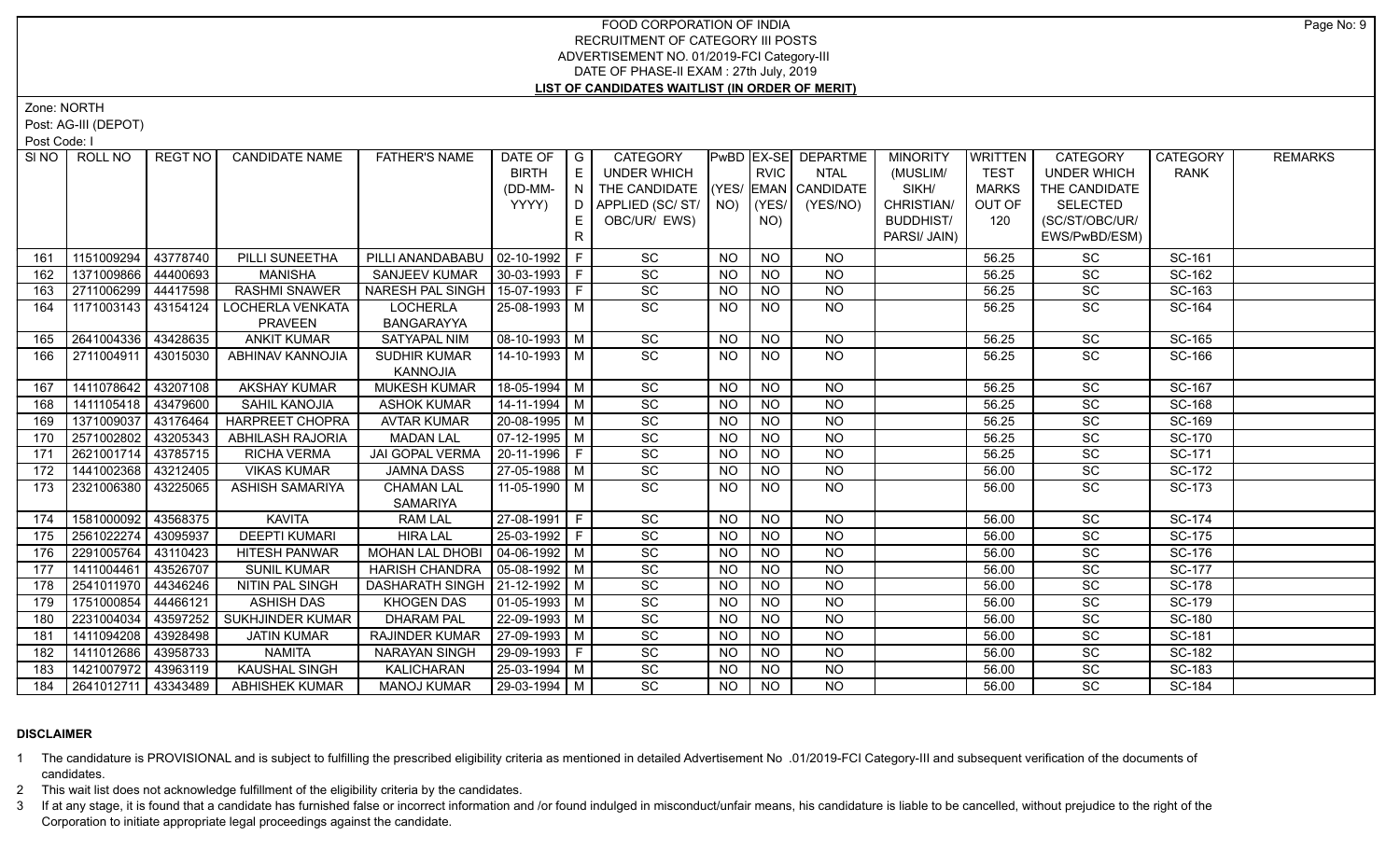# FOOD CORPORATION OF INDIA
## RECRUITMENT OF CATEGORY III POSTS
### ADVERTISEMENT NO. 01/2019-FCI Category-III
### DATE OF PHASE-II EXAM : 27th July, 2019
### LIST OF CANDIDATES WAITLIST (IN ORDER OF MERIT)

Zone: NORTH

Post: AG-III (DEPOT)

Post Code: I

| SI NO | ROLL NO | REGT NO | CANDIDATE NAME | FATHER'S NAME | DATE OF BIRTH (DD-MM-YYYY) | GENDER | CATEGORY UNDER WHICH THE CANDIDATE APPLIED (SC/ ST/ OBC/UR/ EWS) | PwBD (YES/ NO) | EX-SERVICEMAN (YES/ NO) | DEPARTMENTAL CANDIDATE (YES/NO) | MINORITY (MUSLIM/ SIKH/ CHRISTIAN/ BUDDHIST/ PARSI/ JAIN) | WRITTEN TEST MARKS OUT OF 120 | CATEGORY UNDER WHICH THE CANDIDATE SELECTED (SC/ST/OBC/UR/ EWS/PwBD/ESM) | CATEGORY RANK | REMARKS |
|---|---|---|---|---|---|---|---|---|---|---|---|---|---|---|---|
| 161 | 1151009294 | 43778740 | PILLI SUNEETHA | PILLI ANANDABABU | 02-10-1992 | F | SC | NO | NO | NO | | 56.25 | SC | SC-161 | |
| 162 | 1371009866 | 44400693 | MANISHA | SANJEEV KUMAR | 30-03-1993 | F | SC | NO | NO | NO | | 56.25 | SC | SC-162 | |
| 163 | 2711006299 | 44417598 | RASHMI SNAWER | NARESH PAL SINGH | 15-07-1993 | F | SC | NO | NO | NO | | 56.25 | SC | SC-163 | |
| 164 | 1171003143 | 43154124 | LOCHERLA VENKATA PRAVEEN | LOCHERLA BANGARAYYA | 25-08-1993 | M | SC | NO | NO | NO | | 56.25 | SC | SC-164 | |
| 165 | 2641004336 | 43428635 | ANKIT KUMAR | SATYAPAL NIM | 08-10-1993 | M | SC | NO | NO | NO | | 56.25 | SC | SC-165 | |
| 166 | 2711004911 | 43015030 | ABHINAV KANNOJIA | SUDHIR KUMAR KANNOJIA | 14-10-1993 | M | SC | NO | NO | NO | | 56.25 | SC | SC-166 | |
| 167 | 1411078642 | 43207108 | AKSHAY KUMAR | MUKESH KUMAR | 18-05-1994 | M | SC | NO | NO | NO | | 56.25 | SC | SC-167 | |
| 168 | 1411105418 | 43479600 | SAHIL KANOJIA | ASHOK KUMAR | 14-11-1994 | M | SC | NO | NO | NO | | 56.25 | SC | SC-168 | |
| 169 | 1371009037 | 43176464 | HARPREET CHOPRA | AVTAR KUMAR | 20-08-1995 | M | SC | NO | NO | NO | | 56.25 | SC | SC-169 | |
| 170 | 2571002802 | 43205343 | ABHILASH RAJORIA | MADAN LAL | 07-12-1995 | M | SC | NO | NO | NO | | 56.25 | SC | SC-170 | |
| 171 | 2621001714 | 43785715 | RICHA VERMA | JAI GOPAL VERMA | 20-11-1996 | F | SC | NO | NO | NO | | 56.25 | SC | SC-171 | |
| 172 | 1441002368 | 43212405 | VIKAS KUMAR | JAMNA DASS | 27-05-1988 | M | SC | NO | NO | NO | | 56.00 | SC | SC-172 | |
| 173 | 2321006380 | 43225065 | ASHISH SAMARIYA | CHAMAN LAL SAMARIYA | 11-05-1990 | M | SC | NO | NO | NO | | 56.00 | SC | SC-173 | |
| 174 | 1581000092 | 43568375 | KAVITA | RAM LAL | 27-08-1991 | F | SC | NO | NO | NO | | 56.00 | SC | SC-174 | |
| 175 | 2561022274 | 43095937 | DEEPTI KUMARI | HIRA LAL | 25-03-1992 | F | SC | NO | NO | NO | | 56.00 | SC | SC-175 | |
| 176 | 2291005764 | 43110423 | HITESH PANWAR | MOHAN LAL DHOBI | 04-06-1992 | M | SC | NO | NO | NO | | 56.00 | SC | SC-176 | |
| 177 | 1411004461 | 43526707 | SUNIL KUMAR | HARISH CHANDRA | 05-08-1992 | M | SC | NO | NO | NO | | 56.00 | SC | SC-177 | |
| 178 | 2541011970 | 44346246 | NITIN PAL SINGH | DASHARATH SINGH | 21-12-1992 | M | SC | NO | NO | NO | | 56.00 | SC | SC-178 | |
| 179 | 1751000854 | 44466121 | ASHISH DAS | KHOGEN DAS | 01-05-1993 | M | SC | NO | NO | NO | | 56.00 | SC | SC-179 | |
| 180 | 2231004034 | 43597252 | SUKHJINDER KUMAR | DHARAM PAL | 22-09-1993 | M | SC | NO | NO | NO | | 56.00 | SC | SC-180 | |
| 181 | 1411094208 | 43928498 | JATIN KUMAR | RAJINDER KUMAR | 27-09-1993 | M | SC | NO | NO | NO | | 56.00 | SC | SC-181 | |
| 182 | 1411012686 | 43958733 | NAMITA | NARAYAN SINGH | 29-09-1993 | F | SC | NO | NO | NO | | 56.00 | SC | SC-182 | |
| 183 | 1421007972 | 43963119 | KAUSHAL SINGH | KALICHARAN | 25-03-1994 | M | SC | NO | NO | NO | | 56.00 | SC | SC-183 | |
| 184 | 2641012711 | 43343489 | ABHISHEK KUMAR | MANOJ KUMAR | 29-03-1994 | M | SC | NO | NO | NO | | 56.00 | SC | SC-184 | |

## DISCLAIMER

1 The candidature is PROVISIONAL and is subject to fulfilling the prescribed eligibility criteria as mentioned in detailed Advertisement No .01/2019-FCI Category-III and subsequent verification of the documents of candidates.

2 This wait list does not acknowledge fulfillment of the eligibility criteria by the candidates.

3 If at any stage, it is found that a candidate has furnished false or incorrect information and /or found indulged in misconduct/unfair means, his candidature is liable to be cancelled, without prejudice to the right of the Corporation to initiate appropriate legal proceedings against the candidate.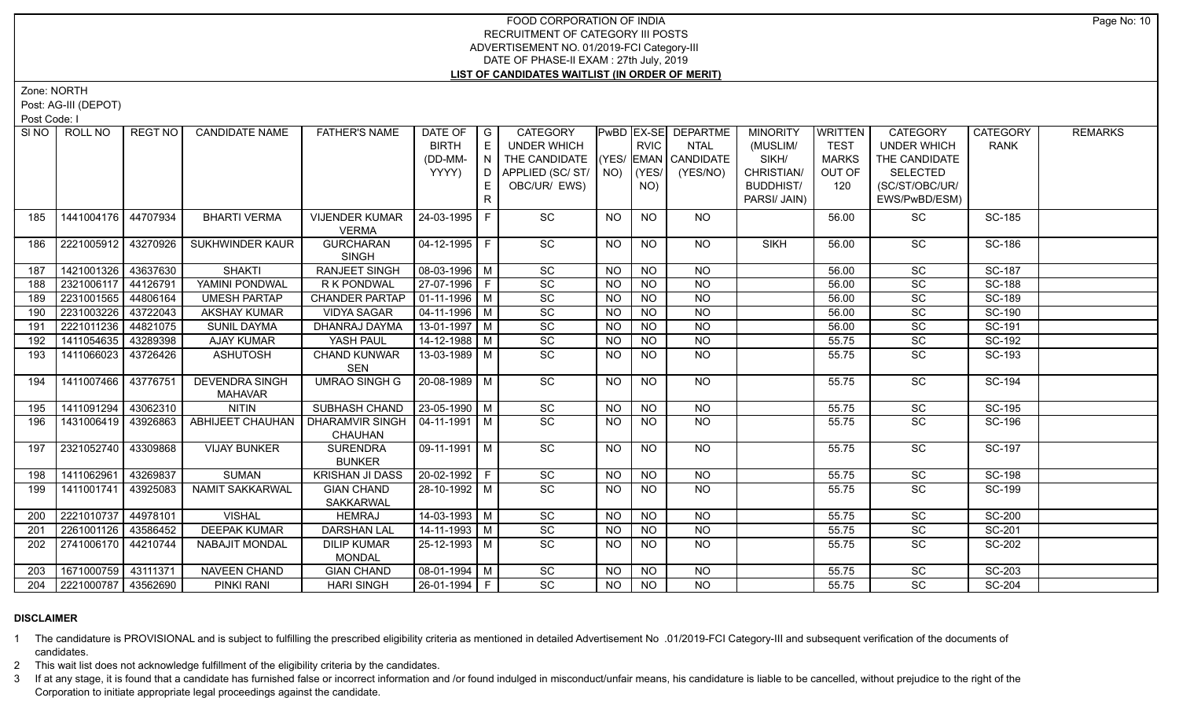# FOOD CORPORATION OF INDIA
## RECRUITMENT OF CATEGORY III POSTS
### ADVERTISEMENT NO. 01/2019-FCI Category-III
### DATE OF PHASE-II EXAM : 27th July, 2019
### LIST OF CANDIDATES WAITLIST (IN ORDER OF MERIT)

Zone: NORTH

Post: AG-III (DEPOT)

Post Code: I

| Sl NO | ROLL NO | REGT NO | CANDIDATE NAME | FATHER'S NAME | DATE OF BIRTH (DD-MM-YYYY) | GENDER | CATEGORY UNDER WHICH THE CANDIDATE APPLIED (SC/ ST/ OBC/UR/ EWS) | PwBD (YES/ NO) | EX-SE RVIC EMAN (YES/ NO) | DEPARTMENTAL CANDIDATE (YES/NO) | MINORITY (MUSLIM/ SIKH/ CHRISTIAN/ BUDDHIST/ PARSI/ JAIN) | WRITTEN TEST MARKS OUT OF 120 | CATEGORY UNDER WHICH THE CANDIDATE SELECTED (SC/ST/OBC/UR/ EWS/PwBD/ESM) | CATEGORY RANK | REMARKS |
|---|---|---|---|---|---|---|---|---|---|---|---|---|---|---|---|
| 185 | 1441004176 | 44707934 | BHARTI VERMA | VIJENDER KUMAR VERMA | 24-03-1995 | F | SC | NO | NO | NO | | 56.00 | SC | SC-185 | |
| 186 | 2221005912 | 43270926 | SUKHWINDER KAUR | GURCHARAN SINGH | 04-12-1995 | F | SC | NO | NO | NO | SIKH | 56.00 | SC | SC-186 | |
| 187 | 1421001326 | 43637630 | SHAKTI | RANJEET SINGH | 08-03-1996 | M | SC | NO | NO | NO | | 56.00 | SC | SC-187 | |
| 188 | 2321006117 | 44126791 | YAMINI PONDWAL | R K PONDWAL | 27-07-1996 | F | SC | NO | NO | NO | | 56.00 | SC | SC-188 | |
| 189 | 2231001565 | 44806164 | UMESH PARTAP | CHANDER PARTAP | 01-11-1996 | M | SC | NO | NO | NO | | 56.00 | SC | SC-189 | |
| 190 | 2231003226 | 43722043 | AKSHAY KUMAR | VIDYA SAGAR | 04-11-1996 | M | SC | NO | NO | NO | | 56.00 | SC | SC-190 | |
| 191 | 2221011236 | 44821075 | SUNIL DAYMA | DHANRAJ DAYMA | 13-01-1997 | M | SC | NO | NO | NO | | 56.00 | SC | SC-191 | |
| 192 | 1411054635 | 43289398 | AJAY KUMAR | YASH PAUL | 14-12-1988 | M | SC | NO | NO | NO | | 55.75 | SC | SC-192 | |
| 193 | 1411066023 | 43726426 | ASHUTOSH | CHAND KUNWAR SEN | 13-03-1989 | M | SC | NO | NO | NO | | 55.75 | SC | SC-193 | |
| 194 | 1411007466 | 43776751 | DEVENDRA SINGH MAHAVAR | UMRAO SINGH G | 20-08-1989 | M | SC | NO | NO | NO | | 55.75 | SC | SC-194 | |
| 195 | 1411091294 | 43062310 | NITIN | SUBHASH CHAND | 23-05-1990 | M | SC | NO | NO | NO | | 55.75 | SC | SC-195 | |
| 196 | 1431006419 | 43926863 | ABHIJEET CHAUHAN | DHARAMVIR SINGH CHAUHAN | 04-11-1991 | M | SC | NO | NO | NO | | 55.75 | SC | SC-196 | |
| 197 | 2321052740 | 43309868 | VIJAY BUNKER | SURENDRA BUNKER | 09-11-1991 | M | SC | NO | NO | NO | | 55.75 | SC | SC-197 | |
| 198 | 1411062961 | 43269837 | SUMAN | KRISHAN JI DASS | 20-02-1992 | F | SC | NO | NO | NO | | 55.75 | SC | SC-198 | |
| 199 | 1411001741 | 43925083 | NAMIT SAKKARWAL | GIAN CHAND SAKKARWAL | 28-10-1992 | M | SC | NO | NO | NO | | 55.75 | SC | SC-199 | |
| 200 | 2221010737 | 44978101 | VISHAL | HEMRAJ | 14-03-1993 | M | SC | NO | NO | NO | | 55.75 | SC | SC-200 | |
| 201 | 2261001126 | 43586452 | DEEPAK KUMAR | DARSHAN LAL | 14-11-1993 | M | SC | NO | NO | NO | | 55.75 | SC | SC-201 | |
| 202 | 2741006170 | 44210744 | NABAJIT MONDAL | DILIP KUMAR MONDAL | 25-12-1993 | M | SC | NO | NO | NO | | 55.75 | SC | SC-202 | |
| 203 | 1671000759 | 43111371 | NAVEEN CHAND | GIAN CHAND | 08-01-1994 | M | SC | NO | NO | NO | | 55.75 | SC | SC-203 | |
| 204 | 2221000787 | 43562690 | PINKI RANI | HARI SINGH | 26-01-1994 | F | SC | NO | NO | NO | | 55.75 | SC | SC-204 | |

**DISCLAIMER**

1. The candidature is PROVISIONAL and is subject to fulfilling the prescribed eligibility criteria as mentioned in detailed Advertisement No .01/2019-FCI Category-III and subsequent verification of the documents of candidates.
2. This wait list does not acknowledge fulfillment of the eligibility criteria by the candidates.
3. If at any stage, it is found that a candidate has furnished false or incorrect information and /or found indulged in misconduct/unfair means, his candidature is liable to be cancelled, without prejudice to the right of the Corporation to initiate appropriate legal proceedings against the candidate.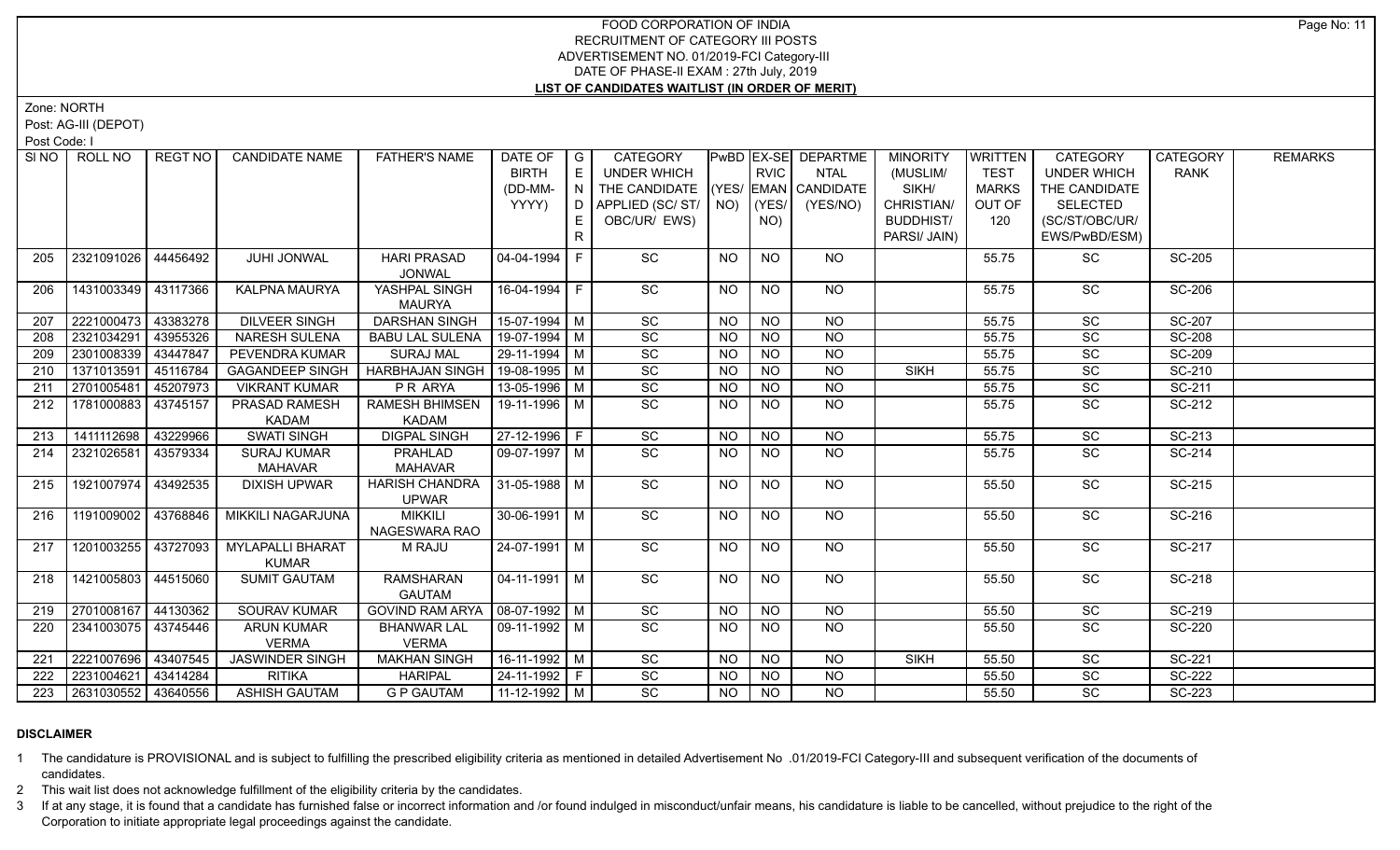# FOOD CORPORATION OF INDIA
## RECRUITMENT OF CATEGORY III POSTS
## ADVERTISEMENT NO. 01/2019-FCI Category-III
## DATE OF PHASE-II EXAM : 27th July, 2019
## LIST OF CANDIDATES WAITLIST (IN ORDER OF MERIT)

Zone: NORTH

Post: AG-III (DEPOT)

Post Code: I

| SI NO | ROLL NO | REGT NO | CANDIDATE NAME | FATHER'S NAME | DATE OF BIRTH (DD-MM-YYYY) | GENDER | CATEGORY UNDER WHICH THE CANDIDATE APPLIED (SC/ ST/ OBC/UR/ EWS) | PwBD (YES/ NO) | EX-SERVICEMAN (YES/ NO) | DEPARTMENTAL CANDIDATE (YES/NO) | MINORITY (MUSLIM/ SIKH/ CHRISTIAN/ BUDDHIST/ PARSI/ JAIN) | WRITTEN TEST MARKS OUT OF 120 | CATEGORY UNDER WHICH THE CANDIDATE SELECTED (SC/ST/OBC/UR/ EWS/PwBD/ESM) | CATEGORY RANK | REMARKS |
|---|---|---|---|---|---|---|---|---|---|---|---|---|---|---|---|
| 205 | 2321091026 | 44456492 | JUHI JONWAL | HARI PRASAD JONWAL | 04-04-1994 | F | SC | NO | NO | NO | | 55.75 | SC | SC-205 | |
| 206 | 1431003349 | 43117366 | KALPNA MAURYA | YASHPAL SINGH MAURYA | 16-04-1994 | F | SC | NO | NO | NO | | 55.75 | SC | SC-206 | |
| 207 | 2221000473 | 43383278 | DILVEER SINGH | DARSHAN SINGH | 15-07-1994 | M | SC | NO | NO | NO | | 55.75 | SC | SC-207 | |
| 208 | 2321034291 | 43955326 | NARESH SULENA | BABU LAL SULENA | 19-07-1994 | M | SC | NO | NO | NO | | 55.75 | SC | SC-208 | |
| 209 | 2301008339 | 43447847 | PEVENDRA KUMAR | SURAJ MAL | 29-11-1994 | M | SC | NO | NO | NO | | 55.75 | SC | SC-209 | |
| 210 | 1371013591 | 45116784 | GAGANDEEP SINGH | HARBHAJAN SINGH | 19-08-1995 | M | SC | NO | NO | NO | SIKH | 55.75 | SC | SC-210 | |
| 211 | 2701005481 | 45207973 | VIKRANT KUMAR | P R ARYA | 13-05-1996 | M | SC | NO | NO | NO | | 55.75 | SC | SC-211 | |
| 212 | 1781000883 | 43745157 | PRASAD RAMESH KADAM | RAMESH BHIMSEN KADAM | 19-11-1996 | M | SC | NO | NO | NO | | 55.75 | SC | SC-212 | |
| 213 | 1411112698 | 43229966 | SWATI SINGH | DIGPAL SINGH | 27-12-1996 | F | SC | NO | NO | NO | | 55.75 | SC | SC-213 | |
| 214 | 2321026581 | 43579334 | SURAJ KUMAR MAHAVAR | PRAHLAD MAHAVAR | 09-07-1997 | M | SC | NO | NO | NO | | 55.75 | SC | SC-214 | |
| 215 | 1921007974 | 43492535 | DIXISH UPWAR | HARISH CHANDRA UPWAR | 31-05-1988 | M | SC | NO | NO | NO | | 55.50 | SC | SC-215 | |
| 216 | 1191009002 | 43768846 | MIKKILI NAGARJUNA | MIKKILI NAGESWARA RAO | 30-06-1991 | M | SC | NO | NO | NO | | 55.50 | SC | SC-216 | |
| 217 | 1201003255 | 43727093 | MYLAPALLI BHARAT KUMAR | M RAJU | 24-07-1991 | M | SC | NO | NO | NO | | 55.50 | SC | SC-217 | |
| 218 | 1421005803 | 44515060 | SUMIT GAUTAM | RAMSHARAN GAUTAM | 04-11-1991 | M | SC | NO | NO | NO | | 55.50 | SC | SC-218 | |
| 219 | 2701008167 | 44130362 | SOURAV KUMAR | GOVIND RAM ARYA | 08-07-1992 | M | SC | NO | NO | NO | | 55.50 | SC | SC-219 | |
| 220 | 2341003075 | 43745446 | ARUN KUMAR VERMA | BHANWAR LAL VERMA | 09-11-1992 | M | SC | NO | NO | NO | | 55.50 | SC | SC-220 | |
| 221 | 2221007696 | 43407545 | JASWINDER SINGH | MAKHAN SINGH | 16-11-1992 | M | SC | NO | NO | NO | SIKH | 55.50 | SC | SC-221 | |
| 222 | 2231004621 | 43414284 | RITIKA | HARIPAL | 24-11-1992 | F | SC | NO | NO | NO | | 55.50 | SC | SC-222 | |
| 223 | 2631030552 | 43640556 | ASHISH GAUTAM | G P GAUTAM | 11-12-1992 | M | SC | NO | NO | NO | | 55.50 | SC | SC-223 | |

### DISCLAIMER

1. The candidature is PROVISIONAL and is subject to fulfilling the prescribed eligibility criteria as mentioned in detailed Advertisement No .01/2019-FCI Category-III and subsequent verification of the documents of candidates.
2. This wait list does not acknowledge fulfillment of the eligibility criteria by the candidates.
3. If at any stage, it is found that a candidate has furnished false or incorrect information and /or found indulged in misconduct/unfair means, his candidature is liable to be cancelled, without prejudice to the right of the Corporation to initiate appropriate legal proceedings against the candidate.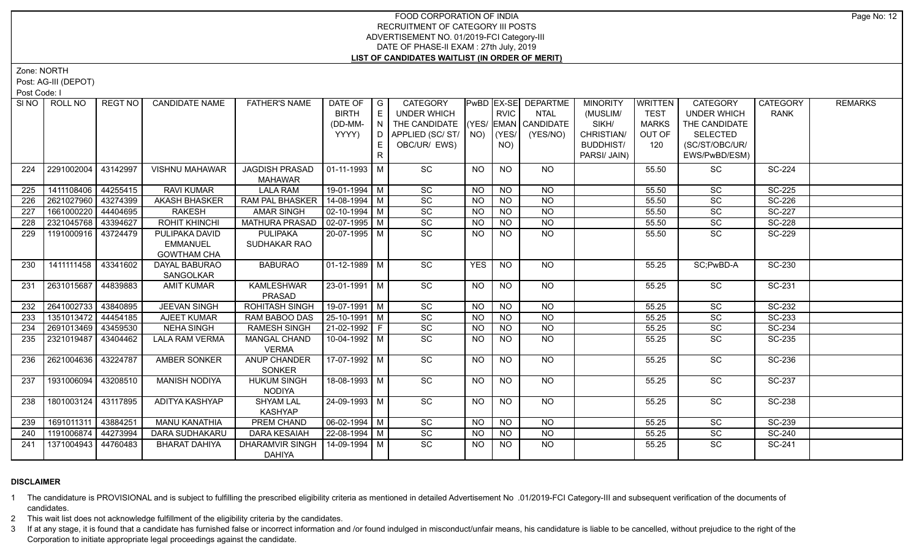# FOOD CORPORATION OF INDIA
## RECRUITMENT OF CATEGORY III POSTS
## ADVERTISEMENT NO. 01/2019-FCI Category-III
## DATE OF PHASE-II EXAM : 27th July, 2019
## LIST OF CANDIDATES WAITLIST (IN ORDER OF MERIT)

Zone: NORTH

Post: AG-III (DEPOT)

Post Code: I

| Sl NO | ROLL NO | REGT NO | CANDIDATE NAME | FATHER'S NAME | DATE OF BIRTH (DD-MM-YYYY) | GENDER | CATEGORY UNDER WHICH THE CANDIDATE APPLIED (SC/ ST/ OBC/UR/ EWS) | PwBD (YES/ NO) | EX-SERVICEMAN (YES/ NO) | DEPARTMENTAL CANDIDATE (YES/NO) | MINORITY (MUSLIM/ SIKH/ CHRISTIAN/ BUDDHIST/ PARSI/ JAIN) | WRITTEN TEST MARKS OUT OF 120 | CATEGORY UNDER WHICH THE CANDIDATE SELECTED (SC/ST/OBC/UR/ EWS/PwBD/ESM) | CATEGORY RANK | REMARKS |
|---|---|---|---|---|---|---|---|---|---|---|---|---|---|---|---|
| 224 | 2291002004 | 43142997 | VISHNU MAHAWAR | JAGDISH PRASAD MAHAWAR | 01-11-1993 | M | SC | NO | NO | NO | | 55.50 | SC | SC-224 | |
| 225 | 1411108406 | 44255415 | RAVI KUMAR | LALA RAM | 19-01-1994 | M | SC | NO | NO | NO | | 55.50 | SC | SC-225 | |
| 226 | 2621027960 | 43274399 | AKASH BHASKER | RAM PAL BHASKER | 14-08-1994 | M | SC | NO | NO | NO | | 55.50 | SC | SC-226 | |
| 227 | 1661000220 | 44404695 | RAKESH | AMAR SINGH | 02-10-1994 | M | SC | NO | NO | NO | | 55.50 | SC | SC-227 | |
| 228 | 2321045768 | 43394627 | ROHIT KHINCHI | MATHURA PRASAD | 02-07-1995 | M | SC | NO | NO | NO | | 55.50 | SC | SC-228 | |
| 229 | 1191000916 | 43724479 | PULIPAKA DAVID EMMANUEL GOWTHAM CHA | PULIPAKA SUDHAKAR RAO | 20-07-1995 | M | SC | NO | NO | NO | | 55.50 | SC | SC-229 | |
| 230 | 1411111458 | 43341602 | DAYAL BABURAO SANGOLKAR | BABURAO | 01-12-1989 | M | SC | YES | NO | NO | | 55.25 | SC;PwBD-A | SC-230 | |
| 231 | 2631015687 | 44839883 | AMIT KUMAR | KAMLESHWAR PRASAD | 23-01-1991 | M | SC | NO | NO | NO | | 55.25 | SC | SC-231 | |
| 232 | 2641002733 | 43840895 | JEEVAN SINGH | ROHITASH SINGH | 19-07-1991 | M | SC | NO | NO | NO | | 55.25 | SC | SC-232 | |
| 233 | 1351013472 | 44454185 | AJEET KUMAR | RAM BABOO DAS | 25-10-1991 | M | SC | NO | NO | NO | | 55.25 | SC | SC-233 | |
| 234 | 2691013469 | 43459530 | NEHA SINGH | RAMESH SINGH | 21-02-1992 | F | SC | NO | NO | NO | | 55.25 | SC | SC-234 | |
| 235 | 2321019487 | 43404462 | LALA RAM VERMA | MANGAL CHAND VERMA | 10-04-1992 | M | SC | NO | NO | NO | | 55.25 | SC | SC-235 | |
| 236 | 2621004636 | 43224787 | AMBER SONKER | ANUP CHANDER SONKER | 17-07-1992 | M | SC | NO | NO | NO | | 55.25 | SC | SC-236 | |
| 237 | 1931006094 | 43208510 | MANISH NODIYA | HUKUM SINGH NODIYA | 18-08-1993 | M | SC | NO | NO | NO | | 55.25 | SC | SC-237 | |
| 238 | 1801003124 | 43117895 | ADITYA KASHYAP | SHYAM LAL KASHYAP | 24-09-1993 | M | SC | NO | NO | NO | | 55.25 | SC | SC-238 | |
| 239 | 1691011311 | 43884251 | MANU KANATHIA | PREM CHAND | 06-02-1994 | M | SC | NO | NO | NO | | 55.25 | SC | SC-239 | |
| 240 | 1191006874 | 44273994 | DARA SUDHAKARU | DARA KESAIAH | 22-08-1994 | M | SC | NO | NO | NO | | 55.25 | SC | SC-240 | |
| 241 | 1371004943 | 44760483 | BHARAT DAHIYA | DHARAMVIR SINGH DAHIYA | 14-09-1994 | M | SC | NO | NO | NO | | 55.25 | SC | SC-241 | |

**DISCLAIMER**

1 The candidature is PROVISIONAL and is subject to fulfilling the prescribed eligibility criteria as mentioned in detailed Advertisement No .01/2019-FCI Category-III and subsequent verification of the documents of candidates.

2 This wait list does not acknowledge fulfillment of the eligibility criteria by the candidates.

3 If at any stage, it is found that a candidate has furnished false or incorrect information and /or found indulged in misconduct/unfair means, his candidature is liable to be cancelled, without prejudice to the right of the Corporation to initiate appropriate legal proceedings against the candidate.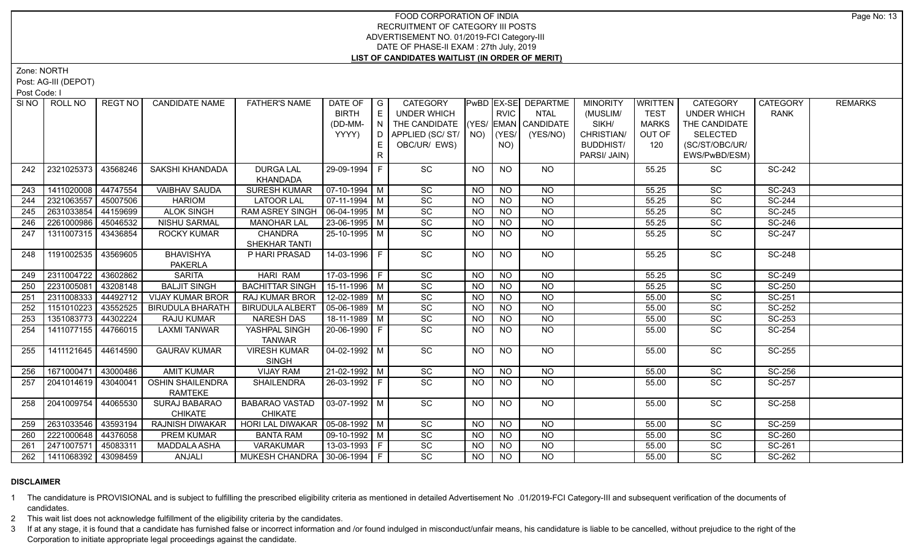# FOOD CORPORATION OF INDIA
## RECRUITMENT OF CATEGORY III POSTS
## ADVERTISEMENT NO. 01/2019-FCI Category-III
## DATE OF PHASE-II EXAM : 27th July, 2019
## LIST OF CANDIDATES WAITLIST (IN ORDER OF MERIT)

Zone: NORTH

Post: AG-III (DEPOT)

Post Code: I

| Sl NO | ROLL NO | REGT NO | CANDIDATE NAME | FATHER'S NAME | DATE OF BIRTH (DD-MM-YYYY) | GENDER | CATEGORY UNDER WHICH THE CANDIDATE APPLIED (SC/ ST/ OBC/UR/ EWS) | PwBD (YES/ NO) | EX-SERVICEMAN (YES/ NO) | DEPARTMENTAL CANDIDATE (YES/NO) | MINORITY (MUSLIM/ SIKH/ CHRISTIAN/ BUDDHIST/ PARSI/ JAIN) | WRITTEN TEST MARKS OUT OF 120 | CATEGORY UNDER WHICH THE CANDIDATE SELECTED (SC/ST/OBC/UR/ EWS/PwBD/ESM) | CATEGORY RANK | REMARKS |
|---|---|---|---|---|---|---|---|---|---|---|---|---|---|---|---|
| 242 | 2321025373 | 43568246 | SAKSHI KHANDADA | DURGA LAL KHANDADA | 29-09-1994 | F | SC | NO | NO | NO | | 55.25 | SC | SC-242 | |
| 243 | 1411020008 | 44747554 | VAIBHAV SAUDA | SURESH KUMAR | 07-10-1994 | M | SC | NO | NO | NO | | 55.25 | SC | SC-243 | |
| 244 | 2321063557 | 45007506 | HARIOM | LATOOR LAL | 07-11-1994 | M | SC | NO | NO | NO | | 55.25 | SC | SC-244 | |
| 245 | 2631033854 | 44159699 | ALOK SINGH | RAM ASREY SINGH | 06-04-1995 | M | SC | NO | NO | NO | | 55.25 | SC | SC-245 | |
| 246 | 2261000986 | 45046532 | NISHU SARMAL | MANOHAR LAL | 23-06-1995 | M | SC | NO | NO | NO | | 55.25 | SC | SC-246 | |
| 247 | 1311007315 | 43436854 | ROCKY KUMAR | CHANDRA SHEKHAR TANTI | 25-10-1995 | M | SC | NO | NO | NO | | 55.25 | SC | SC-247 | |
| 248 | 1191002535 | 43569605 | BHAVISHYA PAKERLA | P HARI PRASAD | 14-03-1996 | F | SC | NO | NO | NO | | 55.25 | SC | SC-248 | |
| 249 | 2311004722 | 43602862 | SARITA | HARI RAM | 17-03-1996 | F | SC | NO | NO | NO | | 55.25 | SC | SC-249 | |
| 250 | 2231005081 | 43208148 | BALJIT SINGH | BACHITTAR SINGH | 15-11-1996 | M | SC | NO | NO | NO | | 55.25 | SC | SC-250 | |
| 251 | 2311008333 | 44492712 | VIJAY KUMAR BROR | RAJ KUMAR BROR | 12-02-1989 | M | SC | NO | NO | NO | | 55.00 | SC | SC-251 | |
| 252 | 1151010223 | 43552525 | BIRUDULA BHARATH | BIRUDULA ALBERT | 05-06-1989 | M | SC | NO | NO | NO | | 55.00 | SC | SC-252 | |
| 253 | 1351083773 | 44302224 | RAJU KUMAR | NARESH DAS | 18-11-1989 | M | SC | NO | NO | NO | | 55.00 | SC | SC-253 | |
| 254 | 1411077155 | 44766015 | LAXMI TANWAR | YASHPAL SINGH TANWAR | 20-06-1990 | F | SC | NO | NO | NO | | 55.00 | SC | SC-254 | |
| 255 | 1411121645 | 44614590 | GAURAV KUMAR | VIRESH KUMAR SINGH | 04-02-1992 | M | SC | NO | NO | NO | | 55.00 | SC | SC-255 | |
| 256 | 1671000471 | 43000486 | AMIT KUMAR | VIJAY RAM | 21-02-1992 | M | SC | NO | NO | NO | | 55.00 | SC | SC-256 | |
| 257 | 2041014619 | 43040041 | OSHIN SHAILENDRA RAMTEKE | SHAILENDRA | 26-03-1992 | F | SC | NO | NO | NO | | 55.00 | SC | SC-257 | |
| 258 | 2041009754 | 44065530 | SURAJ BABARAO CHIKATE | BABARAO VASTAD CHIKATE | 03-07-1992 | M | SC | NO | NO | NO | | 55.00 | SC | SC-258 | |
| 259 | 2631033546 | 43593194 | RAJNISH DIWAKAR | HORI LAL DIWAKAR | 05-08-1992 | M | SC | NO | NO | NO | | 55.00 | SC | SC-259 | |
| 260 | 2221000648 | 44376058 | PREM KUMAR | BANTA RAM | 09-10-1992 | M | SC | NO | NO | NO | | 55.00 | SC | SC-260 | |
| 261 | 2471007571 | 45083311 | MADDALA ASHA | VARAKUMAR | 13-03-1993 | F | SC | NO | NO | NO | | 55.00 | SC | SC-261 | |
| 262 | 1411068392 | 43098459 | ANJALI | MUKESH CHANDRA | 30-06-1994 | F | SC | NO | NO | NO | | 55.00 | SC | SC-262 | |

**DISCLAIMER**

1 The candidature is PROVISIONAL and is subject to fulfilling the prescribed eligibility criteria as mentioned in detailed Advertisement No .01/2019-FCI Category-III and subsequent verification of the documents of candidates.

2 This wait list does not acknowledge fulfillment of the eligibility criteria by the candidates.

3 If at any stage, it is found that a candidate has furnished false or incorrect information and /or found indulged in misconduct/unfair means, his candidature is liable to be cancelled, without prejudice to the right of the Corporation to initiate appropriate legal proceedings against the candidate.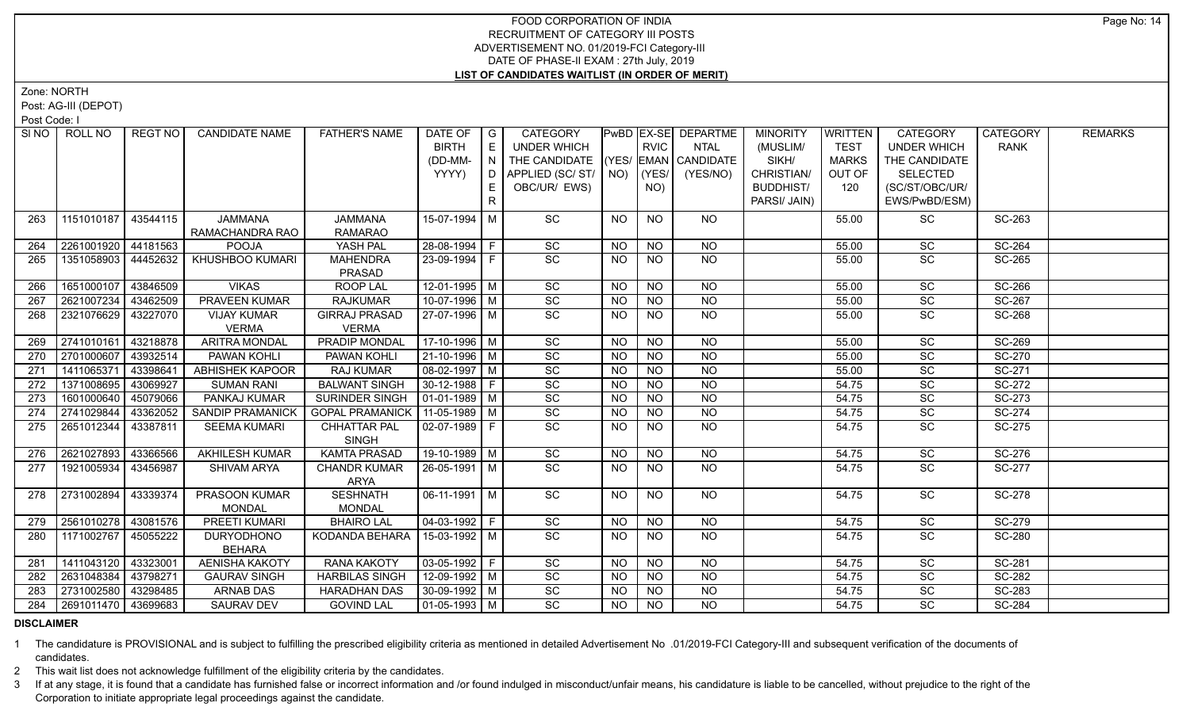FOOD CORPORATION OF INDIA
RECRUITMENT OF CATEGORY III POSTS
ADVERTISEMENT NO. 01/2019-FCI Category-III
DATE OF PHASE-II EXAM : 27th July, 2019
**LIST OF CANDIDATES WAITLIST (IN ORDER OF MERIT)**

Zone: NORTH
Post: AG-III (DEPOT)
Post Code: I

| Sl NO | ROLL NO | REGT NO | CANDIDATE NAME | FATHER'S NAME | DATE OF BIRTH (DD-MM-YYYY) | GENDER | CATEGORY UNDER WHICH THE CANDIDATE APPLIED (SC/ST/OBC/UR/ EWS) | PwBD (YES/NO) | EX-SERVICEMAN (YES/NO) | DEPARTMENTAL CANDIDATE (YES/NO) | MINORITY (MUSLIM/ SIKH/ CHRISTIAN/ BUDDHIST/ PARSI/ JAIN) | WRITTEN TEST MARKS OUT OF 120 | CATEGORY UNDER WHICH THE CANDIDATE SELECTED (SC/ST/OBC/UR/ EWS/PwBD/ESM) | CATEGORY RANK | REMARKS |
|---|---|---|---|---|---|---|---|---|---|---|---|---|---|---|---|
| 263 | 1151010187 | 43544115 | JAMMANA RAMACHANDRA RAO | JAMMANA RAMARAO | 15-07-1994 | M | SC | NO | NO | NO | | 55.00 | SC | SC-263 | |
| 264 | 2261001920 | 44181563 | POOJA | YASH PAL | 28-08-1994 | F | SC | NO | NO | NO | | 55.00 | SC | SC-264 | |
| 265 | 1351058903 | 44452632 | KHUSHBOO KUMARI | MAHENDRA PRASAD | 23-09-1994 | F | SC | NO | NO | NO | | 55.00 | SC | SC-265 | |
| 266 | 1651000107 | 43846509 | VIKAS | ROOP LAL | 12-01-1995 | M | SC | NO | NO | NO | | 55.00 | SC | SC-266 | |
| 267 | 2621007234 | 43462509 | PRAVEEN KUMAR | RAJKUMAR | 10-07-1996 | M | SC | NO | NO | NO | | 55.00 | SC | SC-267 | |
| 268 | 2321076629 | 43227070 | VIJAY KUMAR VERMA | GIRRAJ PRASAD VERMA | 27-07-1996 | M | SC | NO | NO | NO | | 55.00 | SC | SC-268 | |
| 269 | 2741010161 | 43218878 | ARITRA MONDAL | PRADIP MONDAL | 17-10-1996 | M | SC | NO | NO | NO | | 55.00 | SC | SC-269 | |
| 270 | 2701000607 | 43932514 | PAWAN KOHLI | PAWAN KOHLI | 21-10-1996 | M | SC | NO | NO | NO | | 55.00 | SC | SC-270 | |
| 271 | 1411065371 | 43398641 | ABHISHEK KAPOOR | RAJ KUMAR | 08-02-1997 | M | SC | NO | NO | NO | | 55.00 | SC | SC-271 | |
| 272 | 1371008695 | 43069927 | SUMAN RANI | BALWANT SINGH | 30-12-1988 | F | SC | NO | NO | NO | | 54.75 | SC | SC-272 | |
| 273 | 1601000640 | 45079066 | PANKAJ KUMAR | SURINDER SINGH | 01-01-1989 | M | SC | NO | NO | NO | | 54.75 | SC | SC-273 | |
| 274 | 2741029844 | 43362052 | SANDIP PRAMANICK | GOPAL PRAMANICK | 11-05-1989 | M | SC | NO | NO | NO | | 54.75 | SC | SC-274 | |
| 275 | 2651012344 | 43387811 | SEEMA KUMARI | CHHATTAR PAL SINGH | 02-07-1989 | F | SC | NO | NO | NO | | 54.75 | SC | SC-275 | |
| 276 | 2621027893 | 43366566 | AKHILESH KUMAR | KAMTA PRASAD | 19-10-1989 | M | SC | NO | NO | NO | | 54.75 | SC | SC-276 | |
| 277 | 1921005934 | 43456987 | SHIVAM ARYA | CHANDR KUMAR ARYA | 26-05-1991 | M | SC | NO | NO | NO | | 54.75 | SC | SC-277 | |
| 278 | 2731002894 | 43339374 | PRASOON KUMAR MONDAL | SESHNATH MONDAL | 06-11-1991 | M | SC | NO | NO | NO | | 54.75 | SC | SC-278 | |
| 279 | 2561010278 | 43081576 | PREETI KUMARI | BHAIRO LAL | 04-03-1992 | F | SC | NO | NO | NO | | 54.75 | SC | SC-279 | |
| 280 | 1171002767 | 45055222 | DURYODHONO BEHARA | KODANDA BEHARA | 15-03-1992 | M | SC | NO | NO | NO | | 54.75 | SC | SC-280 | |
| 281 | 1411043120 | 43323001 | AENISHA KAKOTY | RANA KAKOTY | 03-05-1992 | F | SC | NO | NO | NO | | 54.75 | SC | SC-281 | |
| 282 | 2631048384 | 43798271 | GAURAV SINGH | HARBILAS SINGH | 12-09-1992 | M | SC | NO | NO | NO | | 54.75 | SC | SC-282 | |
| 283 | 2731002580 | 43298485 | ARNAB DAS | HARADHAN DAS | 30-09-1992 | M | SC | NO | NO | NO | | 54.75 | SC | SC-283 | |
| 284 | 2691011470 | 43699683 | SAURAV DEV | GOVIND LAL | 01-05-1993 | M | SC | NO | NO | NO | | 54.75 | SC | SC-284 | |

**DISCLAIMER**

1 The candidature is PROVISIONAL and is subject to fulfilling the prescribed eligibility criteria as mentioned in detailed Advertisement No .01/2019-FCI Category-III and subsequent verification of the documents of candidates.

2 This wait list does not acknowledge fulfillment of the eligibility criteria by the candidates.

3 If at any stage, it is found that a candidate has furnished false or incorrect information and /or found indulged in misconduct/unfair means, his candidature is liable to be cancelled, without prejudice to the right of the Corporation to initiate appropriate legal proceedings against the candidate.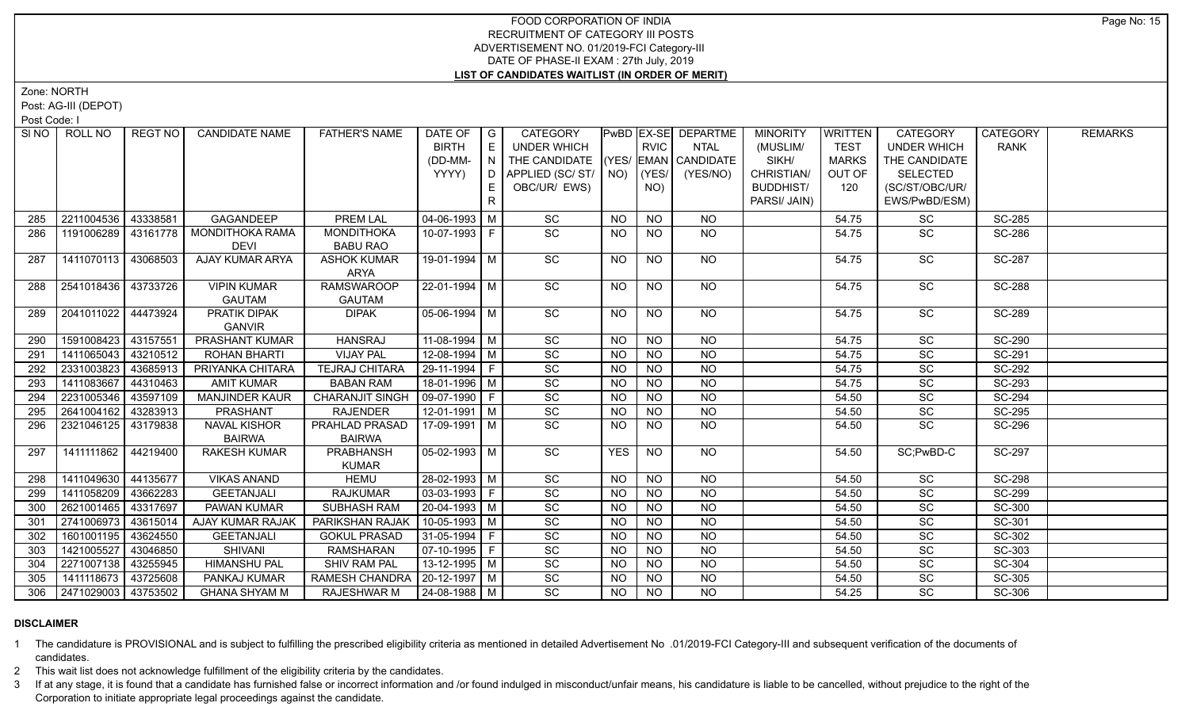# FOOD CORPORATION OF INDIA
## RECRUITMENT OF CATEGORY III POSTS
### ADVERTISEMENT NO. 01/2019-FCI Category-III
### DATE OF PHASE-II EXAM : 27th July, 2019
### LIST OF CANDIDATES WAITLIST (IN ORDER OF MERIT)

Zone: NORTH

Post: AG-III (DEPOT)

Post Code: I

| Sl NO | ROLL NO | REGT NO | CANDIDATE NAME | FATHER'S NAME | DATE OF BIRTH (DD-MM-YYYY) | GENDER | CATEGORY UNDER WHICH THE CANDIDATE APPLIED (SC/ ST/ OBC/UR/ EWS) | PwBD (YES/ NO) | EX-SERVICEMAN (YES/ NO) | DEPARTMENTAL CANDIDATE (YES/NO) | MINORITY (MUSLIM/ SIKH/ CHRISTIAN/ BUDDHIST/ PARSI/ JAIN) | WRITTEN TEST MARKS OUT OF 120 | CATEGORY UNDER WHICH THE CANDIDATE SELECTED (SC/ST/OBC/UR/ EWS/PwBD/ESM) | CATEGORY RANK | REMARKS |
|---|---|---|---|---|---|---|---|---|---|---|---|---|---|---|---|
| 285 | 2211004536 | 43338581 | GAGANDEEP | PREM LAL | 04-06-1993 | M | SC | NO | NO | NO | | 54.75 | SC | SC-285 | |
| 286 | 1191006289 | 43161778 | MONDITHOKA RAMA DEVI | MONDITHOKA BABU RAO | 10-07-1993 | F | SC | NO | NO | NO | | 54.75 | SC | SC-286 | |
| 287 | 1411070113 | 43068503 | AJAY KUMAR ARYA | ASHOK KUMAR ARYA | 19-01-1994 | M | SC | NO | NO | NO | | 54.75 | SC | SC-287 | |
| 288 | 2541018436 | 43733726 | VIPIN KUMAR GAUTAM | RAMSWAROOP GAUTAM | 22-01-1994 | M | SC | NO | NO | NO | | 54.75 | SC | SC-288 | |
| 289 | 2041011022 | 44473924 | PRATIK DIPAK GANVIR | DIPAK | 05-06-1994 | M | SC | NO | NO | NO | | 54.75 | SC | SC-289 | |
| 290 | 1591008423 | 43157551 | PRASHANT KUMAR | HANSRAJ | 11-08-1994 | M | SC | NO | NO | NO | | 54.75 | SC | SC-290 | |
| 291 | 1411065043 | 43210512 | ROHAN BHARTI | VIJAY PAL | 12-08-1994 | M | SC | NO | NO | NO | | 54.75 | SC | SC-291 | |
| 292 | 2331003823 | 43685913 | PRIYANKA CHITARA | TEJRAJ CHITARA | 29-11-1994 | F | SC | NO | NO | NO | | 54.75 | SC | SC-292 | |
| 293 | 1411083667 | 44310463 | AMIT KUMAR | BABAN RAM | 18-01-1996 | M | SC | NO | NO | NO | | 54.75 | SC | SC-293 | |
| 294 | 2231005346 | 43597109 | MANJINDER KAUR | CHARANJIT SINGH | 09-07-1990 | F | SC | NO | NO | NO | | 54.50 | SC | SC-294 | |
| 295 | 2641004162 | 43283913 | PRASHANT | RAJENDER | 12-01-1991 | M | SC | NO | NO | NO | | 54.50 | SC | SC-295 | |
| 296 | 2321046125 | 43179838 | NAVAL KISHOR BAIRWA | PRAHLAD PRASAD BAIRWA | 17-09-1991 | M | SC | NO | NO | NO | | 54.50 | SC | SC-296 | |
| 297 | 1411111862 | 44219400 | RAKESH KUMAR | PRABHANSH KUMAR | 05-02-1993 | M | SC | YES | NO | NO | | 54.50 | SC;PwBD-C | SC-297 | |
| 298 | 1411049630 | 44135677 | VIKAS ANAND | HEMU | 28-02-1993 | M | SC | NO | NO | NO | | 54.50 | SC | SC-298 | |
| 299 | 1410058209 | 43662283 | GEETANJALI | RAJKUMAR | 03-03-1993 | F | SC | NO | NO | NO | | 54.50 | SC | SC-299 | |
| 300 | 2621001465 | 43317697 | PAWAN KUMAR | SUBHASH RAM | 20-04-1993 | M | SC | NO | NO | NO | | 54.50 | SC | SC-300 | |
| 301 | 2741006973 | 43615014 | AJAY KUMAR RAJAK | PARIKSHAN RAJAK | 10-05-1993 | M | SC | NO | NO | NO | | 54.50 | SC | SC-301 | |
| 302 | 1601001195 | 43624550 | GEETANJALI | GOKUL PRASAD | 31-05-1994 | F | SC | NO | NO | NO | | 54.50 | SC | SC-302 | |
| 303 | 1421005527 | 43046850 | SHIVANI | RAMSHARAN | 07-10-1995 | F | SC | NO | NO | NO | | 54.50 | SC | SC-303 | |
| 304 | 2271007138 | 43255945 | HIMANSHU PAL | SHIV RAM PAL | 13-12-1995 | M | SC | NO | NO | NO | | 54.50 | SC | SC-304 | |
| 305 | 1411118673 | 43725608 | PANKAJ KUMAR | RAMESH CHANDRA | 20-12-1997 | M | SC | NO | NO | NO | | 54.50 | SC | SC-305 | |
| 306 | 2471029003 | 43753502 | GHANA SHYAM M | RAJESHWAR M | 24-08-1988 | M | SC | NO | NO | NO | | 54.25 | SC | SC-306 | |

**DISCLAIMER**

1 The candidature is PROVISIONAL and is subject to fulfilling the prescribed eligibility criteria as mentioned in detailed Advertisement No .01/2019-FCI Category-III and subsequent verification of the documents of candidates.

2 This wait list does not acknowledge fulfillment of the eligibility criteria by the candidates.

3 If at any stage, it is found that a candidate has furnished false or incorrect information and /or found indulged in misconduct/unfair means, his candidature is liable to be cancelled, without prejudice to the right of the Corporation to initiate appropriate legal proceedings against the candidate.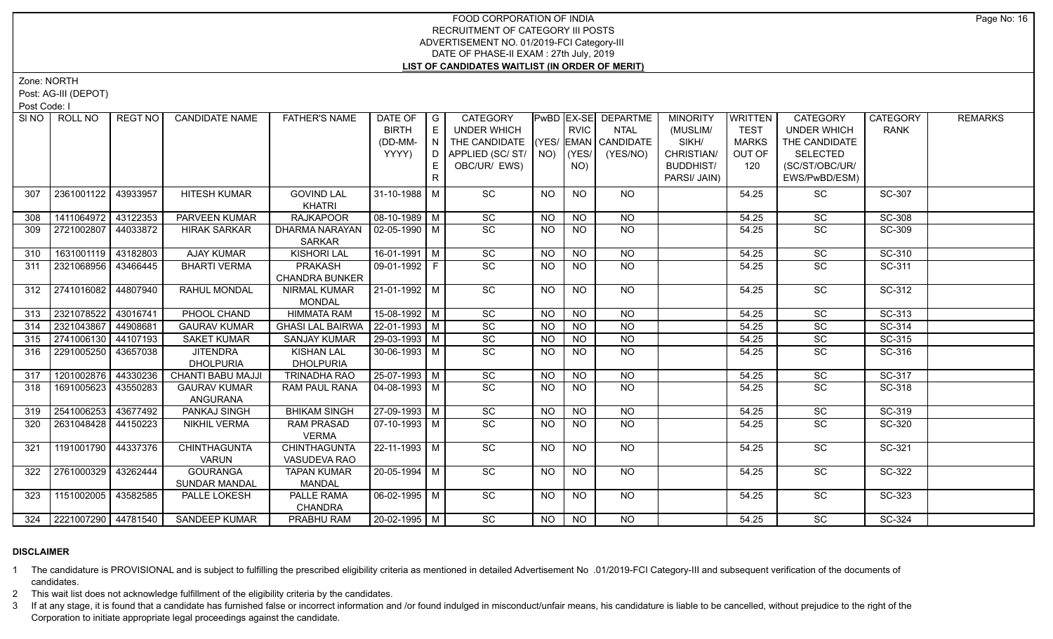# FOOD CORPORATION OF INDIA
## RECRUITMENT OF CATEGORY III POSTS
## ADVERTISEMENT NO. 01/2019-FCI Category-III
## DATE OF PHASE-II EXAM : 27th July, 2019
## LIST OF CANDIDATES WAITLIST (IN ORDER OF MERIT)

Zone: NORTH

Post: AG-III (DEPOT)

Post Code: I

| SI NO | ROLL NO | REGT NO | CANDIDATE NAME | FATHER'S NAME | DATE OF BIRTH (DD-MM-YYYY) | GENDER | CATEGORY UNDER WHICH THE CANDIDATE APPLIED (SC/ ST/ OBC/UR/ EWS) | PwBD (YES/ NO) | EX-SERVICEMAN (YES/ NO) | DEPARTMENTAL CANDIDATE (YES/NO) | MINORITY (MUSLIM/ SIKH/ CHRISTIAN/ BUDDHIST/ PARSI/ JAIN) | WRITTEN TEST MARKS OUT OF 120 | CATEGORY UNDER WHICH THE CANDIDATE SELECTED (SC/ST/OBC/UR/ EWS/PwBD/ESM) | CATEGORY RANK | REMARKS |
|---|---|---|---|---|---|---|---|---|---|---|---|---|---|---|---|
| 307 | 2361001122 | 43933957 | HITESH KUMAR | GOVIND LAL KHATRI | 31-10-1988 | M | SC | NO | NO | NO | | 54.25 | SC | SC-307 | |
| 308 | 1411064972 | 43122353 | PARVEEN KUMAR | RAJKAPOOR | 08-10-1989 | M | SC | NO | NO | NO | | 54.25 | SC | SC-308 | |
| 309 | 2721002807 | 44033872 | HIRAK SARKAR | DHARMA NARAYAN SARKAR | 02-05-1990 | M | SC | NO | NO | NO | | 54.25 | SC | SC-309 | |
| 310 | 1631001119 | 43182803 | AJAY KUMAR | KISHORI LAL | 16-01-1991 | M | SC | NO | NO | NO | | 54.25 | SC | SC-310 | |
| 311 | 2321068956 | 43466445 | BHARTI VERMA | PRAKASH CHANDRA BUNKER | 09-01-1992 | F | SC | NO | NO | NO | | 54.25 | SC | SC-311 | |
| 312 | 2741016082 | 44807940 | RAHUL MONDAL | NIRMAL KUMAR MONDAL | 21-01-1992 | M | SC | NO | NO | NO | | 54.25 | SC | SC-312 | |
| 313 | 2321078522 | 43016741 | PHOOL CHAND | HIMMATA RAM | 15-08-1992 | M | SC | NO | NO | NO | | 54.25 | SC | SC-313 | |
| 314 | 2321043867 | 44908681 | GAURAV KUMAR | GHASI LAL BAIRWA | 22-01-1993 | M | SC | NO | NO | NO | | 54.25 | SC | SC-314 | |
| 315 | 2741006130 | 44107193 | SAKET KUMAR | SANJAY KUMAR | 29-03-1993 | M | SC | NO | NO | NO | | 54.25 | SC | SC-315 | |
| 316 | 2291005250 | 43657038 | JITENDRA DHOLPURIA | KISHAN LAL DHOLPURIA | 30-06-1993 | M | SC | NO | NO | NO | | 54.25 | SC | SC-316 | |
| 317 | 1201002876 | 44330236 | CHANTI BABU MAJJI | TRINADHA RAO | 25-07-1993 | M | SC | NO | NO | NO | | 54.25 | SC | SC-317 | |
| 318 | 1691005623 | 43550283 | GAURAV KUMAR ANGURANA | RAM PAUL RANA | 04-08-1993 | M | SC | NO | NO | NO | | 54.25 | SC | SC-318 | |
| 319 | 2541006253 | 43677492 | PANKAJ SINGH | BHIKAM SINGH | 27-09-1993 | M | SC | NO | NO | NO | | 54.25 | SC | SC-319 | |
| 320 | 2631048428 | 44150223 | NIKHIL VERMA | RAM PRASAD VERMA | 07-10-1993 | M | SC | NO | NO | NO | | 54.25 | SC | SC-320 | |
| 321 | 1191001790 | 44337376 | CHINTHAGUNTA VARUN | CHINTHAGUNTA VASUDEVA RAO | 22-11-1993 | M | SC | NO | NO | NO | | 54.25 | SC | SC-321 | |
| 322 | 2761000329 | 43262444 | GOURANGA SUNDAR MANDAL | TAPAN KUMAR MANDAL | 20-05-1994 | M | SC | NO | NO | NO | | 54.25 | SC | SC-322 | |
| 323 | 1151002005 | 43582585 | PALLE LOKESH | PALLE RAMA CHANDRA | 06-02-1995 | M | SC | NO | NO | NO | | 54.25 | SC | SC-323 | |
| 324 | 2221007290 | 44781540 | SANDEEP KUMAR | PRABHU RAM | 20-02-1995 | M | SC | NO | NO | NO | | 54.25 | SC | SC-324 | |

**DISCLAIMER**

1 The candidature is PROVISIONAL and is subject to fulfilling the prescribed eligibility criteria as mentioned in detailed Advertisement No .01/2019-FCI Category-III and subsequent verification of the documents of candidates.

2 This wait list does not acknowledge fulfillment of the eligibility criteria by the candidates.

3 If at any stage, it is found that a candidate has furnished false or incorrect information and /or found indulged in misconduct/unfair means, his candidature is liable to be cancelled, without prejudice to the right of the Corporation to initiate appropriate legal proceedings against the candidate.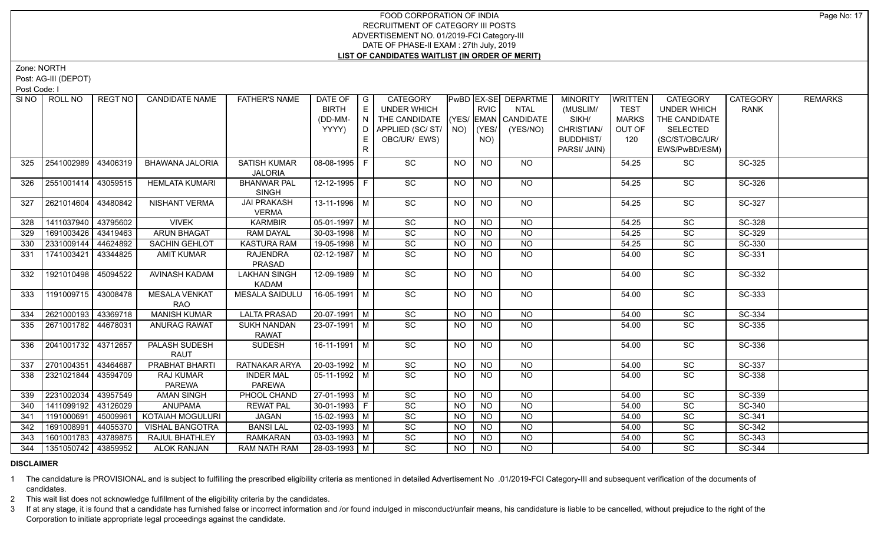# FOOD CORPORATION OF INDIA
## RECRUITMENT OF CATEGORY III POSTS
## ADVERTISEMENT NO. 01/2019-FCI Category-III
## DATE OF PHASE-II EXAM : 27th July, 2019
## LIST OF CANDIDATES WAITLIST (IN ORDER OF MERIT)

Zone: NORTH

Post: AG-III (DEPOT)

Post Code: I

| Sl NO | ROLL NO | REGT NO | CANDIDATE NAME | FATHER'S NAME | DATE OF BIRTH (DD-MM-YYYY) | GENDER | CATEGORY UNDER WHICH THE CANDIDATE APPLIED (SC/ ST/ OBC/UR/ EWS) | PwBD (YES/ NO) | EX-SERVICEMAN (YES/ NO) | DEPARTMENTAL CANDIDATE (YES/NO) | MINORITY (MUSLIM/ SIKH/ CHRISTIAN/ BUDDHIST/ PARSI/ JAIN) | WRITTEN TEST MARKS OUT OF 120 | CATEGORY UNDER WHICH THE CANDIDATE SELECTED (SC/ST/OBC/UR/ EWS/PwBD/ESM) | CATEGORY RANK | REMARKS |
|---|---|---|---|---|---|---|---|---|---|---|---|---|---|---|---|
| 325 | 2541002989 | 43406319 | BHAWANA JALORIA | SATISH KUMAR JALORIA | 08-08-1995 | F | SC | NO | NO | NO | | 54.25 | SC | SC-325 | |
| 326 | 2551001414 | 43059515 | HEMLATA KUMARI | BHANWAR PAL SINGH | 12-12-1995 | F | SC | NO | NO | NO | | 54.25 | SC | SC-326 | |
| 327 | 2621014604 | 43480842 | NISHANT VERMA | JAI PRAKASH VERMA | 13-11-1996 | M | SC | NO | NO | NO | | 54.25 | SC | SC-327 | |
| 328 | 1411037940 | 43795602 | VIVEK | KARMBIR | 05-01-1997 | M | SC | NO | NO | NO | | 54.25 | SC | SC-328 | |
| 329 | 1691003426 | 43419463 | ARUN BHAGAT | RAM DAYAL | 30-03-1998 | M | SC | NO | NO | NO | | 54.25 | SC | SC-329 | |
| 330 | 2331009144 | 44624892 | SACHIN GEHLOT | KASTURA RAM | 19-05-1998 | M | SC | NO | NO | NO | | 54.25 | SC | SC-330 | |
| 331 | 1741003421 | 43344825 | AMIT KUMAR | RAJENDRA PRASAD | 02-12-1987 | M | SC | NO | NO | NO | | 54.00 | SC | SC-331 | |
| 332 | 1921010498 | 45094522 | AVINASH KADAM | LAKHAN SINGH KADAM | 12-09-1989 | M | SC | NO | NO | NO | | 54.00 | SC | SC-332 | |
| 333 | 1191009715 | 43008478 | MESALA VENKAT RAO | MESALA SAIDULU | 16-05-1991 | M | SC | NO | NO | NO | | 54.00 | SC | SC-333 | |
| 334 | 2621000193 | 43369718 | MANISH KUMAR | LALTA PRASAD | 20-07-1991 | M | SC | NO | NO | NO | | 54.00 | SC | SC-334 | |
| 335 | 2671001782 | 44678031 | ANURAG RAWAT | SUKH NANDAN RAWAT | 23-07-1991 | M | SC | NO | NO | NO | | 54.00 | SC | SC-335 | |
| 336 | 2041001732 | 43712657 | PALASH SUDESH RAUT | SUDESH | 16-11-1991 | M | SC | NO | NO | NO | | 54.00 | SC | SC-336 | |
| 337 | 2701004351 | 43464687 | PRABHAT BHARTI | RATNAKAR ARYA | 20-03-1992 | M | SC | NO | NO | NO | | 54.00 | SC | SC-337 | |
| 338 | 2321021844 | 43594709 | RAJ KUMAR PAREWA | INDER MAL PAREWA | 05-11-1992 | M | SC | NO | NO | NO | | 54.00 | SC | SC-338 | |
| 339 | 2231002034 | 43957549 | AMAN SINGH | PHOOL CHAND | 27-01-1993 | M | SC | NO | NO | NO | | 54.00 | SC | SC-339 | |
| 340 | 1411099192 | 43126029 | ANUPAMA | REWAT PAL | 30-01-1993 | F | SC | NO | NO | NO | | 54.00 | SC | SC-340 | |
| 341 | 1191000691 | 45009961 | KOTAIAH MOGULURI | JAGAN | 15-02-1993 | M | SC | NO | NO | NO | | 54.00 | SC | SC-341 | |
| 342 | 1691008991 | 44055370 | VISHAL BANGOTRA | BANSI LAL | 02-03-1993 | M | SC | NO | NO | NO | | 54.00 | SC | SC-342 | |
| 343 | 1601001783 | 43789875 | RAJUL BHATHLEY | RAMKARAN | 03-03-1993 | M | SC | NO | NO | NO | | 54.00 | SC | SC-343 | |
| 344 | 1351050742 | 43859952 | ALOK RANJAN | RAM NATH RAM | 28-03-1993 | M | SC | NO | NO | NO | | 54.00 | SC | SC-344 | |

**DISCLAIMER**

1 The candidature is PROVISIONAL and is subject to fulfilling the prescribed eligibility criteria as mentioned in detailed Advertisement No .01/2019-FCI Category-III and subsequent verification of the documents of candidates.

2 This wait list does not acknowledge fulfillment of the eligibility criteria by the candidates.

3 If at any stage, it is found that a candidate has furnished false or incorrect information and /or found indulged in misconduct/unfair means, his candidature is liable to be cancelled, without prejudice to the right of the Corporation to initiate appropriate legal proceedings against the candidate.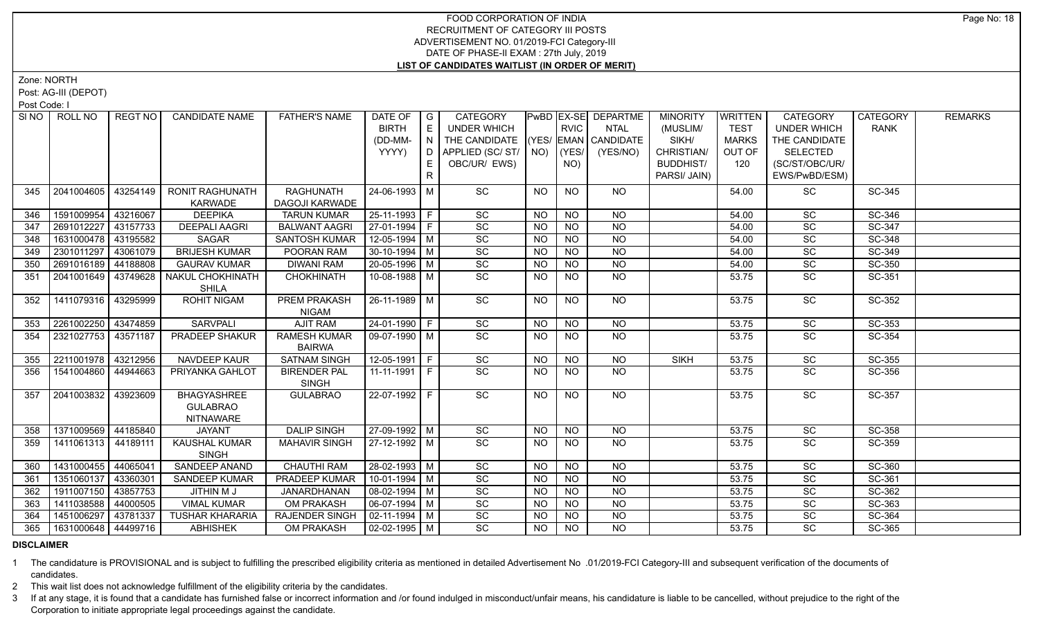# FOOD CORPORATION OF INDIA
## RECRUITMENT OF CATEGORY III POSTS
### ADVERTISEMENT NO. 01/2019-FCI Category-III
### DATE OF PHASE-II EXAM : 27th July, 2019
### LIST OF CANDIDATES WAITLIST (IN ORDER OF MERIT)

Zone: NORTH

Post: AG-III (DEPOT)

Post Code: I

| SI NO | ROLL NO | REGT NO | CANDIDATE NAME | FATHER'S NAME | DATE OF BIRTH (DD-MM-YYYY) | GENDER | CATEGORY UNDER WHICH THE CANDIDATE APPLIED (SC/ ST/ OBC/UR/ EWS) | PwBD (YES/ NO) | EX-SE RVICEMAN (YES/ NO) | DEPARTMENTAL CANDIDATE (YES/NO) | MINORITY (MUSLIM/ SIKH/ CHRISTIAN/ BUDDHIST/ PARSI/ JAIN) | WRITTEN TEST MARKS OUT OF 120 | CATEGORY UNDER WHICH THE CANDIDATE SELECTED (SC/ST/OBC/UR/ EWS/PwBD/ESM) | CATEGORY RANK | REMARKS |
|---|---|---|---|---|---|---|---|---|---|---|---|---|---|---|---|
| 345 | 2041004605 | 43254149 | RONIT RAGHUNATH KARWADE | RAGHUNATH DAGOJI KARWADE | 24-06-1993 | M | SC | NO | NO | NO | | 54.00 | SC | SC-345 | |
| 346 | 1591009954 | 43216067 | DEEPIKA | TARUN KUMAR | 25-11-1993 | F | SC | NO | NO | NO | | 54.00 | SC | SC-346 | |
| 347 | 2691012227 | 43157733 | DEEPALI AAGRI | BALWANT AAGRI | 27-01-1994 | F | SC | NO | NO | NO | | 54.00 | SC | SC-347 | |
| 348 | 1631000478 | 43195582 | SAGAR | SANTOSH KUMAR | 12-05-1994 | M | SC | NO | NO | NO | | 54.00 | SC | SC-348 | |
| 349 | 2301011297 | 43061079 | BRIJESH KUMAR | POORAN RAM | 30-10-1994 | M | SC | NO | NO | NO | | 54.00 | SC | SC-349 | |
| 350 | 2691016189 | 44188808 | GAURAV KUMAR | DIWANI RAM | 20-05-1996 | M | SC | NO | NO | NO | | 54.00 | SC | SC-350 | |
| 351 | 2041001649 | 43749628 | NAKUL CHOKHINATH SHILA | CHOKHINATH | 10-08-1988 | M | SC | NO | NO | NO | | 53.75 | SC | SC-351 | |
| 352 | 1411079316 | 43295999 | ROHIT NIGAM | PREM PRAKASH NIGAM | 26-11-1989 | M | SC | NO | NO | NO | | 53.75 | SC | SC-352 | |
| 353 | 2261002250 | 43474859 | SARVPALI | AJIT RAM | 24-01-1990 | F | SC | NO | NO | NO | | 53.75 | SC | SC-353 | |
| 354 | 2321027753 | 43571187 | PRADEEP SHAKUR | RAMESH KUMAR BAIRWA | 09-07-1990 | M | SC | NO | NO | NO | | 53.75 | SC | SC-354 | |
| 355 | 2211001978 | 43212956 | NAVDEEP KAUR | SATNAM SINGH | 12-05-1991 | F | SC | NO | NO | NO | SIKH | 53.75 | SC | SC-355 | |
| 356 | 1541004860 | 44944663 | PRIYANKA GAHLOT | BIRENDER PAL SINGH | 11-11-1991 | F | SC | NO | NO | NO | | 53.75 | SC | SC-356 | |
| 357 | 2041003832 | 43923609 | BHAGYASHREE GULABRAO NITNAWARE | GULABRAO | 22-07-1992 | F | SC | NO | NO | NO | | 53.75 | SC | SC-357 | |
| 358 | 1371009569 | 44185840 | JAYANT | DALIP SINGH | 27-09-1992 | M | SC | NO | NO | NO | | 53.75 | SC | SC-358 | |
| 359 | 1411061313 | 44189111 | KAUSHAL KUMAR SINGH | MAHAVIR SINGH | 27-12-1992 | M | SC | NO | NO | NO | | 53.75 | SC | SC-359 | |
| 360 | 1431000455 | 44065041 | SANDEEP ANAND | CHAUTHI RAM | 28-02-1993 | M | SC | NO | NO | NO | | 53.75 | SC | SC-360 | |
| 361 | 1351060137 | 43360301 | SANDEEP KUMAR | PRADEEP KUMAR | 10-01-1994 | M | SC | NO | NO | NO | | 53.75 | SC | SC-361 | |
| 362 | 1911007150 | 43857753 | JITHIN M J | JANARDHANAN | 08-02-1994 | M | SC | NO | NO | NO | | 53.75 | SC | SC-362 | |
| 363 | 1411038588 | 44000505 | VIMAL KUMAR | OM PRAKASH | 06-07-1994 | M | SC | NO | NO | NO | | 53.75 | SC | SC-363 | |
| 364 | 1451006297 | 43781337 | TUSHAR KHARARIA | RAJENDER SINGH | 02-11-1994 | M | SC | NO | NO | NO | | 53.75 | SC | SC-364 | |
| 365 | 1631000648 | 44499716 | ABHISHEK | OM PRAKASH | 02-02-1995 | M | SC | NO | NO | NO | | 53.75 | SC | SC-365 | |

**DISCLAIMER**

1 The candidature is PROVISIONAL and is subject to fulfilling the prescribed eligibility criteria as mentioned in detailed Advertisement No .01/2019-FCI Category-III and subsequent verification of the documents of candidates.

2 This wait list does not acknowledge fulfillment of the eligibility criteria by the candidates.

3 If at any stage, it is found that a candidate has furnished false or incorrect information and /or found indulged in misconduct/unfair means, his candidature is liable to be cancelled, without prejudice to the right of the Corporation to initiate appropriate legal proceedings against the candidate.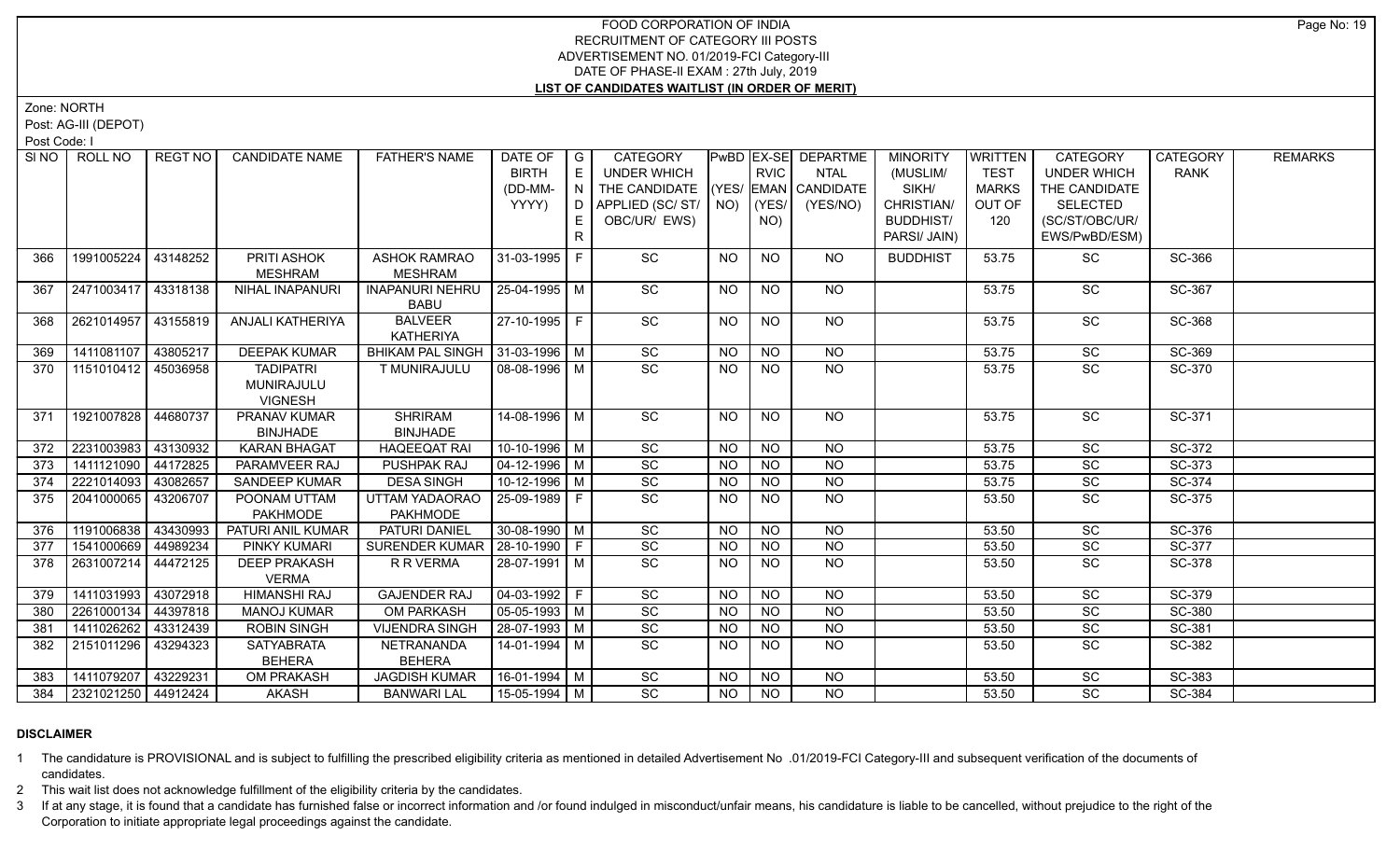# FOOD CORPORATION OF INDIA
## RECRUITMENT OF CATEGORY III POSTS
### ADVERTISEMENT NO. 01/2019-FCI Category-III
### DATE OF PHASE-II EXAM : 27th July, 2019
### LIST OF CANDIDATES WAITLIST (IN ORDER OF MERIT)

Zone: NORTH

Post: AG-III (DEPOT)

Post Code: I

| Sl NO | ROLL NO | REGT NO | CANDIDATE NAME | FATHER'S NAME | DATE OF BIRTH (DD-MM-YYYY) | GENDER | CATEGORY UNDER WHICH THE CANDIDATE APPLIED (SC/ ST/ OBC/UR/ EWS) | PwBD (YES/ NO) | EX-SERVICEMAN (YES/ NO) | DEPARTMENTAL CANDIDATE (YES/NO) | MINORITY (MUSLIM/ SIKH/ CHRISTIAN/ BUDDHIST/ PARSI/ JAIN) | WRITTEN TEST MARKS OUT OF 120 | CATEGORY UNDER WHICH THE CANDIDATE SELECTED (SC/ST/OBC/UR/ EWS/PwBD/ESM) | CATEGORY RANK | REMARKS |
|---|---|---|---|---|---|---|---|---|---|---|---|---|---|---|---|
| 366 | 1991005224 | 43148252 | PRITI ASHOK MESHRAM | ASHOK RAMRAO MESHRAM | 31-03-1995 | F | SC | NO | NO | NO | BUDDHIST | 53.75 | SC | SC-366 | |
| 367 | 2471003417 | 43318138 | NIHAL INAPANURI | INAPANURI NEHRU BABU | 25-04-1995 | M | SC | NO | NO | NO | | 53.75 | SC | SC-367 | |
| 368 | 2621014957 | 43155819 | ANJALI KATHERIYA | BALVEER KATHERIYA | 27-10-1995 | F | SC | NO | NO | NO | | 53.75 | SC | SC-368 | |
| 369 | 1411081107 | 43805217 | DEEPAK KUMAR | BHIKAM PAL SINGH | 31-03-1996 | M | SC | NO | NO | NO | | 53.75 | SC | SC-369 | |
| 370 | 1151010412 | 45036958 | TADIPATRI MUNIRAJULU VIGNESH | T MUNIRAJULU | 08-08-1996 | M | SC | NO | NO | NO | | 53.75 | SC | SC-370 | |
| 371 | 1921007828 | 44680737 | PRANAV KUMAR BINJHADE | SHRIRAM BINJHADE | 14-08-1996 | M | SC | NO | NO | NO | | 53.75 | SC | SC-371 | |
| 372 | 2231003983 | 43130932 | KARAN BHAGAT | HAQEEQAT RAI | 10-10-1996 | M | SC | NO | NO | NO | | 53.75 | SC | SC-372 | |
| 373 | 1411121090 | 44172825 | PARAMVEER RAJ | PUSHPAK RAJ | 04-12-1996 | M | SC | NO | NO | NO | | 53.75 | SC | SC-373 | |
| 374 | 2221014093 | 43082657 | SANDEEP KUMAR | DESA SINGH | 10-12-1996 | M | SC | NO | NO | NO | | 53.75 | SC | SC-374 | |
| 375 | 2041000065 | 43206707 | POONAM UTTAM PAKHMODE | UTTAM YADAORAO PAKHMODE | 25-09-1989 | F | SC | NO | NO | NO | | 53.50 | SC | SC-375 | |
| 376 | 1191006838 | 43430993 | PATURI ANIL KUMAR | PATURI DANIEL | 30-08-1990 | M | SC | NO | NO | NO | | 53.50 | SC | SC-376 | |
| 377 | 1541000669 | 44989234 | PINKY KUMARI | SURENDER KUMAR | 28-10-1990 | F | SC | NO | NO | NO | | 53.50 | SC | SC-377 | |
| 378 | 2631007214 | 44472125 | DEEP PRAKASH VERMA | R R VERMA | 28-07-1991 | M | SC | NO | NO | NO | | 53.50 | SC | SC-378 | |
| 379 | 1411031993 | 43072918 | HIMANSHI RAJ | GAJENDER RAJ | 04-03-1992 | F | SC | NO | NO | NO | | 53.50 | SC | SC-379 | |
| 380 | 2261000134 | 44397818 | MANOJ KUMAR | OM PARKASH | 05-05-1993 | M | SC | NO | NO | NO | | 53.50 | SC | SC-380 | |
| 381 | 1411026262 | 43312439 | ROBIN SINGH | VIJENDRA SINGH | 28-07-1993 | M | SC | NO | NO | NO | | 53.50 | SC | SC-381 | |
| 382 | 2151011296 | 43294323 | SATYABRATA BEHERA | NETRANANDA BEHERA | 14-01-1994 | M | SC | NO | NO | NO | | 53.50 | SC | SC-382 | |
| 383 | 1411079207 | 43229231 | OM PRAKASH | JAGDISH KUMAR | 16-01-1994 | M | SC | NO | NO | NO | | 53.50 | SC | SC-383 | |
| 384 | 2321021250 | 44912424 | AKASH | BANWARI LAL | 15-05-1994 | M | SC | NO | NO | NO | | 53.50 | SC | SC-384 | |

## DISCLAIMER

1 The candidature is PROVISIONAL and is subject to fulfilling the prescribed eligibility criteria as mentioned in detailed Advertisement No .01/2019-FCI Category-III and subsequent verification of the documents of candidates.

2 This wait list does not acknowledge fulfillment of the eligibility criteria by the candidates.

3 If at any stage, it is found that a candidate has furnished false or incorrect information and /or found indulged in misconduct/unfair means, his candidature is liable to be cancelled, without prejudice to the right of the Corporation to initiate appropriate legal proceedings against the candidate.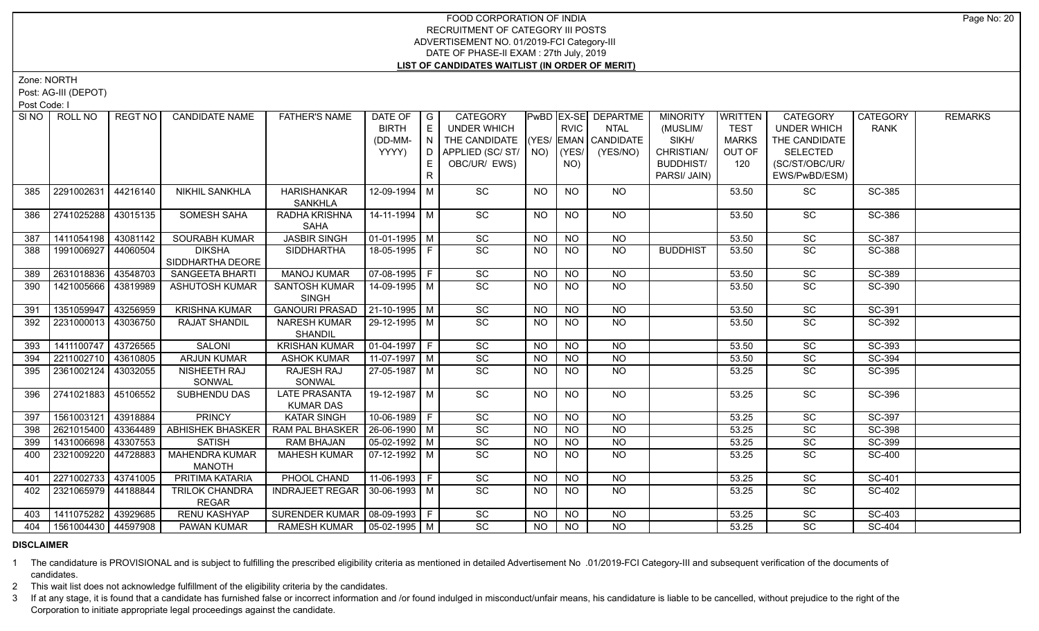FOOD CORPORATION OF INDIA
RECRUITMENT OF CATEGORY III POSTS
ADVERTISEMENT NO. 01/2019-FCI Category-III
DATE OF PHASE-II EXAM : 27th July, 2019

**LIST OF CANDIDATES WAITLIST (IN ORDER OF MERIT)**

Zone: NORTH

Post: AG-III (DEPOT)

Post Code: I

| SI NO | ROLL NO | REGT NO | CANDIDATE NAME | FATHER'S NAME | DATE OF BIRTH (DD-MM-YYYY) | GENDER | CATEGORY UNDER WHICH THE CANDIDATE APPLIED (SC/ ST/ OBC/UR/ EWS) | PwBD (YES/ NO) | EX-SERVICEMAN (YES/ NO) | DEPARTMENTAL CANDIDATE (YES/NO) | MINORITY (MUSLIM/ SIKH/ CHRISTIAN/ BUDDHIST/ PARSI/ JAIN) | WRITTEN TEST MARKS OUT OF 120 | CATEGORY UNDER WHICH THE CANDIDATE SELECTED (SC/ST/OBC/UR/ EWS/PwBD/ESM) | CATEGORY RANK | REMARKS |
|---|---|---|---|---|---|---|---|---|---|---|---|---|---|---|---|
| 385 | 2291002631 | 44216140 | NIKHIL SANKHLA | HARISHANKAR SANKHLA | 12-09-1994 | M | SC | NO | NO | NO | | 53.50 | SC | SC-385 | |
| 386 | 2741025288 | 43015135 | SOMESH SAHA | RADHA KRISHNA SAHA | 14-11-1994 | M | SC | NO | NO | NO | | 53.50 | SC | SC-386 | |
| 387 | 1411054198 | 43081142 | SOURABH KUMAR | JASBIR SINGH | 01-01-1995 | M | SC | NO | NO | NO | | 53.50 | SC | SC-387 | |
| 388 | 1991006927 | 44060504 | DIKSHA SIDDHARTHA DEORE | SIDDHARTHA | 18-05-1995 | F | SC | NO | NO | NO | BUDDHIST | 53.50 | SC | SC-388 | |
| 389 | 2631018836 | 43548703 | SANGEETA BHARTI | MANOJ KUMAR | 07-08-1995 | F | SC | NO | NO | NO | | 53.50 | SC | SC-389 | |
| 390 | 1421005666 | 43819989 | ASHUTOSH KUMAR | SANTOSH KUMAR SINGH | 14-09-1995 | M | SC | NO | NO | NO | | 53.50 | SC | SC-390 | |
| 391 | 1351059947 | 43256959 | KRISHNA KUMAR | GANOURI PRASAD | 21-10-1995 | M | SC | NO | NO | NO | | 53.50 | SC | SC-391 | |
| 392 | 2231000013 | 43036750 | RAJAT SHANDIL | NARESH KUMAR SHANDIL | 29-12-1995 | M | SC | NO | NO | NO | | 53.50 | SC | SC-392 | |
| 393 | 1411100747 | 43726565 | SALONI | KRISHAN KUMAR | 01-04-1997 | F | SC | NO | NO | NO | | 53.50 | SC | SC-393 | |
| 394 | 2211002710 | 43610805 | ARJUN KUMAR | ASHOK KUMAR | 11-07-1997 | M | SC | NO | NO | NO | | 53.50 | SC | SC-394 | |
| 395 | 2361002124 | 43032055 | NISHEETH RAJ SONWAL | RAJESH RAJ SONWAL | 27-05-1987 | M | SC | NO | NO | NO | | 53.25 | SC | SC-395 | |
| 396 | 2741021883 | 45106552 | SUBHENDU DAS | LATE PRASANTA KUMAR DAS | 19-12-1987 | M | SC | NO | NO | NO | | 53.25 | SC | SC-396 | |
| 397 | 1561003121 | 43918884 | PRINCY | KATAR SINGH | 10-06-1989 | F | SC | NO | NO | NO | | 53.25 | SC | SC-397 | |
| 398 | 2621015400 | 43364489 | ABHISHEK BHASKER | RAM PAL BHASKER | 26-06-1990 | M | SC | NO | NO | NO | | 53.25 | SC | SC-398 | |
| 399 | 1431006698 | 43307553 | SATISH | RAM BHAJAN | 05-02-1992 | M | SC | NO | NO | NO | | 53.25 | SC | SC-399 | |
| 400 | 2321009220 | 44728883 | MAHENDRA KUMAR MANOTH | MAHESH KUMAR | 07-12-1992 | M | SC | NO | NO | NO | | 53.25 | SC | SC-400 | |
| 401 | 2271002733 | 43741005 | PRITIMA KATARIA | PHOOL CHAND | 11-06-1993 | F | SC | NO | NO | NO | | 53.25 | SC | SC-401 | |
| 402 | 2321065979 | 44188844 | TRILOK CHANDRA REGAR | INDRAJEET REGAR | 30-06-1993 | M | SC | NO | NO | NO | | 53.25 | SC | SC-402 | |
| 403 | 1411075282 | 43929685 | RENU KASHYAP | SURENDER KUMAR | 08-09-1993 | F | SC | NO | NO | NO | | 53.25 | SC | SC-403 | |
| 404 | 1561004430 | 44597908 | PAWAN KUMAR | RAMESH KUMAR | 05-02-1995 | M | SC | NO | NO | NO | | 53.25 | SC | SC-404 | |

**DISCLAIMER**

1 The candidature is PROVISIONAL and is subject to fulfilling the prescribed eligibility criteria as mentioned in detailed Advertisement No .01/2019-FCI Category-III and subsequent verification of the documents of candidates.

2 This wait list does not acknowledge fulfillment of the eligibility criteria by the candidates.

3 If at any stage, it is found that a candidate has furnished false or incorrect information and /or found indulged in misconduct/unfair means, his candidature is liable to be cancelled, without prejudice to the right of the Corporation to initiate appropriate legal proceedings against the candidate.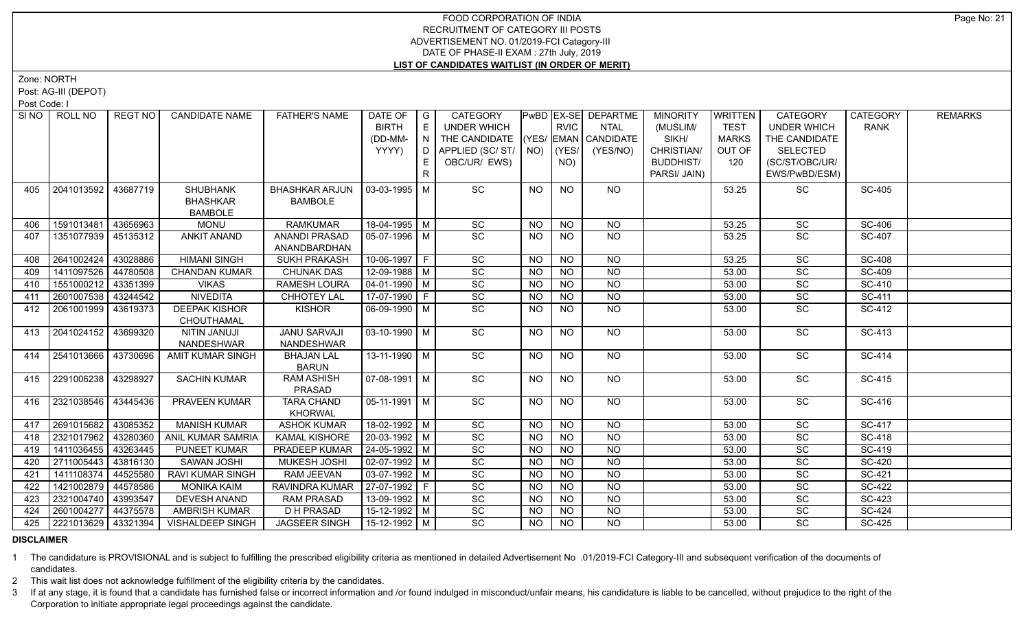# FOOD CORPORATION OF INDIA
## RECRUITMENT OF CATEGORY III POSTS
### ADVERTISEMENT NO. 01/2019-FCI Category-III
### DATE OF PHASE-II EXAM : 27th July, 2019
### LIST OF CANDIDATES WAITLIST (IN ORDER OF MERIT)

Zone: NORTH

Post: AG-III (DEPOT)

Post Code: I

| SI NO | ROLL NO | REGT NO | CANDIDATE NAME | FATHER'S NAME | DATE OF BIRTH (DD-MM-YYYY) | GENDER | CATEGORY UNDER WHICH THE CANDIDATE APPLIED (SC/ ST/ OBC/UR/ EWS) | PwBD (YES/ NO) | EX-SERVICEMAN (YES/ NO) | DEPARTMENTAL CANDIDATE (YES/NO) | MINORITY (MUSLIM/ SIKH/ CHRISTIAN/ BUDDHIST/ PARSI/ JAIN) | WRITTEN TEST MARKS OUT OF 120 | CATEGORY UNDER WHICH THE CANDIDATE SELECTED (SC/ST/OBC/UR/ EWS/PwBD/ESM) | CATEGORY RANK | REMARKS |
|---|---|---|---|---|---|---|---|---|---|---|---|---|---|---|---|
| 405 | 2041013592 | 43687719 | SHUBHANK BHASHKAR BAMBOLE | BHASHKAR ARJUN BAMBOLE | 03-03-1995 | M | SC | NO | NO | NO | | 53.25 | SC | SC-405 | |
| 406 | 1591013481 | 43656963 | MONU | RAMKUMAR | 18-04-1995 | M | SC | NO | NO | NO | | 53.25 | SC | SC-406 | |
| 407 | 1351077939 | 45135312 | ANKIT ANAND | ANANDI PRASAD ANANDBARDHAN | 05-07-1996 | M | SC | NO | NO | NO | | 53.25 | SC | SC-407 | |
| 408 | 2641002424 | 43028886 | HIMANI SINGH | SUKH PRAKASH | 10-06-1997 | F | SC | NO | NO | NO | | 53.25 | SC | SC-408 | |
| 409 | 1411097526 | 44780508 | CHANDAN KUMAR | CHUNAK DAS | 12-09-1988 | M | SC | NO | NO | NO | | 53.00 | SC | SC-409 | |
| 410 | 1551000212 | 43351399 | VIKAS | RAMESH LOURA | 04-01-1990 | M | SC | NO | NO | NO | | 53.00 | SC | SC-410 | |
| 411 | 2601007538 | 43244542 | NIVEDITA | CHHOTEY LAL | 17-07-1990 | F | SC | NO | NO | NO | | 53.00 | SC | SC-411 | |
| 412 | 2061001999 | 43619373 | DEEPAK KISHOR CHOUTHAMAL | KISHOR | 06-09-1990 | M | SC | NO | NO | NO | | 53.00 | SC | SC-412 | |
| 413 | 2041024152 | 43699320 | NITIN JANUJI NANDESHWAR | JANU SARVAJI NANDESHWAR | 03-10-1990 | M | SC | NO | NO | NO | | 53.00 | SC | SC-413 | |
| 414 | 2541013666 | 43730696 | AMIT KUMAR SINGH | BHAJAN LAL BARUN | 13-11-1990 | M | SC | NO | NO | NO | | 53.00 | SC | SC-414 | |
| 415 | 2291006238 | 43298927 | SACHIN KUMAR | RAM ASHISH PRASAD | 07-08-1991 | M | SC | NO | NO | NO | | 53.00 | SC | SC-415 | |
| 416 | 2321038546 | 43445436 | PRAVEEN KUMAR | TARA CHAND KHORWAL | 05-11-1991 | M | SC | NO | NO | NO | | 53.00 | SC | SC-416 | |
| 417 | 2691015682 | 43085352 | MANISH KUMAR | ASHOK KUMAR | 18-02-1992 | M | SC | NO | NO | NO | | 53.00 | SC | SC-417 | |
| 418 | 2321017962 | 43280360 | ANIL KUMAR SAMRIA | KAMAL KISHORE | 20-03-1992 | M | SC | NO | NO | NO | | 53.00 | SC | SC-418 | |
| 419 | 1411036455 | 43263445 | PUNEET KUMAR | PRADEEP KUMAR | 24-05-1992 | M | SC | NO | NO | NO | | 53.00 | SC | SC-419 | |
| 420 | 2711005443 | 43816130 | SAWAN JOSHI | MUKESH JOSHI | 02-07-1992 | M | SC | NO | NO | NO | | 53.00 | SC | SC-420 | |
| 421 | 1411108374 | 44525580 | RAVI KUMAR SINGH | RAM JEEVAN | 03-07-1992 | M | SC | NO | NO | NO | | 53.00 | SC | SC-421 | |
| 422 | 1421002879 | 44578586 | MONIKA KAIM | RAVINDRA KUMAR | 27-07-1992 | F | SC | NO | NO | NO | | 53.00 | SC | SC-422 | |
| 423 | 2321004740 | 43993547 | DEVESH ANAND | RAM PRASAD | 13-09-1992 | M | SC | NO | NO | NO | | 53.00 | SC | SC-423 | |
| 424 | 2601004277 | 44375578 | AMBRISH KUMAR | D H PRASAD | 15-12-1992 | M | SC | NO | NO | NO | | 53.00 | SC | SC-424 | |
| 425 | 2221013629 | 43321394 | VISHALDEEP SINGH | JAGSEER SINGH | 15-12-1992 | M | SC | NO | NO | NO | | 53.00 | SC | SC-425 | |

**DISCLAIMER**

1 The candidature is PROVISIONAL and is subject to fulfilling the prescribed eligibility criteria as mentioned in detailed Advertisement No .01/2019-FCI Category-III and subsequent verification of the documents of candidates.

2 This wait list does not acknowledge fulfillment of the eligibility criteria by the candidates.

3 If at any stage, it is found that a candidate has furnished false or incorrect information and /or found indulged in misconduct/unfair means, his candidature is liable to be cancelled, without prejudice to the right of the Corporation to initiate appropriate legal proceedings against the candidate.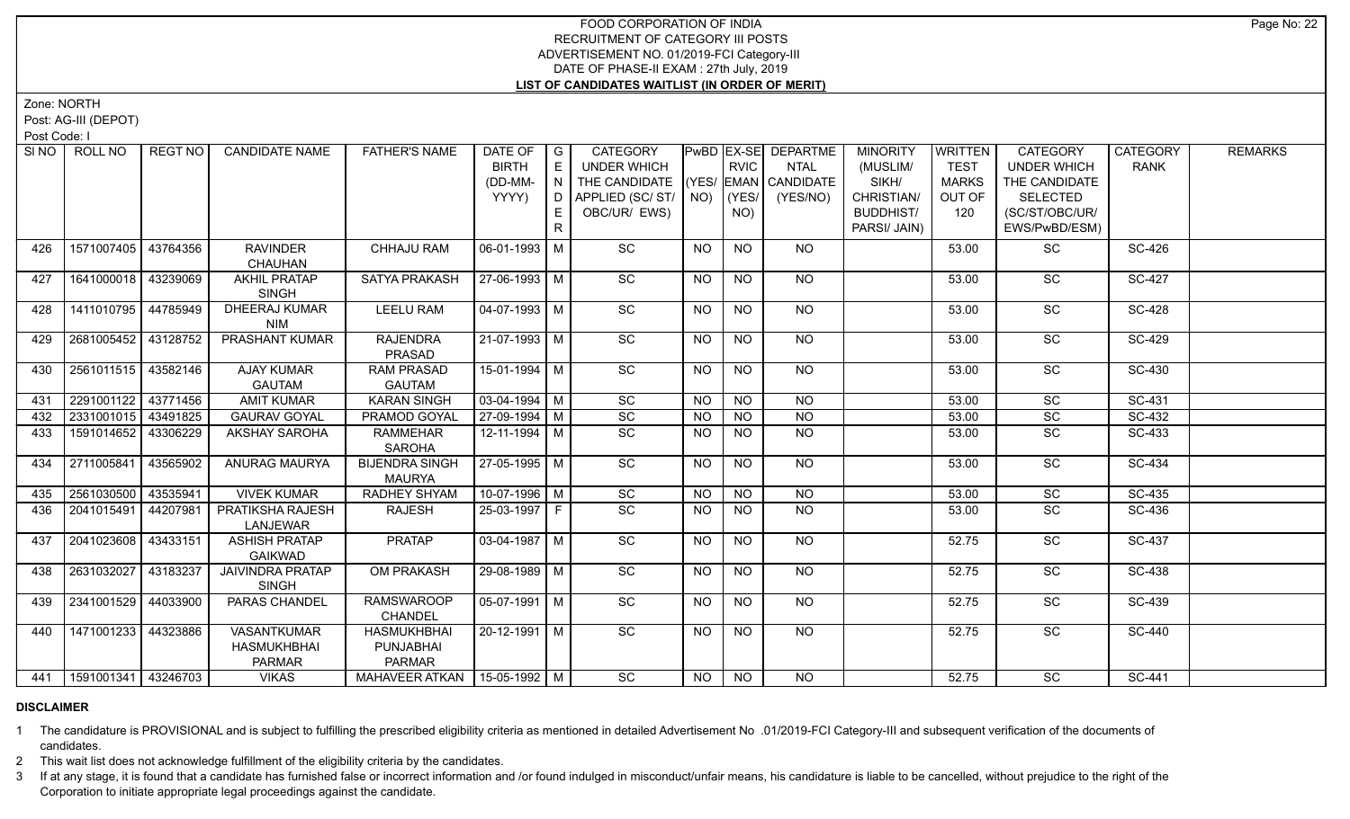# FOOD CORPORATION OF INDIA
## RECRUITMENT OF CATEGORY III POSTS
## ADVERTISEMENT NO. 01/2019-FCI Category-III
## DATE OF PHASE-II EXAM : 27th July, 2019
## LIST OF CANDIDATES WAITLIST (IN ORDER OF MERIT)

Zone: NORTH

Post: AG-III (DEPOT)

Post Code: I

| Sl NO | ROLL NO | REGT NO | CANDIDATE NAME | FATHER'S NAME | DATE OF BIRTH (DD-MM-YYYY) | GENDER | CATEGORY UNDER WHICH THE CANDIDATE APPLIED (SC/ ST/ OBC/UR/ EWS) | PwBD (YES/ NO) | EX-SERVICEMAN (YES/ NO) | DEPARTMENTAL CANDIDATE (YES/NO) | MINORITY (MUSLIM/ SIKH/ CHRISTIAN/ BUDDHIST/ PARSI/ JAIN) | WRITTEN TEST MARKS OUT OF 120 | CATEGORY UNDER WHICH THE CANDIDATE SELECTED (SC/ST/OBC/UR/ EWS/PwBD/ESM) | CATEGORY RANK | REMARKS |
|---|---|---|---|---|---|---|---|---|---|---|---|---|---|---|---|
| 426 | 1571007405 | 43764356 | RAVINDER CHAUHAN | CHHAJU RAM | 06-01-1993 | M | SC | NO | NO | NO | | 53.00 | SC | SC-426 | |
| 427 | 1641000018 | 43239069 | AKHIL PRATAP SINGH | SATYA PRAKASH | 27-06-1993 | M | SC | NO | NO | NO | | 53.00 | SC | SC-427 | |
| 428 | 1411010795 | 44785949 | DHEERAJ KUMAR NIM | LEELU RAM | 04-07-1993 | M | SC | NO | NO | NO | | 53.00 | SC | SC-428 | |
| 429 | 2681005452 | 43128752 | PRASHANT KUMAR | RAJENDRA PRASAD | 21-07-1993 | M | SC | NO | NO | NO | | 53.00 | SC | SC-429 | |
| 430 | 2561011515 | 43582146 | AJAY KUMAR GAUTAM | RAM PRASAD GAUTAM | 15-01-1994 | M | SC | NO | NO | NO | | 53.00 | SC | SC-430 | |
| 431 | 2291001122 | 43771456 | AMIT KUMAR | KARAN SINGH | 03-04-1994 | M | SC | NO | NO | NO | | 53.00 | SC | SC-431 | |
| 432 | 2331001015 | 43491825 | GAURAV GOYAL | PRAMOD GOYAL | 27-09-1994 | M | SC | NO | NO | NO | | 53.00 | SC | SC-432 | |
| 433 | 1591014652 | 43306229 | AKSHAY SAROHA | RAMMEHAR SAROHA | 12-11-1994 | M | SC | NO | NO | NO | | 53.00 | SC | SC-433 | |
| 434 | 2711005841 | 43565902 | ANURAG MAURYA | BIJENDRA SINGH MAURYA | 27-05-1995 | M | SC | NO | NO | NO | | 53.00 | SC | SC-434 | |
| 435 | 2561030500 | 43535941 | VIVEK KUMAR | RADHEY SHYAM | 10-07-1996 | M | SC | NO | NO | NO | | 53.00 | SC | SC-435 | |
| 436 | 2041015491 | 44207981 | PRATIKSHA RAJESH LANJEWAR | RAJESH | 25-03-1997 | F | SC | NO | NO | NO | | 53.00 | SC | SC-436 | |
| 437 | 2041023608 | 43433151 | ASHISH PRATAP GAIKWAD | PRATAP | 03-04-1987 | M | SC | NO | NO | NO | | 52.75 | SC | SC-437 | |
| 438 | 2631032027 | 43183237 | JAIVINDRA PRATAP SINGH | OM PRAKASH | 29-08-1989 | M | SC | NO | NO | NO | | 52.75 | SC | SC-438 | |
| 439 | 2341001529 | 44033900 | PARAS CHANDEL | RAMSWAROOP CHANDEL | 05-07-1991 | M | SC | NO | NO | NO | | 52.75 | SC | SC-439 | |
| 440 | 1471001233 | 44323886 | VASANTKUMAR HASMUKHBHAI PARMAR | HASMUKHBHAI PUNJABHAI PARMAR | 20-12-1991 | M | SC | NO | NO | NO | | 52.75 | SC | SC-440 | |
| 441 | 1591001341 | 43246703 | VIKAS | MAHAVEER ATKAN | 15-05-1992 | M | SC | NO | NO | NO | | 52.75 | SC | SC-441 | |

**DISCLAIMER**

1 The candidature is PROVISIONAL and is subject to fulfilling the prescribed eligibility criteria as mentioned in detailed Advertisement No .01/2019-FCI Category-III and subsequent verification of the documents of candidates.

2 This wait list does not acknowledge fulfillment of the eligibility criteria by the candidates.

3 If at any stage, it is found that a candidate has furnished false or incorrect information and /or found indulged in misconduct/unfair means, his candidature is liable to be cancelled, without prejudice to the right of the Corporation to initiate appropriate legal proceedings against the candidate.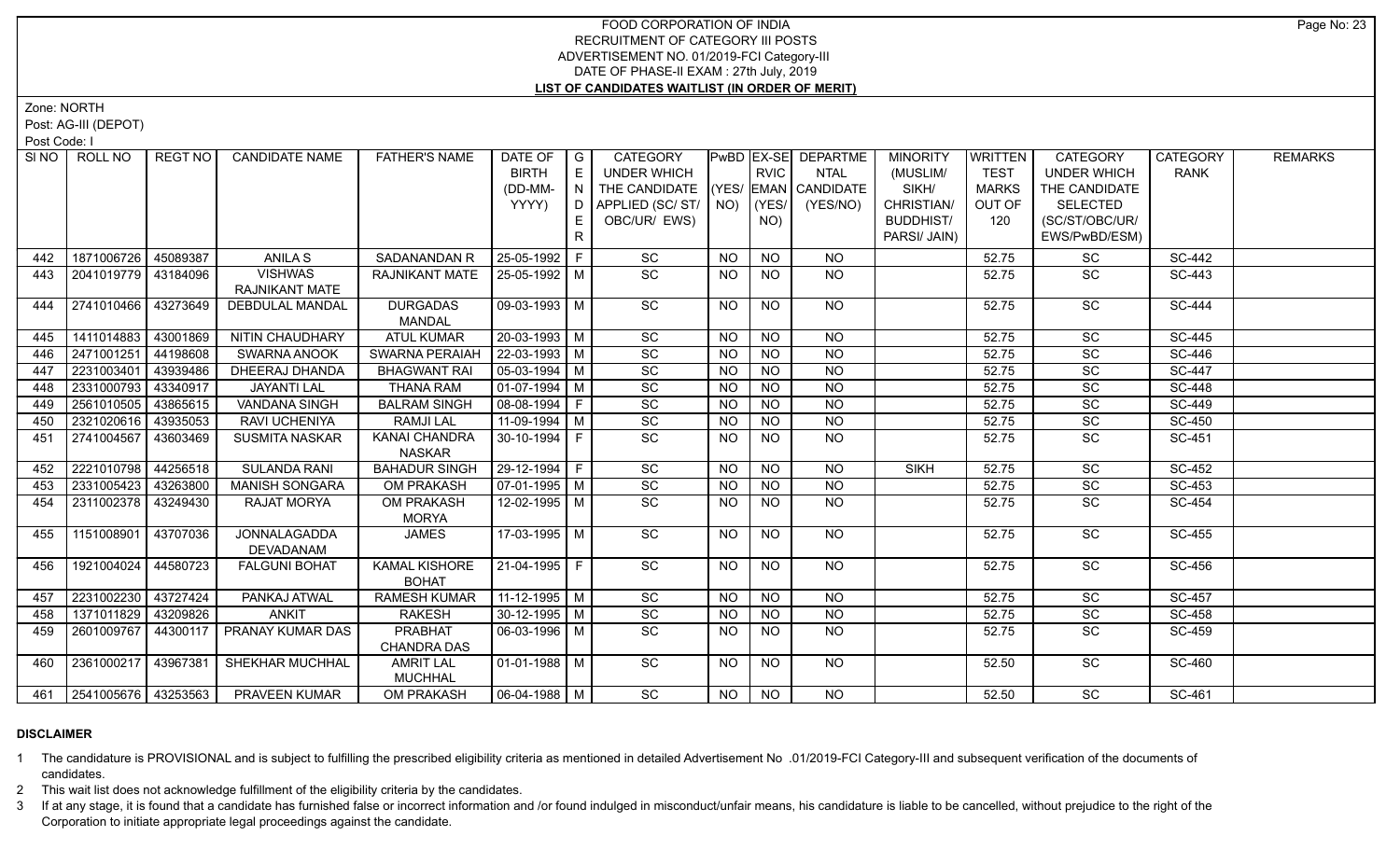# FOOD CORPORATION OF INDIA
## RECRUITMENT OF CATEGORY III POSTS
## ADVERTISEMENT NO. 01/2019-FCI Category-III
## DATE OF PHASE-II EXAM : 27th July, 2019
## LIST OF CANDIDATES WAITLIST (IN ORDER OF MERIT)

Zone: NORTH

Post: AG-III (DEPOT)

Post Code: I

| Sl NO | ROLL NO | REGT NO | CANDIDATE NAME | FATHER'S NAME | DATE OF BIRTH (DD-MM-YYYY) | GENDER | CATEGORY UNDER WHICH THE CANDIDATE APPLIED (SC/ ST/ OBC/UR/ EWS) | PwBD (YES/ NO) | EX-SERVICEMAN (YES/ NO) | DEPARTMENTAL CANDIDATE (YES/NO) | MINORITY (MUSLIM/ SIKH/ CHRISTIAN/ BUDDHIST/ PARSI/ JAIN) | WRITTEN TEST MARKS OUT OF 120 | CATEGORY UNDER WHICH THE CANDIDATE SELECTED (SC/ST/OBC/UR/ EWS/PwBD/ESM) | CATEGORY RANK | REMARKS |
|---|---|---|---|---|---|---|---|---|---|---|---|---|---|---|---|
| 442 | 1871006726 | 45089387 | ANILA S | SADANANDAN R | 25-05-1992 | F | SC | NO | NO | NO | | 52.75 | SC | SC-442 | |
| 443 | 2041019779 | 43184096 | VISHWAS RAJNIKANT MATE | RAJNIKANT MATE | 25-05-1992 | M | SC | NO | NO | NO | | 52.75 | SC | SC-443 | |
| 444 | 2741010466 | 43273649 | DEBDULAL MANDAL | DURGADAS MANDAL | 09-03-1993 | M | SC | NO | NO | NO | | 52.75 | SC | SC-444 | |
| 445 | 1411014883 | 43001869 | NITIN CHAUDHARY | ATUL KUMAR | 20-03-1993 | M | SC | NO | NO | NO | | 52.75 | SC | SC-445 | |
| 446 | 2471001251 | 44198608 | SWARNA ANOOK | SWARNA PERAIAH | 22-03-1993 | M | SC | NO | NO | NO | | 52.75 | SC | SC-446 | |
| 447 | 2231003401 | 43939486 | DHEERAJ DHANDA | BHAGWANT RAI | 05-03-1994 | M | SC | NO | NO | NO | | 52.75 | SC | SC-447 | |
| 448 | 2331000793 | 43340917 | JAYANTI LAL | THANA RAM | 01-07-1994 | M | SC | NO | NO | NO | | 52.75 | SC | SC-448 | |
| 449 | 2561010505 | 43865615 | VANDANA SINGH | BALRAM SINGH | 08-08-1994 | F | SC | NO | NO | NO | | 52.75 | SC | SC-449 | |
| 450 | 2321020616 | 43935053 | RAVI UCHENIYA | RAMJI LAL | 11-09-1994 | M | SC | NO | NO | NO | | 52.75 | SC | SC-450 | |
| 451 | 2741004567 | 43603469 | SUSMITA NASKAR | KANAI CHANDRA NASKAR | 30-10-1994 | F | SC | NO | NO | NO | | 52.75 | SC | SC-451 | |
| 452 | 2221010798 | 44256518 | SULANDA RANI | BAHADUR SINGH | 29-12-1994 | F | SC | NO | NO | NO | SIKH | 52.75 | SC | SC-452 | |
| 453 | 2331005423 | 43263800 | MANISH SONGARA | OM PRAKASH | 07-01-1995 | M | SC | NO | NO | NO | | 52.75 | SC | SC-453 | |
| 454 | 2311002378 | 43249430 | RAJAT MORYA | OM PRAKASH MORYA | 12-02-1995 | M | SC | NO | NO | NO | | 52.75 | SC | SC-454 | |
| 455 | 1151008901 | 43707036 | JONNALAGADDA DEVADANAM | JAMES | 17-03-1995 | M | SC | NO | NO | NO | | 52.75 | SC | SC-455 | |
| 456 | 1921004024 | 44580723 | FALGUNI BOHAT | KAMAL KISHORE BOHAT | 21-04-1995 | F | SC | NO | NO | NO | | 52.75 | SC | SC-456 | |
| 457 | 2231002230 | 43727424 | PANKAJ ATWAL | RAMESH KUMAR | 11-12-1995 | M | SC | NO | NO | NO | | 52.75 | SC | SC-457 | |
| 458 | 1371011829 | 43209826 | ANKIT | RAKESH | 30-12-1995 | M | SC | NO | NO | NO | | 52.75 | SC | SC-458 | |
| 459 | 2601009767 | 44300117 | PRANAY KUMAR DAS | PRABHAT CHANDRA DAS | 06-03-1996 | M | SC | NO | NO | NO | | 52.75 | SC | SC-459 | |
| 460 | 2361000217 | 43967381 | SHEKHAR MUCHHAL | AMRIT LAL MUCHHAL | 01-01-1988 | M | SC | NO | NO | NO | | 52.50 | SC | SC-460 | |
| 461 | 2541005676 | 43253563 | PRAVEEN KUMAR | OM PRAKASH | 06-04-1988 | M | SC | NO | NO | NO | | 52.50 | SC | SC-461 | |

**DISCLAIMER**

1 The candidature is PROVISIONAL and is subject to fulfilling the prescribed eligibility criteria as mentioned in detailed Advertisement No .01/2019-FCI Category-III and subsequent verification of the documents of candidates.

2 This wait list does not acknowledge fulfillment of the eligibility criteria by the candidates.

3 If at any stage, it is found that a candidate has furnished false or incorrect information and /or found indulged in misconduct/unfair means, his candidature is liable to be cancelled, without prejudice to the right of the Corporation to initiate appropriate legal proceedings against the candidate.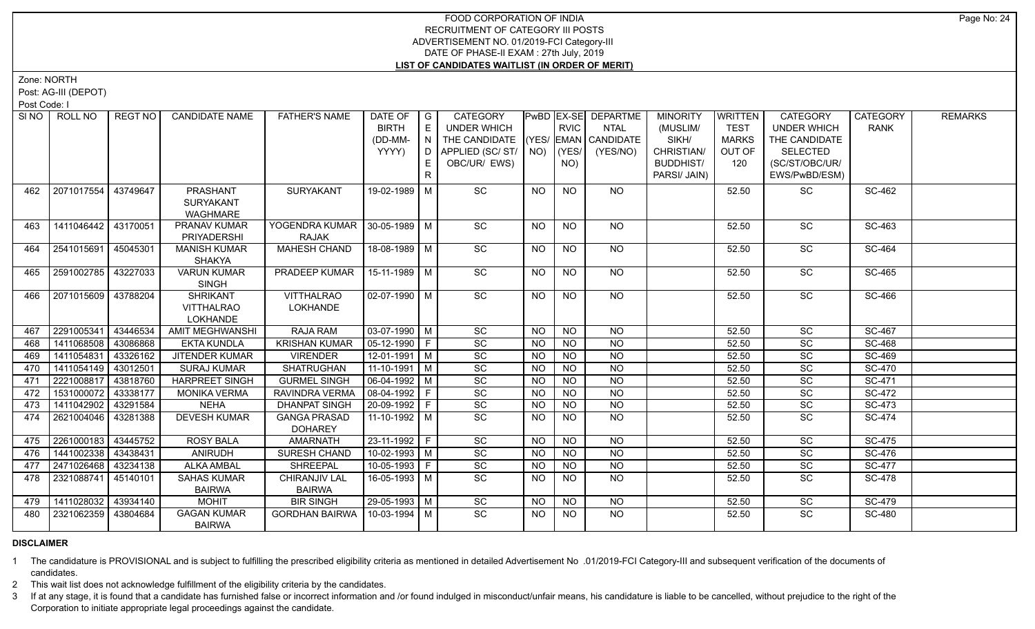# FOOD CORPORATION OF INDIA
## RECRUITMENT OF CATEGORY III POSTS
### ADVERTISEMENT NO. 01/2019-FCI Category-III
### DATE OF PHASE-II EXAM : 27th July, 2019
### LIST OF CANDIDATES WAITLIST (IN ORDER OF MERIT)

Zone: NORTH

Post: AG-III (DEPOT)

Post Code: I

| SI NO | ROLL NO | REGT NO | CANDIDATE NAME | FATHER'S NAME | DATE OF BIRTH (DD-MM-YYYY) | GENDER | CATEGORY UNDER WHICH THE CANDIDATE APPLIED (SC/ ST/ OBC/UR/ EWS) | PwBD (YES/ NO) | EX-SERVICEMAN (YES/ NO) | DEPARTMENTAL CANDIDATE (YES/NO) | MINORITY (MUSLIM/ SIKH/ CHRISTIAN/ BUDDHIST/ PARSI/ JAIN) | WRITTEN TEST MARKS OUT OF 120 | CATEGORY UNDER WHICH THE CANDIDATE SELECTED (SC/ST/OBC/UR/ EWS/PwBD/ESM) | CATEGORY RANK | REMARKS |
|---|---|---|---|---|---|---|---|---|---|---|---|---|---|---|---|
| 462 | 2071017554 | 43749647 | PRASHANT SURYAKANT WAGHMARE | SURYAKANT | 19-02-1989 | M | SC | NO | NO | NO | | 52.50 | SC | SC-462 | |
| 463 | 1411046442 | 43170051 | PRANAV KUMAR PRIYADERSHI | YOGENDRA KUMAR RAJAK | 30-05-1989 | M | SC | NO | NO | NO | | 52.50 | SC | SC-463 | |
| 464 | 2541015691 | 45045301 | MANISH KUMAR SHAKYA | MAHESH CHAND | 18-08-1989 | M | SC | NO | NO | NO | | 52.50 | SC | SC-464 | |
| 465 | 2591002785 | 43227033 | VARUN KUMAR SINGH | PRADEEP KUMAR | 15-11-1989 | M | SC | NO | NO | NO | | 52.50 | SC | SC-465 | |
| 466 | 2071015609 | 43788204 | SHRIKANT VITTHALRAO LOKHANDE | VITTHALRAO LOKHANDE | 02-07-1990 | M | SC | NO | NO | NO | | 52.50 | SC | SC-466 | |
| 467 | 2291005341 | 43446534 | AMIT MEGHWANSHI | RAJA RAM | 03-07-1990 | M | SC | NO | NO | NO | | 52.50 | SC | SC-467 | |
| 468 | 1411068508 | 43086868 | EKTA KUNDLA | KRISHAN KUMAR | 05-12-1990 | F | SC | NO | NO | NO | | 52.50 | SC | SC-468 | |
| 469 | 1411054831 | 43326162 | JITENDER KUMAR | VIRENDER | 12-01-1991 | M | SC | NO | NO | NO | | 52.50 | SC | SC-469 | |
| 470 | 1411054149 | 43012501 | SURAJ KUMAR | SHATRUGHAN | 11-10-1991 | M | SC | NO | NO | NO | | 52.50 | SC | SC-470 | |
| 471 | 2221008817 | 43818760 | HARPREET SINGH | GURMEL SINGH | 06-04-1992 | M | SC | NO | NO | NO | | 52.50 | SC | SC-471 | |
| 472 | 1531000072 | 43338177 | MONIKA VERMA | RAVINDRA VERMA | 08-04-1992 | F | SC | NO | NO | NO | | 52.50 | SC | SC-472 | |
| 473 | 1411042902 | 43291584 | NEHA | DHANPAT SINGH | 20-09-1992 | F | SC | NO | NO | NO | | 52.50 | SC | SC-473 | |
| 474 | 2621004046 | 43281388 | DEVESH KUMAR | GANGA PRASAD DOHAREY | 11-10-1992 | M | SC | NO | NO | NO | | 52.50 | SC | SC-474 | |
| 475 | 2261000183 | 43445752 | ROSY BALA | AMARNATH | 23-11-1992 | F | SC | NO | NO | NO | | 52.50 | SC | SC-475 | |
| 476 | 1441002338 | 43438431 | ANIRUDH | SURESH CHAND | 10-02-1993 | M | SC | NO | NO | NO | | 52.50 | SC | SC-476 | |
| 477 | 2471026468 | 43234138 | ALKA AMBAL | SHREEPAL | 10-05-1993 | F | SC | NO | NO | NO | | 52.50 | SC | SC-477 | |
| 478 | 2321088741 | 45140101 | SAHAS KUMAR BAIRWA | CHIRANJIV LAL BAIRWA | 16-05-1993 | M | SC | NO | NO | NO | | 52.50 | SC | SC-478 | |
| 479 | 1411028032 | 43934140 | MOHIT | BIR SINGH | 29-05-1993 | M | SC | NO | NO | NO | | 52.50 | SC | SC-479 | |
| 480 | 2321062359 | 43804684 | GAGAN KUMAR BAIRWA | GORDHAN BAIRWA | 10-03-1994 | M | SC | NO | NO | NO | | 52.50 | SC | SC-480 | |

**DISCLAIMER**

1. The candidature is PROVISIONAL and is subject to fulfilling the prescribed eligibility criteria as mentioned in detailed Advertisement No .01/2019-FCI Category-III and subsequent verification of the documents of candidates.
2. This wait list does not acknowledge fulfillment of the eligibility criteria by the candidates.
3. If at any stage, it is found that a candidate has furnished false or incorrect information and /or found indulged in misconduct/unfair means, his candidature is liable to be cancelled, without prejudice to the right of the Corporation to initiate appropriate legal proceedings against the candidate.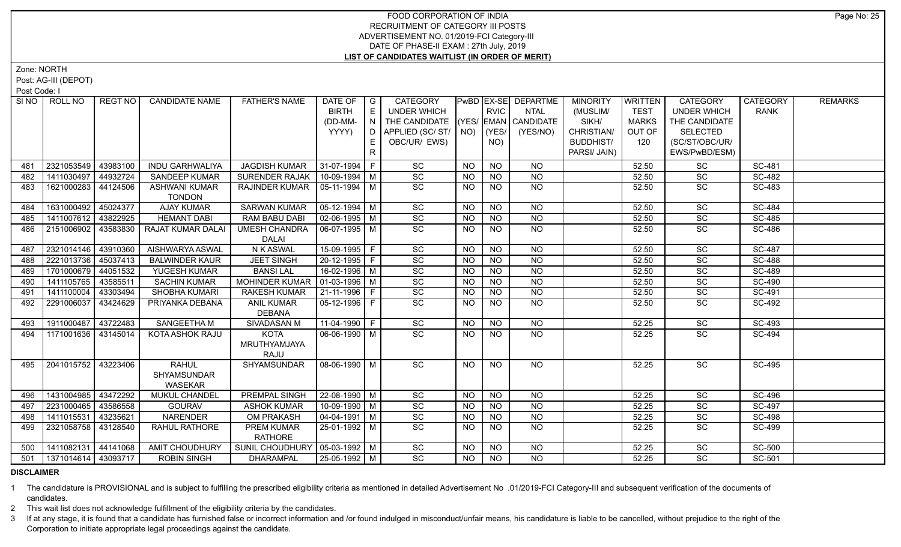# FOOD CORPORATION OF INDIA
## RECRUITMENT OF CATEGORY III POSTS
## ADVERTISEMENT NO. 01/2019-FCI Category-III
## DATE OF PHASE-II EXAM : 27th July, 2019
## LIST OF CANDIDATES WAITLIST (IN ORDER OF MERIT)

Zone: NORTH

Post: AG-III (DEPOT)

Post Code: I

| Sl NO | ROLL NO | REGT NO | CANDIDATE NAME | FATHER'S NAME | DATE OF BIRTH (DD-MM-YYYY) | GENDER | CATEGORY UNDER WHICH THE CANDIDATE APPLIED (SC/ ST/ OBC/UR/ EWS) | PwBD (YES/ NO) | EX-SERVICEMAN (YES/ NO) | DEPARTMENTAL CANDIDATE (YES/NO) | MINORITY (MUSLIM/ SIKH/ CHRISTIAN/ BUDDHIST/ PARSI/ JAIN) | WRITTEN TEST MARKS OUT OF 120 | CATEGORY UNDER WHICH THE CANDIDATE SELECTED (SC/ST/OBC/UR/ EWS/PwBD/ESM) | CATEGORY RANK | REMARKS |
|---|---|---|---|---|---|---|---|---|---|---|---|---|---|---|---|
| 481 | 2321053549 | 43983100 | INDU GARHWALIYA | JAGDISH KUMAR | 31-07-1994 | F | SC | NO | NO | NO | | 52.50 | SC | SC-481 | |
| 482 | 1411030497 | 44932724 | SANDEEP KUMAR | SURENDER RAJAK | 10-09-1994 | M | SC | NO | NO | NO | | 52.50 | SC | SC-482 | |
| 483 | 1621000283 | 44124506 | ASHWANI KUMAR TONDON | RAJINDER KUMAR | 05-11-1994 | M | SC | NO | NO | NO | | 52.50 | SC | SC-483 | |
| 484 | 1631000492 | 45024377 | AJAY KUMAR | SARWAN KUMAR | 05-12-1994 | M | SC | NO | NO | NO | | 52.50 | SC | SC-484 | |
| 485 | 1411007612 | 43822925 | HEMANT DABI | RAM BABU DABI | 02-06-1995 | M | SC | NO | NO | NO | | 52.50 | SC | SC-485 | |
| 486 | 2151006902 | 43583830 | RAJAT KUMAR DALAI | UMESH CHANDRA DALAI | 06-07-1995 | M | SC | NO | NO | NO | | 52.50 | SC | SC-486 | |
| 487 | 2321014146 | 43910360 | AISHWARYA ASWAL | N K ASWAL | 15-09-1995 | F | SC | NO | NO | NO | | 52.50 | SC | SC-487 | |
| 488 | 2221013736 | 45037413 | BALWINDER KAUR | JEET SINGH | 20-12-1995 | F | SC | NO | NO | NO | | 52.50 | SC | SC-488 | |
| 489 | 1701000679 | 44051532 | YUGESH KUMAR | BANSI LAL | 16-02-1996 | M | SC | NO | NO | NO | | 52.50 | SC | SC-489 | |
| 490 | 1411105765 | 43585511 | SACHIN KUMAR | MOHINDER KUMAR | 01-03-1996 | M | SC | NO | NO | NO | | 52.50 | SC | SC-490 | |
| 491 | 1411100004 | 43303494 | SHOBHA KUMARI | RAKESH KUMAR | 21-11-1996 | F | SC | NO | NO | NO | | 52.50 | SC | SC-491 | |
| 492 | 2291006037 | 43424629 | PRIYANKA DEBANA | ANIL KUMAR DEBANA | 05-12-1996 | F | SC | NO | NO | NO | | 52.50 | SC | SC-492 | |
| 493 | 1911000487 | 43722483 | SANGEETHA M | SIVADASAN M | 11-04-1990 | F | SC | NO | NO | NO | | 52.25 | SC | SC-493 | |
| 494 | 1171001636 | 43145014 | KOTA ASHOK RAJU | KOTA MRUTHYAMJAYA RAJU | 06-06-1990 | M | SC | NO | NO | NO | | 52.25 | SC | SC-494 | |
| 495 | 2041015752 | 43223406 | RAHUL SHYAMSUNDAR WASEKAR | SHYAMSUNDAR | 08-06-1990 | M | SC | NO | NO | NO | | 52.25 | SC | SC-495 | |
| 496 | 1431004985 | 43472292 | MUKUL CHANDEL | PREMPAL SINGH | 22-08-1990 | M | SC | NO | NO | NO | | 52.25 | SC | SC-496 | |
| 497 | 2231000465 | 43586558 | GOURAV | ASHOK KUMAR | 10-09-1990 | M | SC | NO | NO | NO | | 52.25 | SC | SC-497 | |
| 498 | 1411015531 | 43235621 | NARENDER | OM PRAKASH | 04-04-1991 | M | SC | NO | NO | NO | | 52.25 | SC | SC-498 | |
| 499 | 2321058758 | 43128540 | RAHUL RATHORE | PREM KUMAR RATHORE | 25-01-1992 | M | SC | NO | NO | NO | | 52.25 | SC | SC-499 | |
| 500 | 1411082131 | 44141068 | AMIT CHOUDHURY | SUNIL CHOUDHURY | 05-03-1992 | M | SC | NO | NO | NO | | 52.25 | SC | SC-500 | |
| 501 | 1371014614 | 43093717 | ROBIN SINGH | DHARAMPAL | 25-05-1992 | M | SC | NO | NO | NO | | 52.25 | SC | SC-501 | |

**DISCLAIMER**

1 The candidature is PROVISIONAL and is subject to fulfilling the prescribed eligibility criteria as mentioned in detailed Advertisement No .01/2019-FCI Category-III and subsequent verification of the documents of candidates.

2 This wait list does not acknowledge fulfillment of the eligibility criteria by the candidates.

3 If at any stage, it is found that a candidate has furnished false or incorrect information and /or found indulged in misconduct/unfair means, his candidature is liable to be cancelled, without prejudice to the right of the Corporation to initiate appropriate legal proceedings against the candidate.